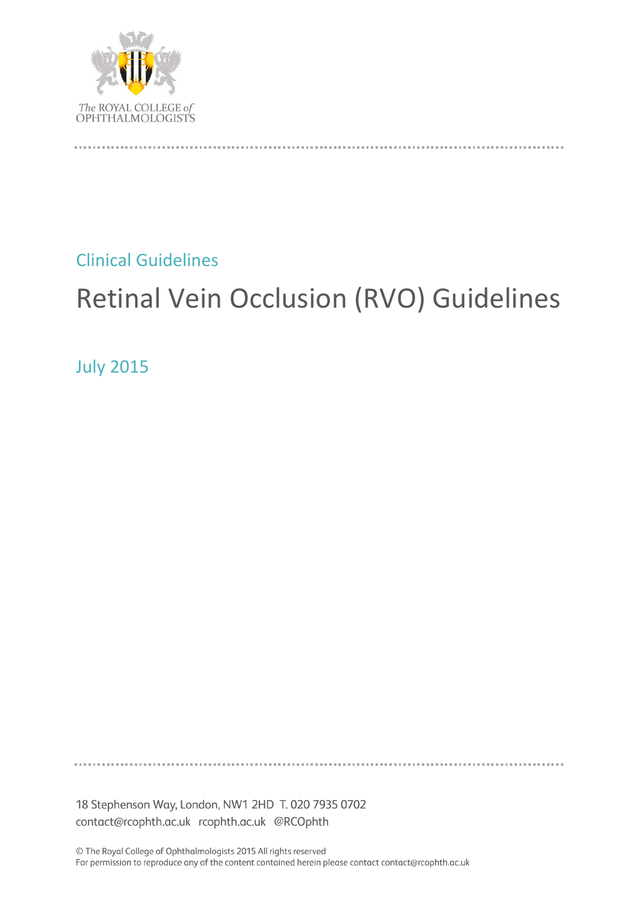The ROYAL COLLEGE of OPHTHALMOLOGISTS

Clinical Guidelines

# Retinal Vein Occlusion (RVO) Guidelines

July 2015

18 Stephenson Way, London, NW1 2HD T. 020 7935 0702
contact@rcophth.ac.uk rcophth.ac.uk @RCOphth

© The Royal College of Ophthalmologists 2015 All rights reserved
For permission to reproduce any of the content contained herein please contact contact@rcophth.ac.uk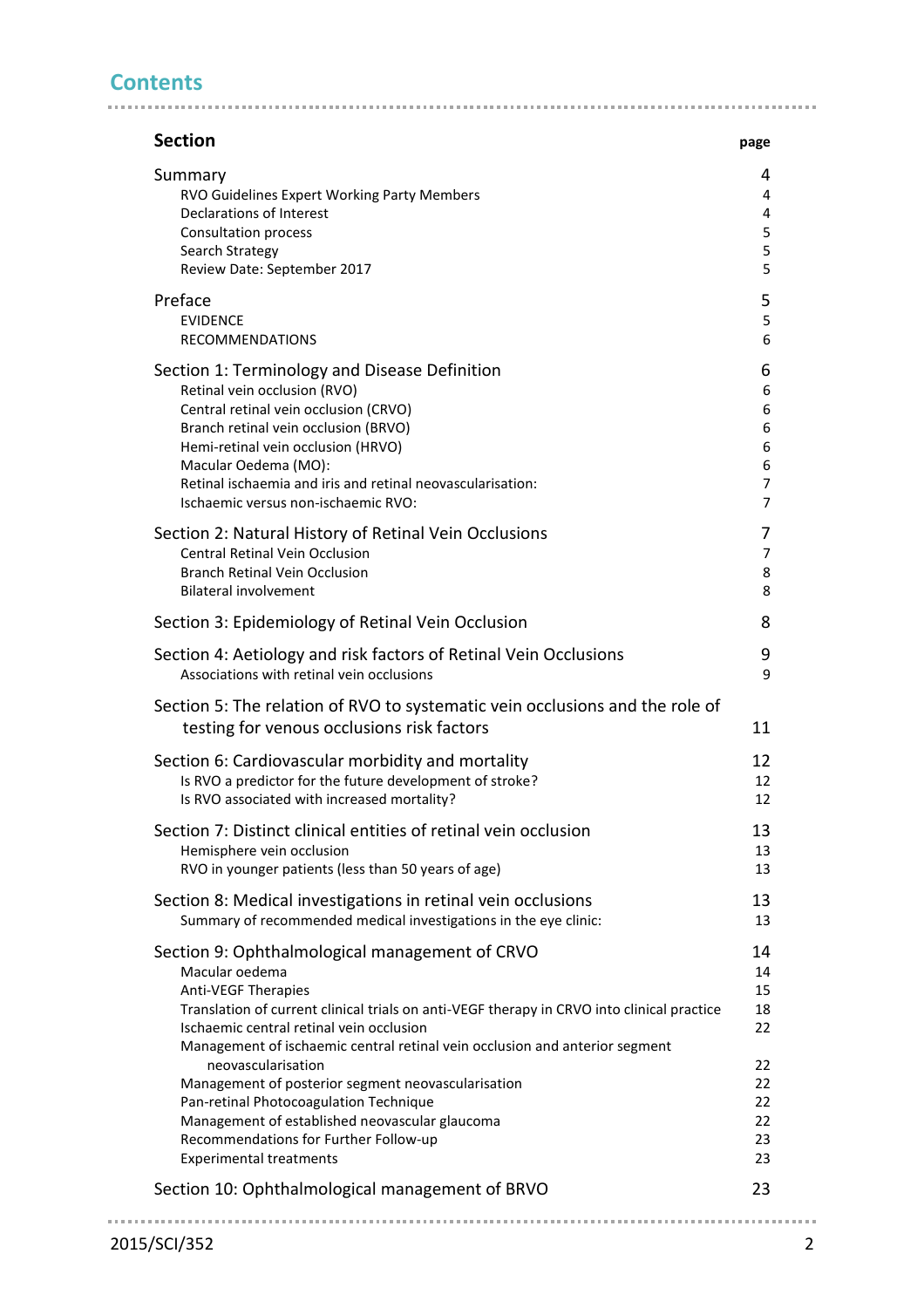## Contents

| Section | page |
|---|---|
| **Summary** | **4** |
| RVO Guidelines Expert Working Party Members | 4 |
| Declarations of Interest | 4 |
| Consultation process | 5 |
| Search Strategy | 5 |
| Review Date: September 2017 | 5 |
| **Preface** | **5** |
| EVIDENCE | 5 |
| RECOMMENDATIONS | 6 |
| **Section 1: Terminology and Disease Definition** | **6** |
| Retinal vein occlusion (RVO) | 6 |
| Central retinal vein occlusion (CRVO) | 6 |
| Branch retinal vein occlusion (BRVO) | 6 |
| Hemi-retinal vein occlusion (HRVO) | 6 |
| Macular Oedema (MO): | 6 |
| Retinal ischaemia and iris and retinal neovascularisation: | 7 |
| Ischaemic versus non-ischaemic RVO: | 7 |
| **Section 2: Natural History of Retinal Vein Occlusions** | **7** |
| Central Retinal Vein Occlusion | 7 |
| Branch Retinal Vein Occlusion | 8 |
| Bilateral involvement | 8 |
| **Section 3: Epidemiology of Retinal Vein Occlusion** | **8** |
| **Section 4: Aetiology and risk factors of Retinal Vein Occlusions** | **9** |
| Associations with retinal vein occlusions | 9 |
| **Section 5: The relation of RVO to systematic vein occlusions and the role of testing for venous occlusions risk factors** | **11** |
| **Section 6: Cardiovascular morbidity and mortality** | **12** |
| Is RVO a predictor for the future development of stroke? | 12 |
| Is RVO associated with increased mortality? | 12 |
| **Section 7: Distinct clinical entities of retinal vein occlusion** | **13** |
| Hemisphere vein occlusion | 13 |
| RVO in younger patients (less than 50 years of age) | 13 |
| **Section 8: Medical investigations in retinal vein occlusions** | **13** |
| Summary of recommended medical investigations in the eye clinic: | 13 |
| **Section 9: Ophthalmological management of CRVO** | **14** |
| Macular oedema | 14 |
| Anti-VEGF Therapies | 15 |
| Translation of current clinical trials on anti-VEGF therapy in CRVO into clinical practice | 18 |
| Ischaemic central retinal vein occlusion | 22 |
| Management of ischaemic central retinal vein occlusion and anterior segment neovascularisation | 22 |
| Management of posterior segment neovascularisation | 22 |
| Pan-retinal Photocoagulation Technique | 22 |
| Management of established neovascular glaucoma | 22 |
| Recommendations for Further Follow-up | 23 |
| Experimental treatments | 23 |
| **Section 10: Ophthalmological management of BRVO** | **23** |

2015/SCI/352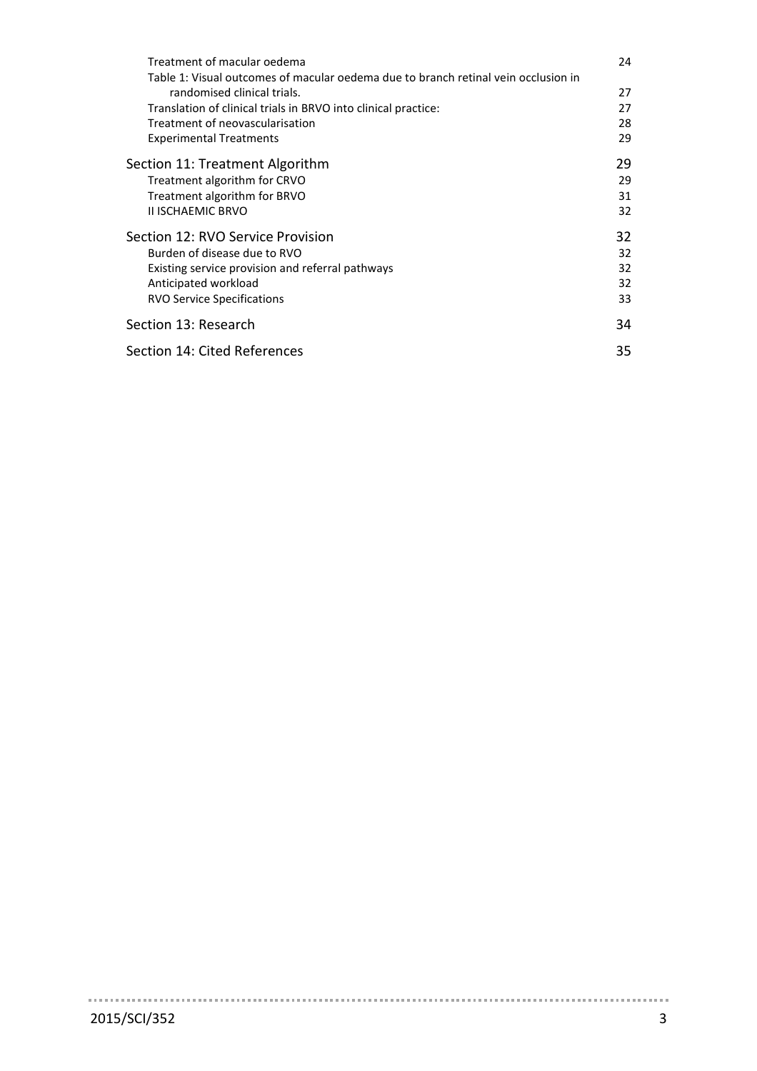Treatment of macular oedema 24

Table 1: Visual outcomes of macular oedema due to branch retinal vein occlusion in randomised clinical trials. 27

Translation of clinical trials in BRVO into clinical practice: 27

Treatment of neovascularisation 28

Experimental Treatments 29

Section 11: Treatment Algorithm 29

Treatment algorithm for CRVO 29

Treatment algorithm for BRVO 31

II ISCHAEMIC BRVO 32

Section 12: RVO Service Provision 32

Burden of disease due to RVO 32

Existing service provision and referral pathways 32

Anticipated workload 32

RVO Service Specifications 33

Section 13: Research 34

Section 14: Cited References 35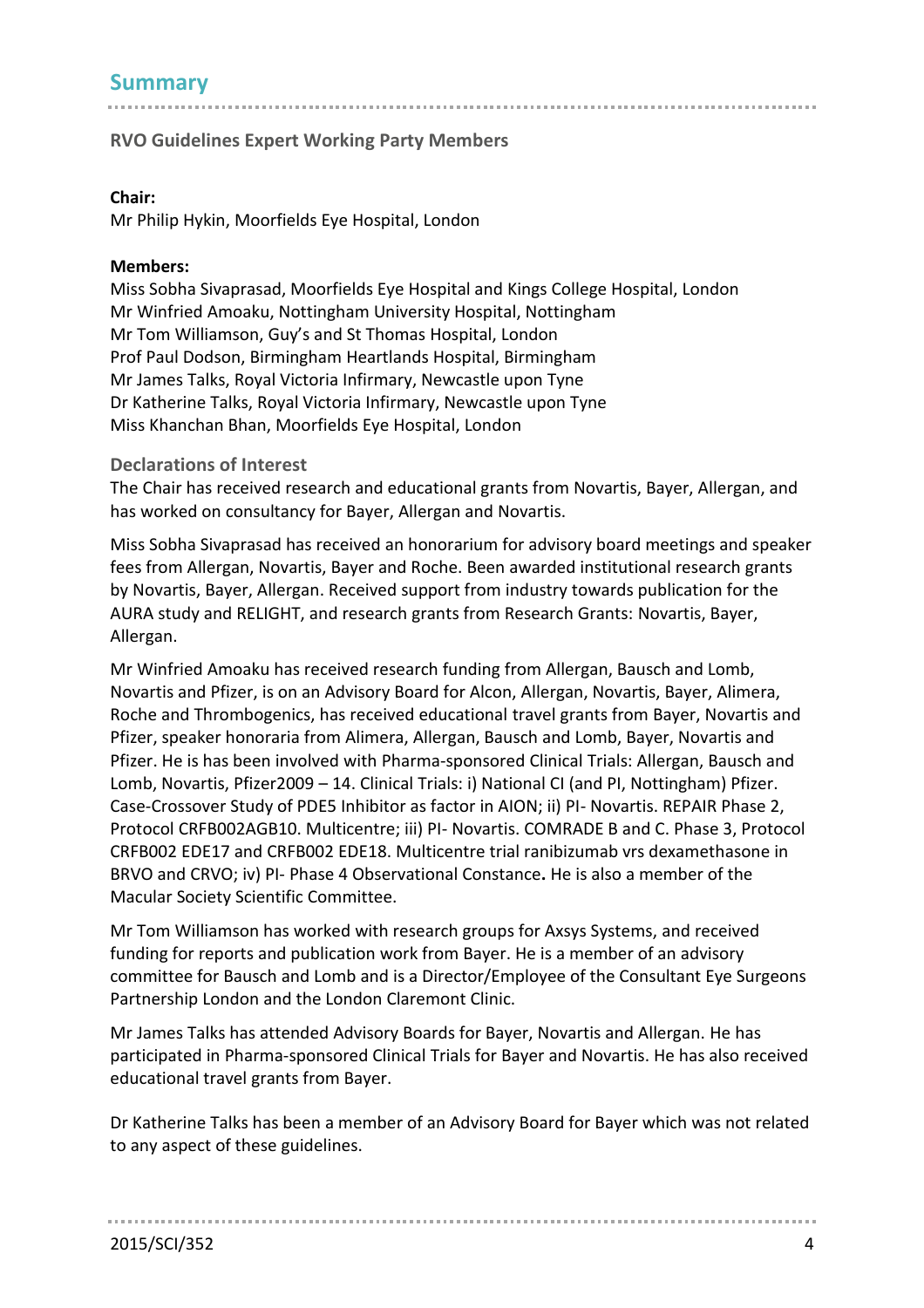## Summary

### RVO Guidelines Expert Working Party Members

**Chair:**
Mr Philip Hykin, Moorfields Eye Hospital, London

**Members:**
Miss Sobha Sivaprasad, Moorfields Eye Hospital and Kings College Hospital, London
Mr Winfried Amoaku, Nottingham University Hospital, Nottingham
Mr Tom Williamson, Guy's and St Thomas Hospital, London
Prof Paul Dodson, Birmingham Heartlands Hospital, Birmingham
Mr James Talks, Royal Victoria Infirmary, Newcastle upon Tyne
Dr Katherine Talks, Royal Victoria Infirmary, Newcastle upon Tyne
Miss Khanchan Bhan, Moorfields Eye Hospital, London

### Declarations of Interest

The Chair has received research and educational grants from Novartis, Bayer, Allergan, and has worked on consultancy for Bayer, Allergan and Novartis.

Miss Sobha Sivaprasad has received an honorarium for advisory board meetings and speaker fees from Allergan, Novartis, Bayer and Roche. Been awarded institutional research grants by Novartis, Bayer, Allergan. Received support from industry towards publication for the AURA study and RELIGHT, and research grants from Research Grants: Novartis, Bayer, Allergan.

Mr Winfried Amoaku has received research funding from Allergan, Bausch and Lomb, Novartis and Pfizer, is on an Advisory Board for Alcon, Allergan, Novartis, Bayer, Alimera, Roche and Thrombogenics, has received educational travel grants from Bayer, Novartis and Pfizer, speaker honoraria from Alimera, Allergan, Bausch and Lomb, Bayer, Novartis and Pfizer. He is has been involved with Pharma-sponsored Clinical Trials: Allergan, Bausch and Lomb, Novartis, Pfizer2009 – 14. Clinical Trials: i) National CI (and PI, Nottingham) Pfizer. Case-Crossover Study of PDE5 Inhibitor as factor in AION; ii) PI- Novartis. REPAIR Phase 2, Protocol CRFB002AGB10. Multicentre; iii) PI- Novartis. COMRADE B and C. Phase 3, Protocol CRFB002 EDE17 and CRFB002 EDE18. Multicentre trial ranibizumab vrs dexamethasone in BRVO and CRVO; iv) PI- Phase 4 Observational Constance**.** He is also a member of the Macular Society Scientific Committee.

Mr Tom Williamson has worked with research groups for Axsys Systems, and received funding for reports and publication work from Bayer. He is a member of an advisory committee for Bausch and Lomb and is a Director/Employee of the Consultant Eye Surgeons Partnership London and the London Claremont Clinic.

Mr James Talks has attended Advisory Boards for Bayer, Novartis and Allergan. He has participated in Pharma-sponsored Clinical Trials for Bayer and Novartis. He has also received educational travel grants from Bayer.

Dr Katherine Talks has been a member of an Advisory Board for Bayer which was not related to any aspect of these guidelines.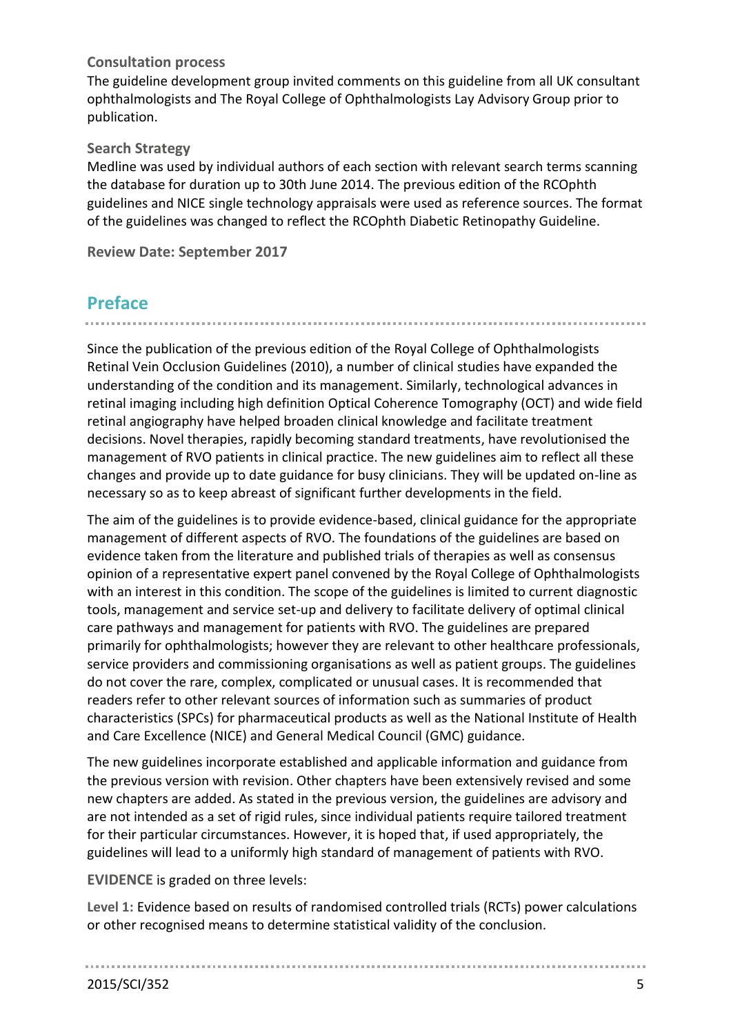**Consultation process**

The guideline development group invited comments on this guideline from all UK consultant ophthalmologists and The Royal College of Ophthalmologists Lay Advisory Group prior to publication.

**Search Strategy**

Medline was used by individual authors of each section with relevant search terms scanning the database for duration up to 30th June 2014. The previous edition of the RCOphth guidelines and NICE single technology appraisals were used as reference sources. The format of the guidelines was changed to reflect the RCOphth Diabetic Retinopathy Guideline.

**Review Date: September 2017**

## Preface

Since the publication of the previous edition of the Royal College of Ophthalmologists Retinal Vein Occlusion Guidelines (2010), a number of clinical studies have expanded the understanding of the condition and its management. Similarly, technological advances in retinal imaging including high definition Optical Coherence Tomography (OCT) and wide field retinal angiography have helped broaden clinical knowledge and facilitate treatment decisions. Novel therapies, rapidly becoming standard treatments, have revolutionised the management of RVO patients in clinical practice. The new guidelines aim to reflect all these changes and provide up to date guidance for busy clinicians. They will be updated on-line as necessary so as to keep abreast of significant further developments in the field.

The aim of the guidelines is to provide evidence-based, clinical guidance for the appropriate management of different aspects of RVO. The foundations of the guidelines are based on evidence taken from the literature and published trials of therapies as well as consensus opinion of a representative expert panel convened by the Royal College of Ophthalmologists with an interest in this condition. The scope of the guidelines is limited to current diagnostic tools, management and service set-up and delivery to facilitate delivery of optimal clinical care pathways and management for patients with RVO. The guidelines are prepared primarily for ophthalmologists; however they are relevant to other healthcare professionals, service providers and commissioning organisations as well as patient groups. The guidelines do not cover the rare, complex, complicated or unusual cases. It is recommended that readers refer to other relevant sources of information such as summaries of product characteristics (SPCs) for pharmaceutical products as well as the National Institute of Health and Care Excellence (NICE) and General Medical Council (GMC) guidance.

The new guidelines incorporate established and applicable information and guidance from the previous version with revision. Other chapters have been extensively revised and some new chapters are added. As stated in the previous version, the guidelines are advisory and are not intended as a set of rigid rules, since individual patients require tailored treatment for their particular circumstances. However, it is hoped that, if used appropriately, the guidelines will lead to a uniformly high standard of management of patients with RVO.

**EVIDENCE** is graded on three levels:

**Level 1:** Evidence based on results of randomised controlled trials (RCTs) power calculations or other recognised means to determine statistical validity of the conclusion.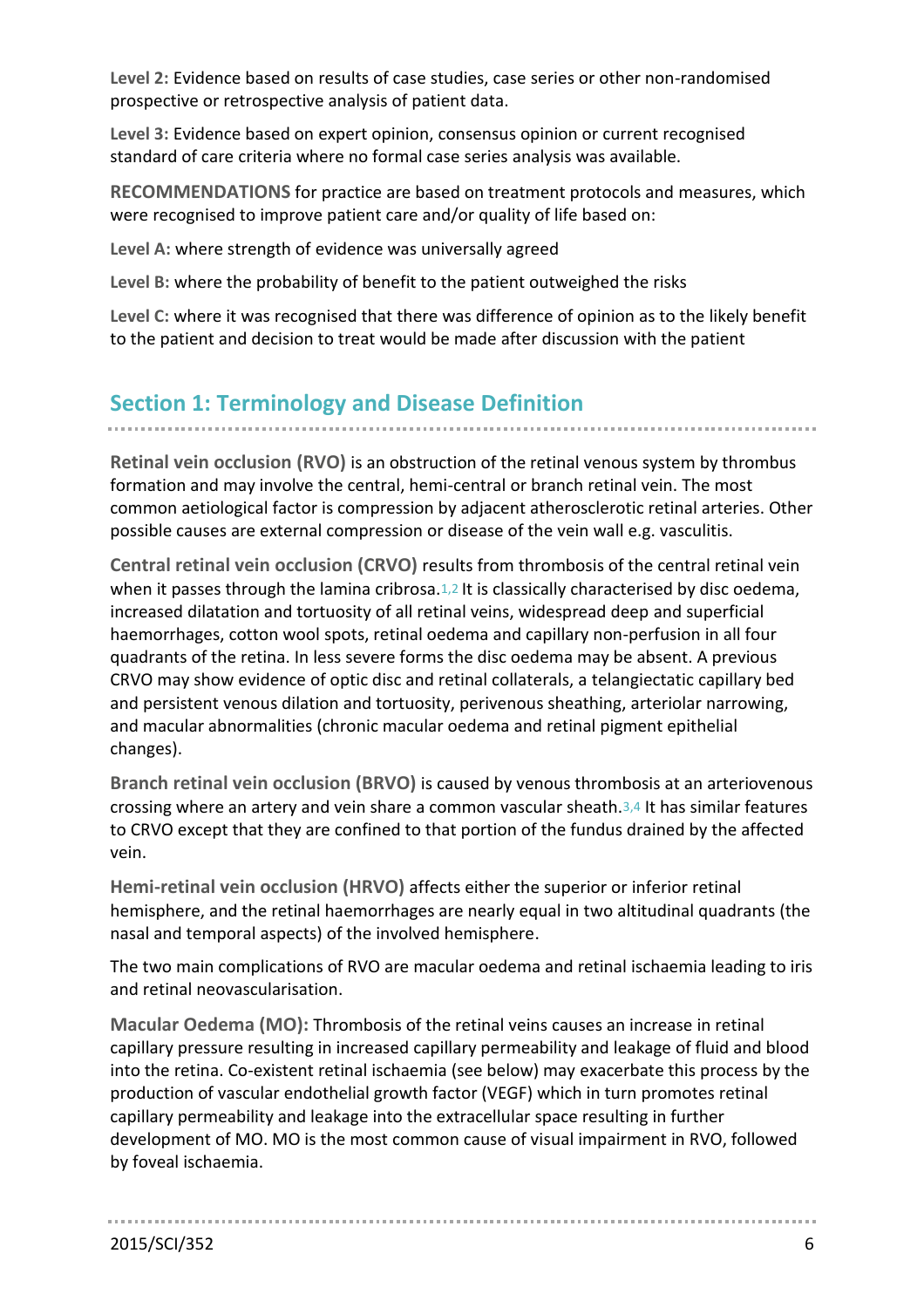**Level 2:** Evidence based on results of case studies, case series or other non-randomised prospective or retrospective analysis of patient data.

**Level 3:** Evidence based on expert opinion, consensus opinion or current recognised standard of care criteria where no formal case series analysis was available.

**RECOMMENDATIONS** for practice are based on treatment protocols and measures, which were recognised to improve patient care and/or quality of life based on:

**Level A:** where strength of evidence was universally agreed

**Level B:** where the probability of benefit to the patient outweighed the risks

**Level C:** where it was recognised that there was difference of opinion as to the likely benefit to the patient and decision to treat would be made after discussion with the patient

## Section 1: Terminology and Disease Definition

**Retinal vein occlusion (RVO)** is an obstruction of the retinal venous system by thrombus formation and may involve the central, hemi-central or branch retinal vein. The most common aetiological factor is compression by adjacent atherosclerotic retinal arteries. Other possible causes are external compression or disease of the vein wall e.g. vasculitis.

**Central retinal vein occlusion (CRVO)** results from thrombosis of the central retinal vein when it passes through the lamina cribrosa.[1,2] It is classically characterised by disc oedema, increased dilatation and tortuosity of all retinal veins, widespread deep and superficial haemorrhages, cotton wool spots, retinal oedema and capillary non-perfusion in all four quadrants of the retina. In less severe forms the disc oedema may be absent. A previous CRVO may show evidence of optic disc and retinal collaterals, a telangiectatic capillary bed and persistent venous dilation and tortuosity, perivenous sheathing, arteriolar narrowing, and macular abnormalities (chronic macular oedema and retinal pigment epithelial changes).

**Branch retinal vein occlusion (BRVO)** is caused by venous thrombosis at an arteriovenous crossing where an artery and vein share a common vascular sheath.[3,4] It has similar features to CRVO except that they are confined to that portion of the fundus drained by the affected vein.

**Hemi-retinal vein occlusion (HRVO)** affects either the superior or inferior retinal hemisphere, and the retinal haemorrhages are nearly equal in two altitudinal quadrants (the nasal and temporal aspects) of the involved hemisphere.

The two main complications of RVO are macular oedema and retinal ischaemia leading to iris and retinal neovascularisation.

**Macular Oedema (MO):** Thrombosis of the retinal veins causes an increase in retinal capillary pressure resulting in increased capillary permeability and leakage of fluid and blood into the retina. Co-existent retinal ischaemia (see below) may exacerbate this process by the production of vascular endothelial growth factor (VEGF) which in turn promotes retinal capillary permeability and leakage into the extracellular space resulting in further development of MO. MO is the most common cause of visual impairment in RVO, followed by foveal ischaemia.

2015/SCI/352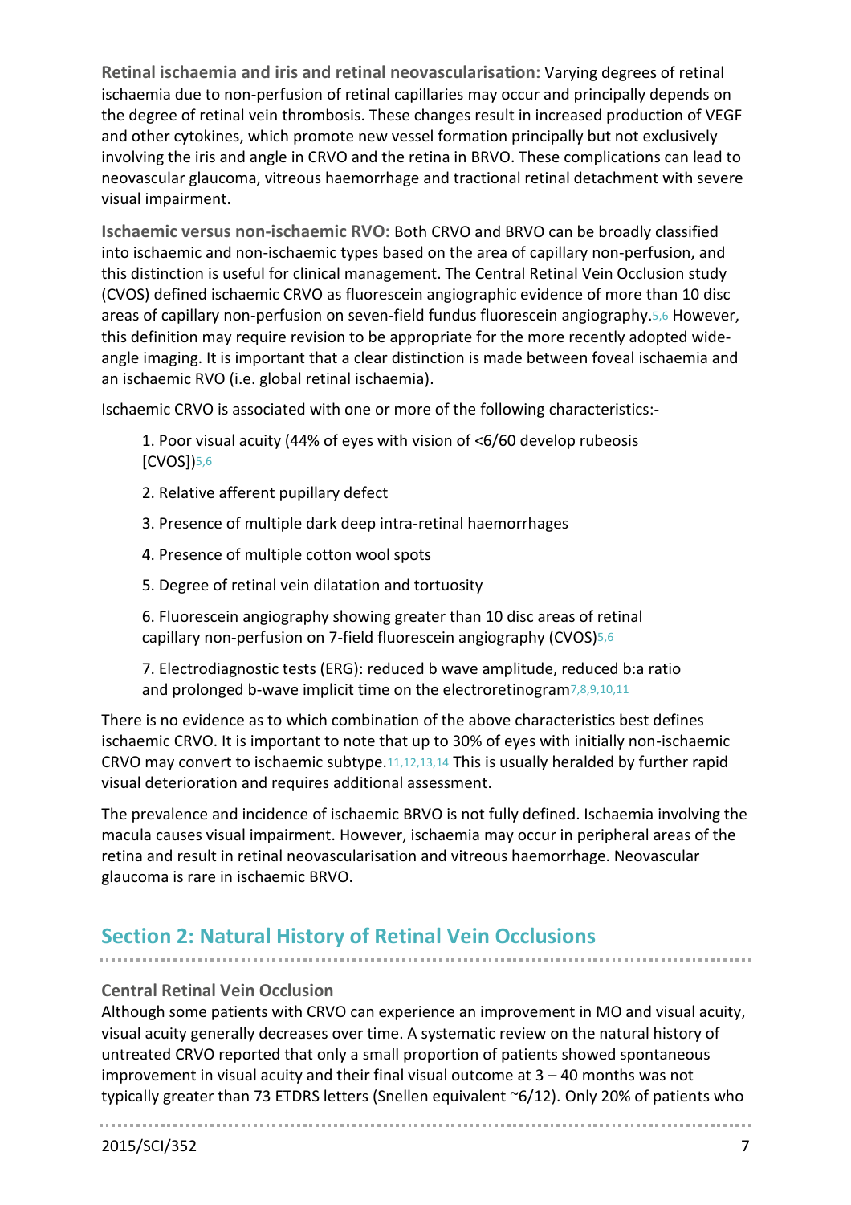**Retinal ischaemia and iris and retinal neovascularisation:** Varying degrees of retinal ischaemia due to non-perfusion of retinal capillaries may occur and principally depends on the degree of retinal vein thrombosis. These changes result in increased production of VEGF and other cytokines, which promote new vessel formation principally but not exclusively involving the iris and angle in CRVO and the retina in BRVO. These complications can lead to neovascular glaucoma, vitreous haemorrhage and tractional retinal detachment with severe visual impairment.

**Ischaemic versus non-ischaemic RVO:** Both CRVO and BRVO can be broadly classified into ischaemic and non-ischaemic types based on the area of capillary non-perfusion, and this distinction is useful for clinical management. The Central Retinal Vein Occlusion study (CVOS) defined ischaemic CRVO as fluorescein angiographic evidence of more than 10 disc areas of capillary non-perfusion on seven-field fundus fluorescein angiography.[5,6] However, this definition may require revision to be appropriate for the more recently adopted wide-angle imaging. It is important that a clear distinction is made between foveal ischaemia and an ischaemic RVO (i.e. global retinal ischaemia).

Ischaemic CRVO is associated with one or more of the following characteristics:-

1. Poor visual acuity (44% of eyes with vision of <6/60 develop rubeosis [CVOS])[5,6]
2. Relative afferent pupillary defect
3. Presence of multiple dark deep intra-retinal haemorrhages
4. Presence of multiple cotton wool spots
5. Degree of retinal vein dilatation and tortuosity
6. Fluorescein angiography showing greater than 10 disc areas of retinal capillary non-perfusion on 7-field fluorescein angiography (CVOS)[5,6]
7. Electrodiagnostic tests (ERG): reduced b wave amplitude, reduced b:a ratio and prolonged b-wave implicit time on the electroretinogram[7,8,9,10,11]

There is no evidence as to which combination of the above characteristics best defines ischaemic CRVO. It is important to note that up to 30% of eyes with initially non-ischaemic CRVO may convert to ischaemic subtype.[11,12,13,14] This is usually heralded by further rapid visual deterioration and requires additional assessment.

The prevalence and incidence of ischaemic BRVO is not fully defined. Ischaemia involving the macula causes visual impairment. However, ischaemia may occur in peripheral areas of the retina and result in retinal neovascularisation and vitreous haemorrhage. Neovascular glaucoma is rare in ischaemic BRVO.

## Section 2: Natural History of Retinal Vein Occlusions

### Central Retinal Vein Occlusion

Although some patients with CRVO can experience an improvement in MO and visual acuity, visual acuity generally decreases over time. A systematic review on the natural history of untreated CRVO reported that only a small proportion of patients showed spontaneous improvement in visual acuity and their final visual outcome at 3 – 40 months was not typically greater than 73 ETDRS letters (Snellen equivalent ~6/12). Only 20% of patients who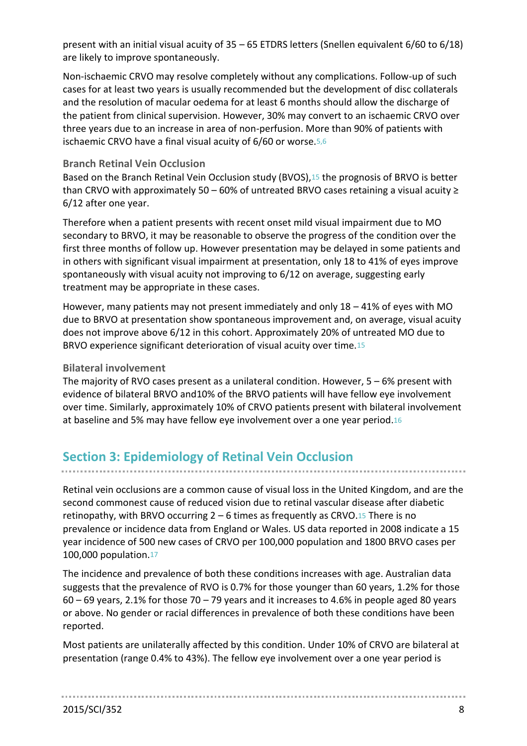present with an initial visual acuity of 35 – 65 ETDRS letters (Snellen equivalent 6/60 to 6/18) are likely to improve spontaneously.

Non-ischaemic CRVO may resolve completely without any complications. Follow-up of such cases for at least two years is usually recommended but the development of disc collaterals and the resolution of macular oedema for at least 6 months should allow the discharge of the patient from clinical supervision. However, 30% may convert to an ischaemic CRVO over three years due to an increase in area of non-perfusion. More than 90% of patients with ischaemic CRVO have a final visual acuity of 6/60 or worse.[5,6]

### Branch Retinal Vein Occlusion

Based on the Branch Retinal Vein Occlusion study (BVOS),[15] the prognosis of BRVO is better than CRVO with approximately 50 – 60% of untreated BRVO cases retaining a visual acuity ≥ 6/12 after one year.

Therefore when a patient presents with recent onset mild visual impairment due to MO secondary to BRVO, it may be reasonable to observe the progress of the condition over the first three months of follow up. However presentation may be delayed in some patients and in others with significant visual impairment at presentation, only 18 to 41% of eyes improve spontaneously with visual acuity not improving to 6/12 on average, suggesting early treatment may be appropriate in these cases.

However, many patients may not present immediately and only 18 – 41% of eyes with MO due to BRVO at presentation show spontaneous improvement and, on average, visual acuity does not improve above 6/12 in this cohort. Approximately 20% of untreated MO due to BRVO experience significant deterioration of visual acuity over time.[15]

### Bilateral involvement

The majority of RVO cases present as a unilateral condition. However, 5 – 6% present with evidence of bilateral BRVO and10% of the BRVO patients will have fellow eye involvement over time. Similarly, approximately 10% of CRVO patients present with bilateral involvement at baseline and 5% may have fellow eye involvement over a one year period.[16]

## Section 3: Epidemiology of Retinal Vein Occlusion

Retinal vein occlusions are a common cause of visual loss in the United Kingdom, and are the second commonest cause of reduced vision due to retinal vascular disease after diabetic retinopathy, with BRVO occurring 2 – 6 times as frequently as CRVO.[15] There is no prevalence or incidence data from England or Wales. US data reported in 2008 indicate a 15 year incidence of 500 new cases of CRVO per 100,000 population and 1800 BRVO cases per 100,000 population.[17]

The incidence and prevalence of both these conditions increases with age. Australian data suggests that the prevalence of RVO is 0.7% for those younger than 60 years, 1.2% for those 60 – 69 years, 2.1% for those 70 – 79 years and it increases to 4.6% in people aged 80 years or above. No gender or racial differences in prevalence of both these conditions have been reported.

Most patients are unilaterally affected by this condition. Under 10% of CRVO are bilateral at presentation (range 0.4% to 43%). The fellow eye involvement over a one year period is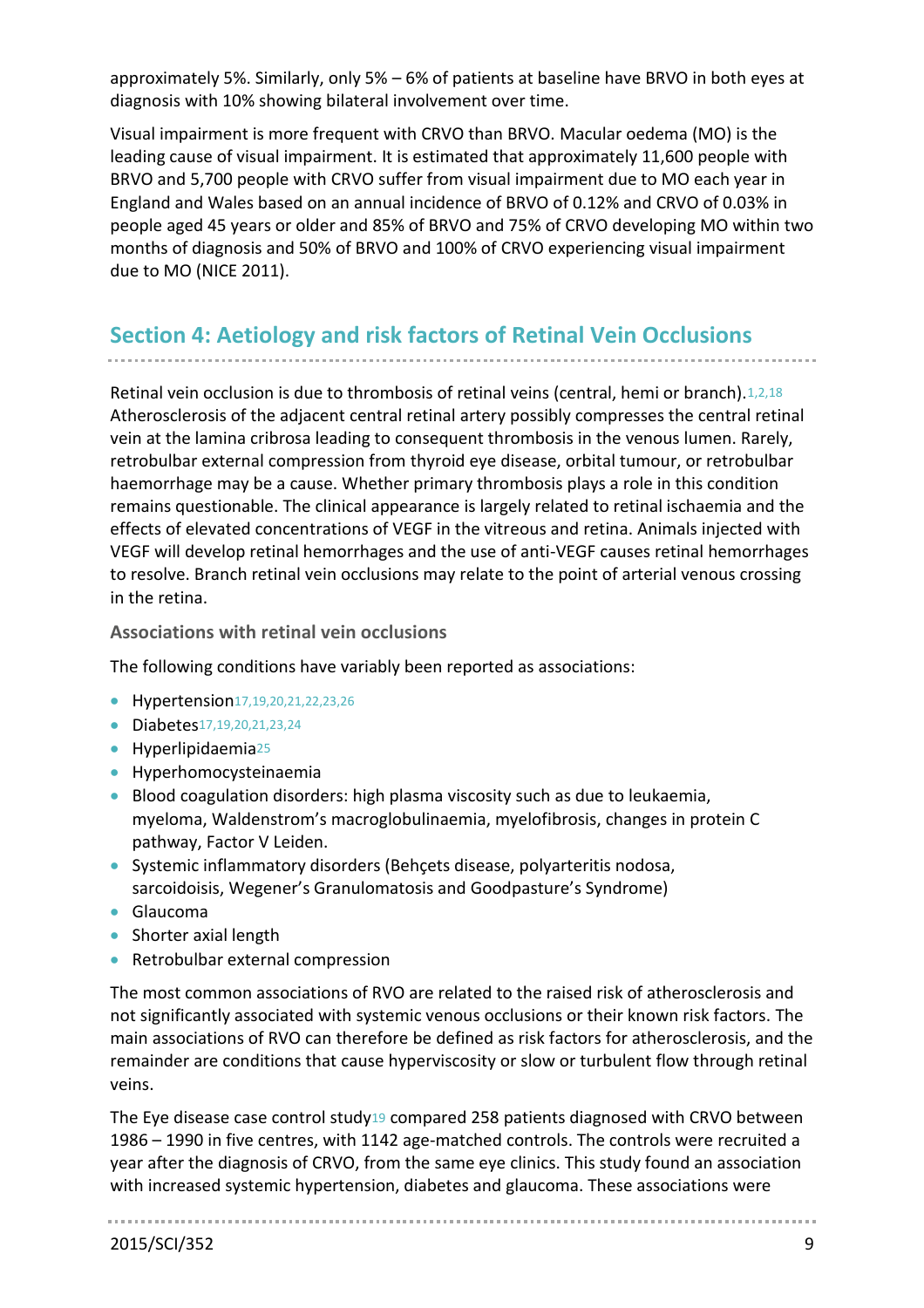approximately 5%. Similarly, only 5% – 6% of patients at baseline have BRVO in both eyes at diagnosis with 10% showing bilateral involvement over time.

Visual impairment is more frequent with CRVO than BRVO. Macular oedema (MO) is the leading cause of visual impairment. It is estimated that approximately 11,600 people with BRVO and 5,700 people with CRVO suffer from visual impairment due to MO each year in England and Wales based on an annual incidence of BRVO of 0.12% and CRVO of 0.03% in people aged 45 years or older and 85% of BRVO and 75% of CRVO developing MO within two months of diagnosis and 50% of BRVO and 100% of CRVO experiencing visual impairment due to MO (NICE 2011).

## Section 4: Aetiology and risk factors of Retinal Vein Occlusions

Retinal vein occlusion is due to thrombosis of retinal veins (central, hemi or branch).[1,2,18] Atherosclerosis of the adjacent central retinal artery possibly compresses the central retinal vein at the lamina cribrosa leading to consequent thrombosis in the venous lumen. Rarely, retrobulbar external compression from thyroid eye disease, orbital tumour, or retrobulbar haemorrhage may be a cause. Whether primary thrombosis plays a role in this condition remains questionable. The clinical appearance is largely related to retinal ischaemia and the effects of elevated concentrations of VEGF in the vitreous and retina. Animals injected with VEGF will develop retinal hemorrhages and the use of anti-VEGF causes retinal hemorrhages to resolve. Branch retinal vein occlusions may relate to the point of arterial venous crossing in the retina.

### Associations with retinal vein occlusions

The following conditions have variably been reported as associations:

- Hypertension[17,19,20,21,22,23,26]
- Diabetes[17,19,20,21,23,24]
- Hyperlipidaemia[25]
- Hyperhomocysteinaemia
- Blood coagulation disorders: high plasma viscosity such as due to leukaemia, myeloma, Waldenstrom's macroglobulinaemia, myelofibrosis, changes in protein C pathway, Factor V Leiden.
- Systemic inflammatory disorders (Behçets disease, polyarteritis nodosa, sarcoidoisis, Wegener's Granulomatosis and Goodpasture's Syndrome)
- Glaucoma
- Shorter axial length
- Retrobulbar external compression

The most common associations of RVO are related to the raised risk of atherosclerosis and not significantly associated with systemic venous occlusions or their known risk factors. The main associations of RVO can therefore be defined as risk factors for atherosclerosis, and the remainder are conditions that cause hyperviscosity or slow or turbulent flow through retinal veins.

The Eye disease case control study[19] compared 258 patients diagnosed with CRVO between 1986 – 1990 in five centres, with 1142 age-matched controls. The controls were recruited a year after the diagnosis of CRVO, from the same eye clinics. This study found an association with increased systemic hypertension, diabetes and glaucoma. These associations were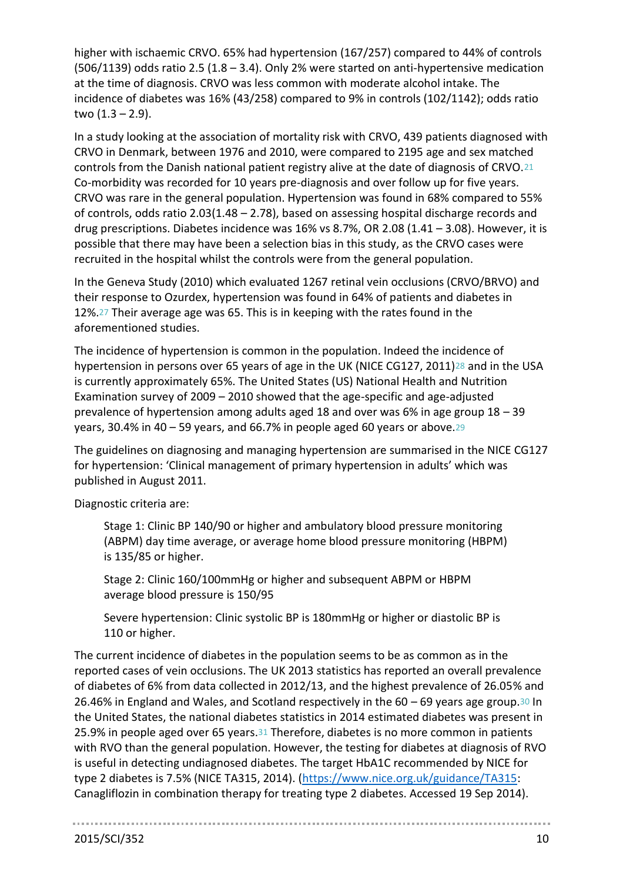higher with ischaemic CRVO. 65% had hypertension (167/257) compared to 44% of controls (506/1139) odds ratio 2.5 (1.8 – 3.4). Only 2% were started on anti-hypertensive medication at the time of diagnosis. CRVO was less common with moderate alcohol intake. The incidence of diabetes was 16% (43/258) compared to 9% in controls (102/1142); odds ratio two (1.3 – 2.9).

In a study looking at the association of mortality risk with CRVO, 439 patients diagnosed with CRVO in Denmark, between 1976 and 2010, were compared to 2195 age and sex matched controls from the Danish national patient registry alive at the date of diagnosis of CRVO.[21] Co-morbidity was recorded for 10 years pre-diagnosis and over follow up for five years. CRVO was rare in the general population. Hypertension was found in 68% compared to 55% of controls, odds ratio 2.03(1.48 – 2.78), based on assessing hospital discharge records and drug prescriptions. Diabetes incidence was 16% vs 8.7%, OR 2.08 (1.41 – 3.08). However, it is possible that there may have been a selection bias in this study, as the CRVO cases were recruited in the hospital whilst the controls were from the general population.

In the Geneva Study (2010) which evaluated 1267 retinal vein occlusions (CRVO/BRVO) and their response to Ozurdex, hypertension was found in 64% of patients and diabetes in 12%.[27] Their average age was 65. This is in keeping with the rates found in the aforementioned studies.

The incidence of hypertension is common in the population. Indeed the incidence of hypertension in persons over 65 years of age in the UK (NICE CG127, 2011)[28] and in the USA is currently approximately 65%. The United States (US) National Health and Nutrition Examination survey of 2009 – 2010 showed that the age-specific and age-adjusted prevalence of hypertension among adults aged 18 and over was 6% in age group 18 – 39 years, 30.4% in 40 – 59 years, and 66.7% in people aged 60 years or above.[29]

The guidelines on diagnosing and managing hypertension are summarised in the NICE CG127 for hypertension: 'Clinical management of primary hypertension in adults' which was published in August 2011.

Diagnostic criteria are:

> Stage 1: Clinic BP 140/90 or higher and ambulatory blood pressure monitoring (ABPM) day time average, or average home blood pressure monitoring (HBPM) is 135/85 or higher.
>
> Stage 2: Clinic 160/100mmHg or higher and subsequent ABPM or HBPM average blood pressure is 150/95
>
> Severe hypertension: Clinic systolic BP is 180mmHg or higher or diastolic BP is 110 or higher.

The current incidence of diabetes in the population seems to be as common as in the reported cases of vein occlusions. The UK 2013 statistics has reported an overall prevalence of diabetes of 6% from data collected in 2012/13, and the highest prevalence of 26.05% and 26.46% in England and Wales, and Scotland respectively in the 60 – 69 years age group.[30] In the United States, the national diabetes statistics in 2014 estimated diabetes was present in 25.9% in people aged over 65 years.[31] Therefore, diabetes is no more common in patients with RVO than the general population. However, the testing for diabetes at diagnosis of RVO is useful in detecting undiagnosed diabetes. The target HbA1C recommended by NICE for type 2 diabetes is 7.5% (NICE TA315, 2014). (https://www.nice.org.uk/guidance/TA315: Canagliflozin in combination therapy for treating type 2 diabetes. Accessed 19 Sep 2014).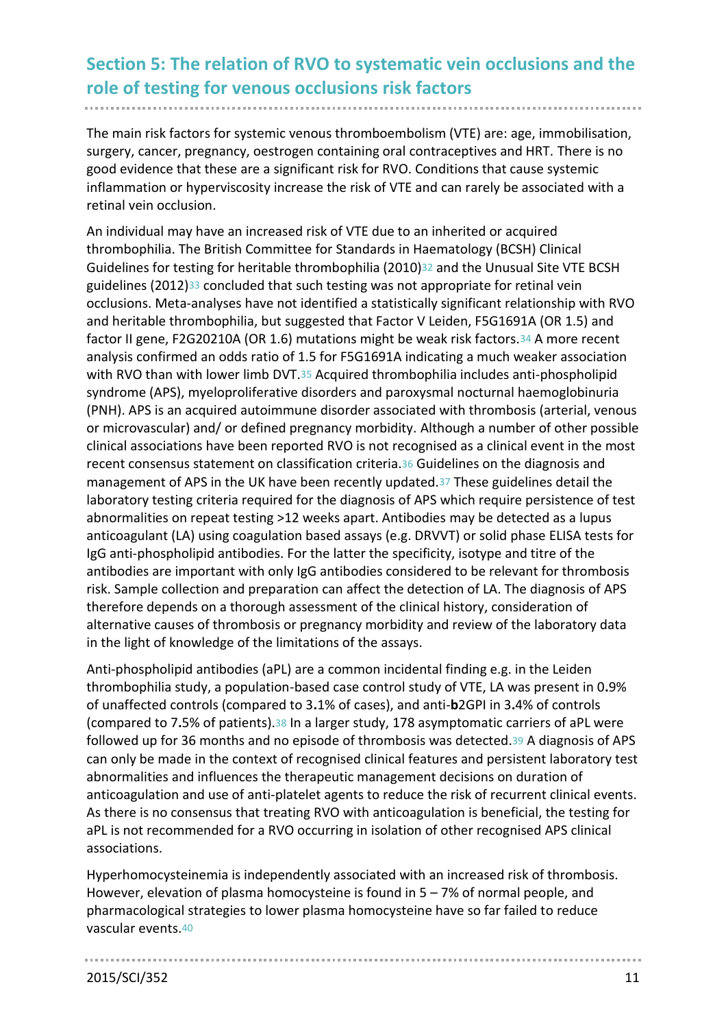## Section 5: The relation of RVO to systematic vein occlusions and the role of testing for venous occlusions risk factors

The main risk factors for systemic venous thromboembolism (VTE) are: age, immobilisation, surgery, cancer, pregnancy, oestrogen containing oral contraceptives and HRT. There is no good evidence that these are a significant risk for RVO. Conditions that cause systemic inflammation or hyperviscosity increase the risk of VTE and can rarely be associated with a retinal vein occlusion.

An individual may have an increased risk of VTE due to an inherited or acquired thrombophilia. The British Committee for Standards in Haematology (BCSH) Clinical Guidelines for testing for heritable thrombophilia (2010)[32] and the Unusual Site VTE BCSH guidelines (2012)[33] concluded that such testing was not appropriate for retinal vein occlusions. Meta-analyses have not identified a statistically significant relationship with RVO and heritable thrombophilia, but suggested that Factor V Leiden, F5G1691A (OR 1.5) and factor II gene, F2G20210A (OR 1.6) mutations might be weak risk factors.[34] A more recent analysis confirmed an odds ratio of 1.5 for F5G1691A indicating a much weaker association with RVO than with lower limb DVT.[35] Acquired thrombophilia includes anti-phospholipid syndrome (APS), myeloproliferative disorders and paroxysmal nocturnal haemoglobinuria (PNH). APS is an acquired autoimmune disorder associated with thrombosis (arterial, venous or microvascular) and/ or defined pregnancy morbidity. Although a number of other possible clinical associations have been reported RVO is not recognised as a clinical event in the most recent consensus statement on classification criteria.[36] Guidelines on the diagnosis and management of APS in the UK have been recently updated.[37] These guidelines detail the laboratory testing criteria required for the diagnosis of APS which require persistence of test abnormalities on repeat testing >12 weeks apart. Antibodies may be detected as a lupus anticoagulant (LA) using coagulation based assays (e.g. DRVVT) or solid phase ELISA tests for IgG anti-phospholipid antibodies. For the latter the specificity, isotype and titre of the antibodies are important with only IgG antibodies considered to be relevant for thrombosis risk. Sample collection and preparation can affect the detection of LA. The diagnosis of APS therefore depends on a thorough assessment of the clinical history, consideration of alternative causes of thrombosis or pregnancy morbidity and review of the laboratory data in the light of knowledge of the limitations of the assays.

Anti-phospholipid antibodies (aPL) are a common incidental finding e.g. in the Leiden thrombophilia study, a population-based case control study of VTE, LA was present in 0.9% of unaffected controls (compared to 3.1% of cases), and anti-**b**2GPI in 3.4% of controls (compared to 7.5% of patients).[38] In a larger study, 178 asymptomatic carriers of aPL were followed up for 36 months and no episode of thrombosis was detected.[39] A diagnosis of APS can only be made in the context of recognised clinical features and persistent laboratory test abnormalities and influences the therapeutic management decisions on duration of anticoagulation and use of anti-platelet agents to reduce the risk of recurrent clinical events. As there is no consensus that treating RVO with anticoagulation is beneficial, the testing for aPL is not recommended for a RVO occurring in isolation of other recognised APS clinical associations.

Hyperhomocysteinemia is independently associated with an increased risk of thrombosis. However, elevation of plasma homocysteine is found in 5 – 7% of normal people, and pharmacological strategies to lower plasma homocysteine have so far failed to reduce vascular events.[40]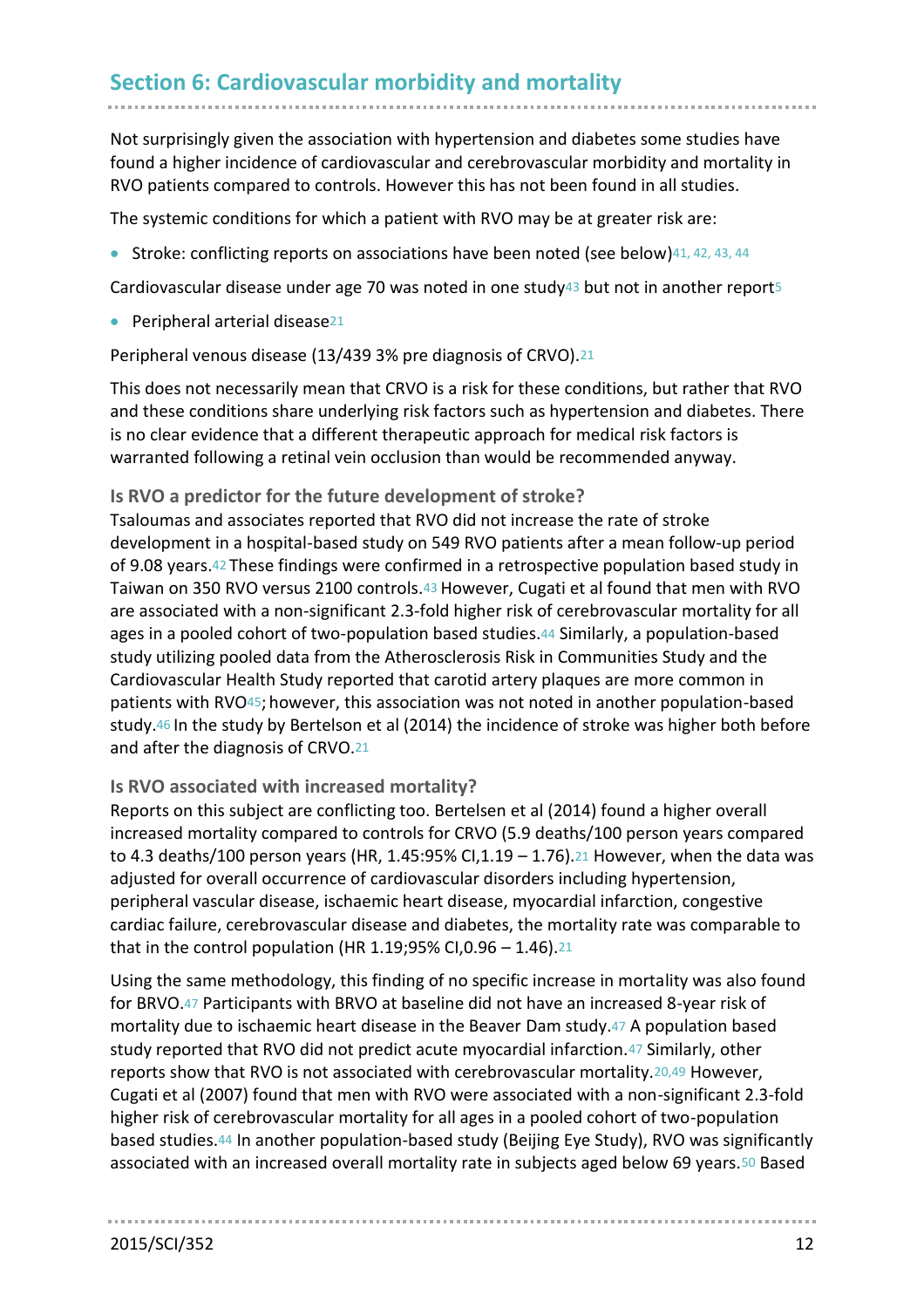## Section 6: Cardiovascular morbidity and mortality

Not surprisingly given the association with hypertension and diabetes some studies have found a higher incidence of cardiovascular and cerebrovascular morbidity and mortality in RVO patients compared to controls. However this has not been found in all studies.

The systemic conditions for which a patient with RVO may be at greater risk are:

- Stroke: conflicting reports on associations have been noted (see below)[41, 42, 43, 44]

Cardiovascular disease under age 70 was noted in one study[43] but not in another report[5]

- Peripheral arterial disease[21]

Peripheral venous disease (13/439 3% pre diagnosis of CRVO).[21]

This does not necessarily mean that CRVO is a risk for these conditions, but rather that RVO and these conditions share underlying risk factors such as hypertension and diabetes. There is no clear evidence that a different therapeutic approach for medical risk factors is warranted following a retinal vein occlusion than would be recommended anyway.

### Is RVO a predictor for the future development of stroke?

Tsaloumas and associates reported that RVO did not increase the rate of stroke development in a hospital-based study on 549 RVO patients after a mean follow-up period of 9.08 years.[42] These findings were confirmed in a retrospective population based study in Taiwan on 350 RVO versus 2100 controls.[43] However, Cugati et al found that men with RVO are associated with a non-significant 2.3-fold higher risk of cerebrovascular mortality for all ages in a pooled cohort of two-population based studies.[44] Similarly, a population-based study utilizing pooled data from the Atherosclerosis Risk in Communities Study and the Cardiovascular Health Study reported that carotid artery plaques are more common in patients with RVO[45]; however, this association was not noted in another population-based study.[46] In the study by Bertelson et al (2014) the incidence of stroke was higher both before and after the diagnosis of CRVO.[21]

### Is RVO associated with increased mortality?

Reports on this subject are conflicting too. Bertelsen et al (2014) found a higher overall increased mortality compared to controls for CRVO (5.9 deaths/100 person years compared to 4.3 deaths/100 person years (HR, 1.45:95% CI,1.19 – 1.76).[21] However, when the data was adjusted for overall occurrence of cardiovascular disorders including hypertension, peripheral vascular disease, ischaemic heart disease, myocardial infarction, congestive cardiac failure, cerebrovascular disease and diabetes, the mortality rate was comparable to that in the control population (HR 1.19;95% CI,0.96 – 1.46).[21]

Using the same methodology, this finding of no specific increase in mortality was also found for BRVO.[47] Participants with BRVO at baseline did not have an increased 8-year risk of mortality due to ischaemic heart disease in the Beaver Dam study.[47] A population based study reported that RVO did not predict acute myocardial infarction.[47] Similarly, other reports show that RVO is not associated with cerebrovascular mortality.[20,49] However, Cugati et al (2007) found that men with RVO were associated with a non-significant 2.3-fold higher risk of cerebrovascular mortality for all ages in a pooled cohort of two-population based studies.[44] In another population-based study (Beijing Eye Study), RVO was significantly associated with an increased overall mortality rate in subjects aged below 69 years.[50] Based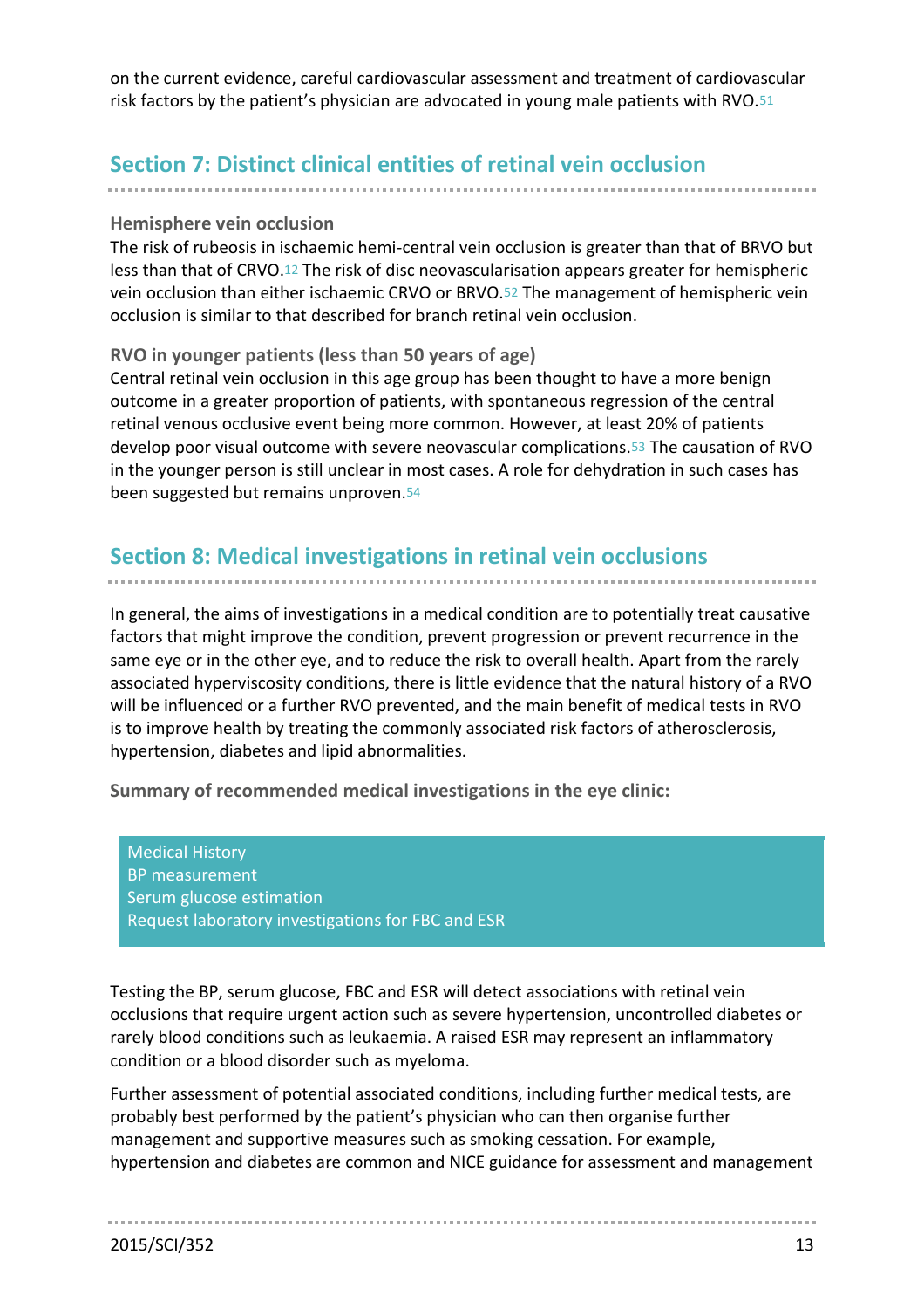on the current evidence, careful cardiovascular assessment and treatment of cardiovascular risk factors by the patient's physician are advocated in young male patients with RVO.[51]

## Section 7: Distinct clinical entities of retinal vein occlusion

### Hemisphere vein occlusion

The risk of rubeosis in ischaemic hemi-central vein occlusion is greater than that of BRVO but less than that of CRVO.[12] The risk of disc neovascularisation appears greater for hemispheric vein occlusion than either ischaemic CRVO or BRVO.[52] The management of hemispheric vein occlusion is similar to that described for branch retinal vein occlusion.

### RVO in younger patients (less than 50 years of age)

Central retinal vein occlusion in this age group has been thought to have a more benign outcome in a greater proportion of patients, with spontaneous regression of the central retinal venous occlusive event being more common. However, at least 20% of patients develop poor visual outcome with severe neovascular complications.[53] The causation of RVO in the younger person is still unclear in most cases. A role for dehydration in such cases has been suggested but remains unproven.[54]

## Section 8: Medical investigations in retinal vein occlusions

In general, the aims of investigations in a medical condition are to potentially treat causative factors that might improve the condition, prevent progression or prevent recurrence in the same eye or in the other eye, and to reduce the risk to overall health. Apart from the rarely associated hyperviscosity conditions, there is little evidence that the natural history of a RVO will be influenced or a further RVO prevented, and the main benefit of medical tests in RVO is to improve health by treating the commonly associated risk factors of atherosclerosis, hypertension, diabetes and lipid abnormalities.

**Summary of recommended medical investigations in the eye clinic:**

Medical History
BP measurement
Serum glucose estimation
Request laboratory investigations for FBC and ESR

Testing the BP, serum glucose, FBC and ESR will detect associations with retinal vein occlusions that require urgent action such as severe hypertension, uncontrolled diabetes or rarely blood conditions such as leukaemia. A raised ESR may represent an inflammatory condition or a blood disorder such as myeloma.

Further assessment of potential associated conditions, including further medical tests, are probably best performed by the patient's physician who can then organise further management and supportive measures such as smoking cessation. For example, hypertension and diabetes are common and NICE guidance for assessment and management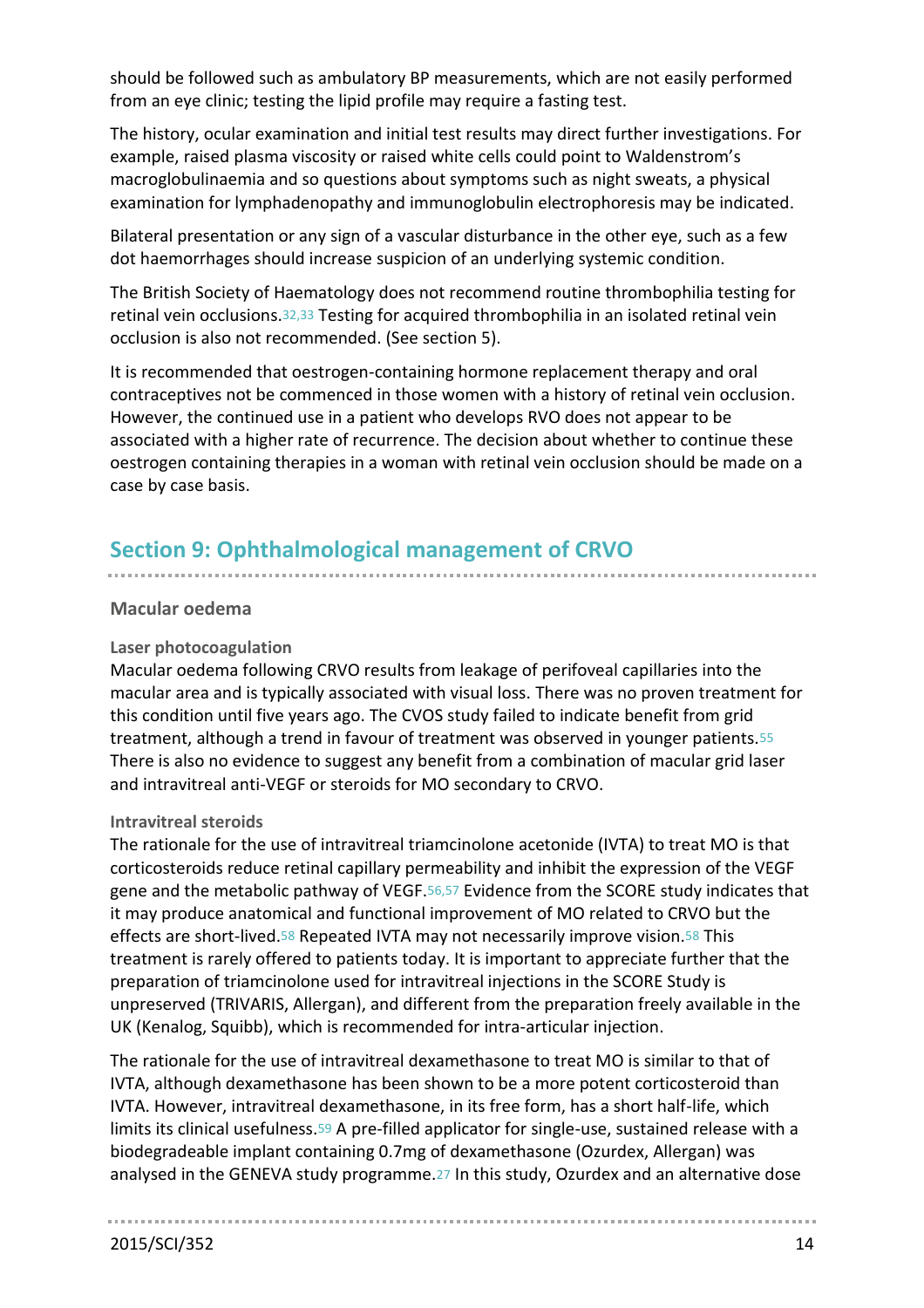should be followed such as ambulatory BP measurements, which are not easily performed from an eye clinic; testing the lipid profile may require a fasting test.

The history, ocular examination and initial test results may direct further investigations. For example, raised plasma viscosity or raised white cells could point to Waldenstrom's macroglobulinaemia and so questions about symptoms such as night sweats, a physical examination for lymphadenopathy and immunoglobulin electrophoresis may be indicated.

Bilateral presentation or any sign of a vascular disturbance in the other eye, such as a few dot haemorrhages should increase suspicion of an underlying systemic condition.

The British Society of Haematology does not recommend routine thrombophilia testing for retinal vein occlusions.[32,33] Testing for acquired thrombophilia in an isolated retinal vein occlusion is also not recommended. (See section 5).

It is recommended that oestrogen-containing hormone replacement therapy and oral contraceptives not be commenced in those women with a history of retinal vein occlusion. However, the continued use in a patient who develops RVO does not appear to be associated with a higher rate of recurrence. The decision about whether to continue these oestrogen containing therapies in a woman with retinal vein occlusion should be made on a case by case basis.

## Section 9: Ophthalmological management of CRVO

### Macular oedema

#### Laser photocoagulation

Macular oedema following CRVO results from leakage of perifoveal capillaries into the macular area and is typically associated with visual loss. There was no proven treatment for this condition until five years ago. The CVOS study failed to indicate benefit from grid treatment, although a trend in favour of treatment was observed in younger patients.[55] There is also no evidence to suggest any benefit from a combination of macular grid laser and intravitreal anti-VEGF or steroids for MO secondary to CRVO.

#### Intravitreal steroids

The rationale for the use of intravitreal triamcinolone acetonide (IVTA) to treat MO is that corticosteroids reduce retinal capillary permeability and inhibit the expression of the VEGF gene and the metabolic pathway of VEGF.[56,57] Evidence from the SCORE study indicates that it may produce anatomical and functional improvement of MO related to CRVO but the effects are short-lived.[58] Repeated IVTA may not necessarily improve vision.[58] This treatment is rarely offered to patients today. It is important to appreciate further that the preparation of triamcinolone used for intravitreal injections in the SCORE Study is unpreserved (TRIVARIS, Allergan), and different from the preparation freely available in the UK (Kenalog, Squibb), which is recommended for intra-articular injection.

The rationale for the use of intravitreal dexamethasone to treat MO is similar to that of IVTA, although dexamethasone has been shown to be a more potent corticosteroid than IVTA. However, intravitreal dexamethasone, in its free form, has a short half-life, which limits its clinical usefulness.[59] A pre-filled applicator for single-use, sustained release with a biodegradeable implant containing 0.7mg of dexamethasone (Ozurdex, Allergan) was analysed in the GENEVA study programme.[27] In this study, Ozurdex and an alternative dose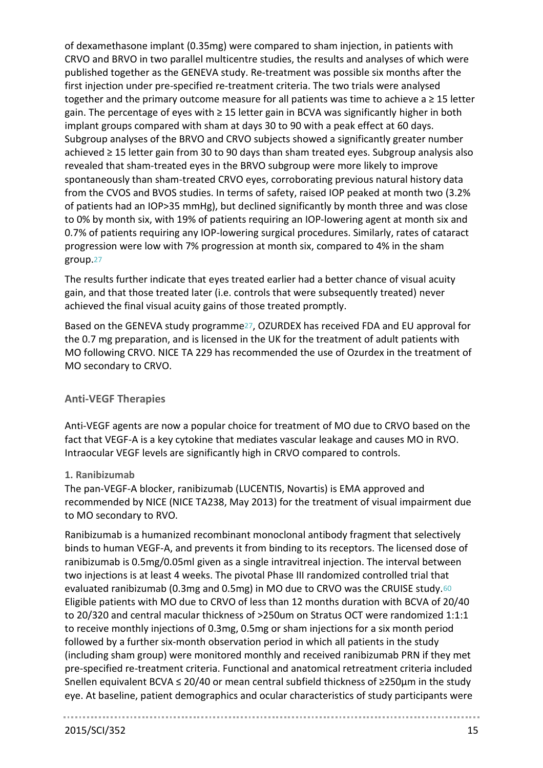of dexamethasone implant (0.35mg) were compared to sham injection, in patients with CRVO and BRVO in two parallel multicentre studies, the results and analyses of which were published together as the GENEVA study. Re-treatment was possible six months after the first injection under pre-specified re-treatment criteria. The two trials were analysed together and the primary outcome measure for all patients was time to achieve a ≥ 15 letter gain. The percentage of eyes with ≥ 15 letter gain in BCVA was significantly higher in both implant groups compared with sham at days 30 to 90 with a peak effect at 60 days. Subgroup analyses of the BRVO and CRVO subjects showed a significantly greater number achieved ≥ 15 letter gain from 30 to 90 days than sham treated eyes. Subgroup analysis also revealed that sham-treated eyes in the BRVO subgroup were more likely to improve spontaneously than sham-treated CRVO eyes, corroborating previous natural history data from the CVOS and BVOS studies. In terms of safety, raised IOP peaked at month two (3.2% of patients had an IOP>35 mmHg), but declined significantly by month three and was close to 0% by month six, with 19% of patients requiring an IOP-lowering agent at month six and 0.7% of patients requiring any IOP-lowering surgical procedures. Similarly, rates of cataract progression were low with 7% progression at month six, compared to 4% in the sham group.[27]

The results further indicate that eyes treated earlier had a better chance of visual acuity gain, and that those treated later (i.e. controls that were subsequently treated) never achieved the final visual acuity gains of those treated promptly.

Based on the GENEVA study programme[27], OZURDEX has received FDA and EU approval for the 0.7 mg preparation, and is licensed in the UK for the treatment of adult patients with MO following CRVO. NICE TA 229 has recommended the use of Ozurdex in the treatment of MO secondary to CRVO.

## Anti-VEGF Therapies

Anti-VEGF agents are now a popular choice for treatment of MO due to CRVO based on the fact that VEGF-A is a key cytokine that mediates vascular leakage and causes MO in RVO. Intraocular VEGF levels are significantly high in CRVO compared to controls.

### 1. Ranibizumab

The pan-VEGF-A blocker, ranibizumab (LUCENTIS, Novartis) is EMA approved and recommended by NICE (NICE TA238, May 2013) for the treatment of visual impairment due to MO secondary to RVO.

Ranibizumab is a humanized recombinant monoclonal antibody fragment that selectively binds to human VEGF-A, and prevents it from binding to its receptors. The licensed dose of ranibizumab is 0.5mg/0.05ml given as a single intravitreal injection. The interval between two injections is at least 4 weeks. The pivotal Phase III randomized controlled trial that evaluated ranibizumab (0.3mg and 0.5mg) in MO due to CRVO was the CRUISE study.[60] Eligible patients with MO due to CRVO of less than 12 months duration with BCVA of 20/40 to 20/320 and central macular thickness of >250um on Stratus OCT were randomized 1:1:1 to receive monthly injections of 0.3mg, 0.5mg or sham injections for a six month period followed by a further six-month observation period in which all patients in the study (including sham group) were monitored monthly and received ranibizumab PRN if they met pre-specified re-treatment criteria. Functional and anatomical retreatment criteria included Snellen equivalent BCVA ≤ 20/40 or mean central subfield thickness of ≥250µm in the study eye. At baseline, patient demographics and ocular characteristics of study participants were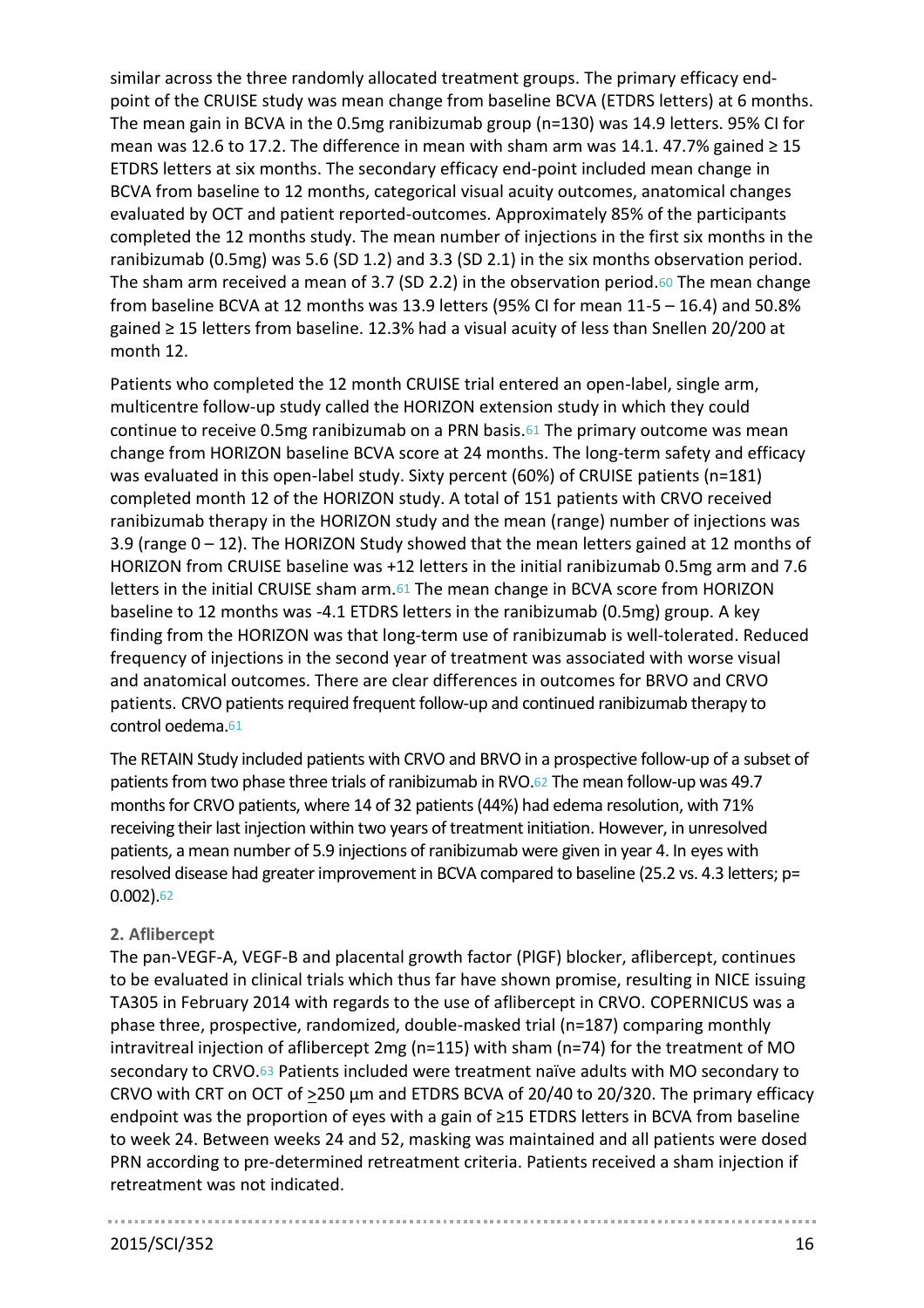similar across the three randomly allocated treatment groups. The primary efficacy end-point of the CRUISE study was mean change from baseline BCVA (ETDRS letters) at 6 months. The mean gain in BCVA in the 0.5mg ranibizumab group (n=130) was 14.9 letters. 95% CI for mean was 12.6 to 17.2. The difference in mean with sham arm was 14.1. 47.7% gained ≥ 15 ETDRS letters at six months. The secondary efficacy end-point included mean change in BCVA from baseline to 12 months, categorical visual acuity outcomes, anatomical changes evaluated by OCT and patient reported-outcomes. Approximately 85% of the participants completed the 12 months study. The mean number of injections in the first six months in the ranibizumab (0.5mg) was 5.6 (SD 1.2) and 3.3 (SD 2.1) in the six months observation period. The sham arm received a mean of 3.7 (SD 2.2) in the observation period.[60] The mean change from baseline BCVA at 12 months was 13.9 letters (95% CI for mean 11-5 – 16.4) and 50.8% gained ≥ 15 letters from baseline. 12.3% had a visual acuity of less than Snellen 20/200 at month 12.

Patients who completed the 12 month CRUISE trial entered an open-label, single arm, multicentre follow-up study called the HORIZON extension study in which they could continue to receive 0.5mg ranibizumab on a PRN basis.[61] The primary outcome was mean change from HORIZON baseline BCVA score at 24 months. The long-term safety and efficacy was evaluated in this open-label study. Sixty percent (60%) of CRUISE patients (n=181) completed month 12 of the HORIZON study. A total of 151 patients with CRVO received ranibizumab therapy in the HORIZON study and the mean (range) number of injections was 3.9 (range 0 – 12). The HORIZON Study showed that the mean letters gained at 12 months of HORIZON from CRUISE baseline was +12 letters in the initial ranibizumab 0.5mg arm and 7.6 letters in the initial CRUISE sham arm.[61] The mean change in BCVA score from HORIZON baseline to 12 months was -4.1 ETDRS letters in the ranibizumab (0.5mg) group. A key finding from the HORIZON was that long-term use of ranibizumab is well-tolerated. Reduced frequency of injections in the second year of treatment was associated with worse visual and anatomical outcomes. There are clear differences in outcomes for BRVO and CRVO patients. CRVO patients required frequent follow-up and continued ranibizumab therapy to control oedema.[61]

The RETAIN Study included patients with CRVO and BRVO in a prospective follow-up of a subset of patients from two phase three trials of ranibizumab in RVO.[62] The mean follow-up was 49.7 months for CRVO patients, where 14 of 32 patients (44%) had edema resolution, with 71% receiving their last injection within two years of treatment initiation. However, in unresolved patients, a mean number of 5.9 injections of ranibizumab were given in year 4. In eyes with resolved disease had greater improvement in BCVA compared to baseline (25.2 vs. 4.3 letters; p= 0.002).[62]

### 2. Aflibercept

The pan-VEGF-A, VEGF-B and placental growth factor (PlGF) blocker, aflibercept, continues to be evaluated in clinical trials which thus far have shown promise, resulting in NICE issuing TA305 in February 2014 with regards to the use of aflibercept in CRVO. COPERNICUS was a phase three, prospective, randomized, double-masked trial (n=187) comparing monthly intravitreal injection of aflibercept 2mg (n=115) with sham (n=74) for the treatment of MO secondary to CRVO.[63] Patients included were treatment naïve adults with MO secondary to CRVO with CRT on OCT of ≥250 µm and ETDRS BCVA of 20/40 to 20/320. The primary efficacy endpoint was the proportion of eyes with a gain of ≥15 ETDRS letters in BCVA from baseline to week 24. Between weeks 24 and 52, masking was maintained and all patients were dosed PRN according to pre-determined retreatment criteria. Patients received a sham injection if retreatment was not indicated.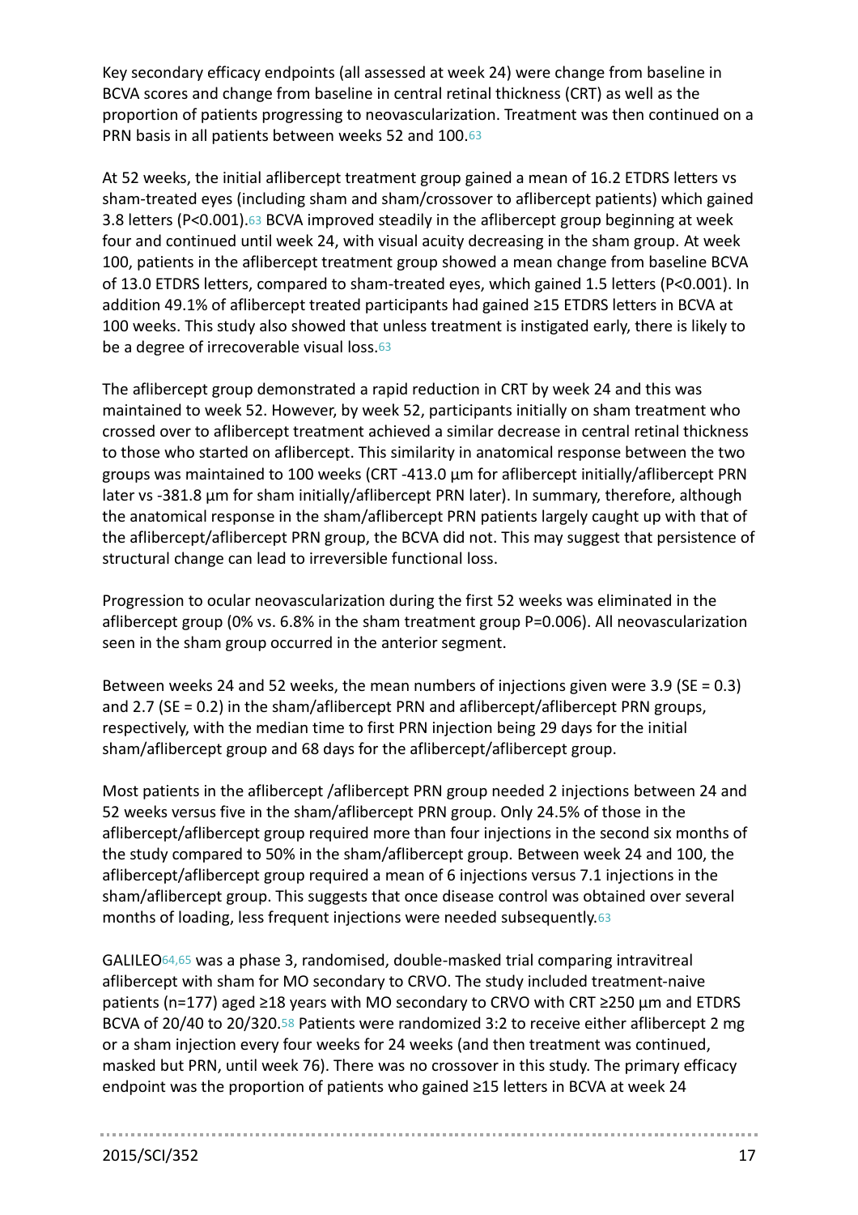Key secondary efficacy endpoints (all assessed at week 24) were change from baseline in BCVA scores and change from baseline in central retinal thickness (CRT) as well as the proportion of patients progressing to neovascularization. Treatment was then continued on a PRN basis in all patients between weeks 52 and 100.[63]

At 52 weeks, the initial aflibercept treatment group gained a mean of 16.2 ETDRS letters vs sham-treated eyes (including sham and sham/crossover to aflibercept patients) which gained 3.8 letters (P<0.001).[63] BCVA improved steadily in the aflibercept group beginning at week four and continued until week 24, with visual acuity decreasing in the sham group. At week 100, patients in the aflibercept treatment group showed a mean change from baseline BCVA of 13.0 ETDRS letters, compared to sham-treated eyes, which gained 1.5 letters (P<0.001). In addition 49.1% of aflibercept treated participants had gained ≥15 ETDRS letters in BCVA at 100 weeks. This study also showed that unless treatment is instigated early, there is likely to be a degree of irrecoverable visual loss.[63]

The aflibercept group demonstrated a rapid reduction in CRT by week 24 and this was maintained to week 52. However, by week 52, participants initially on sham treatment who crossed over to aflibercept treatment achieved a similar decrease in central retinal thickness to those who started on aflibercept. This similarity in anatomical response between the two groups was maintained to 100 weeks (CRT -413.0 µm for aflibercept initially/aflibercept PRN later vs -381.8 µm for sham initially/aflibercept PRN later). In summary, therefore, although the anatomical response in the sham/aflibercept PRN patients largely caught up with that of the aflibercept/aflibercept PRN group, the BCVA did not. This may suggest that persistence of structural change can lead to irreversible functional loss.

Progression to ocular neovascularization during the first 52 weeks was eliminated in the aflibercept group (0% vs. 6.8% in the sham treatment group P=0.006). All neovascularization seen in the sham group occurred in the anterior segment.

Between weeks 24 and 52 weeks, the mean numbers of injections given were 3.9 (SE = 0.3) and 2.7 (SE = 0.2) in the sham/aflibercept PRN and aflibercept/aflibercept PRN groups, respectively, with the median time to first PRN injection being 29 days for the initial sham/aflibercept group and 68 days for the aflibercept/aflibercept group.

Most patients in the aflibercept /aflibercept PRN group needed 2 injections between 24 and 52 weeks versus five in the sham/aflibercept PRN group. Only 24.5% of those in the aflibercept/aflibercept group required more than four injections in the second six months of the study compared to 50% in the sham/aflibercept group. Between week 24 and 100, the aflibercept/aflibercept group required a mean of 6 injections versus 7.1 injections in the sham/aflibercept group. This suggests that once disease control was obtained over several months of loading, less frequent injections were needed subsequently.[63]

GALILEO[64,65] was a phase 3, randomised, double-masked trial comparing intravitreal aflibercept with sham for MO secondary to CRVO. The study included treatment-naive patients (n=177) aged ≥18 years with MO secondary to CRVO with CRT ≥250 µm and ETDRS BCVA of 20/40 to 20/320.[58] Patients were randomized 3:2 to receive either aflibercept 2 mg or a sham injection every four weeks for 24 weeks (and then treatment was continued, masked but PRN, until week 76). There was no crossover in this study. The primary efficacy endpoint was the proportion of patients who gained ≥15 letters in BCVA at week 24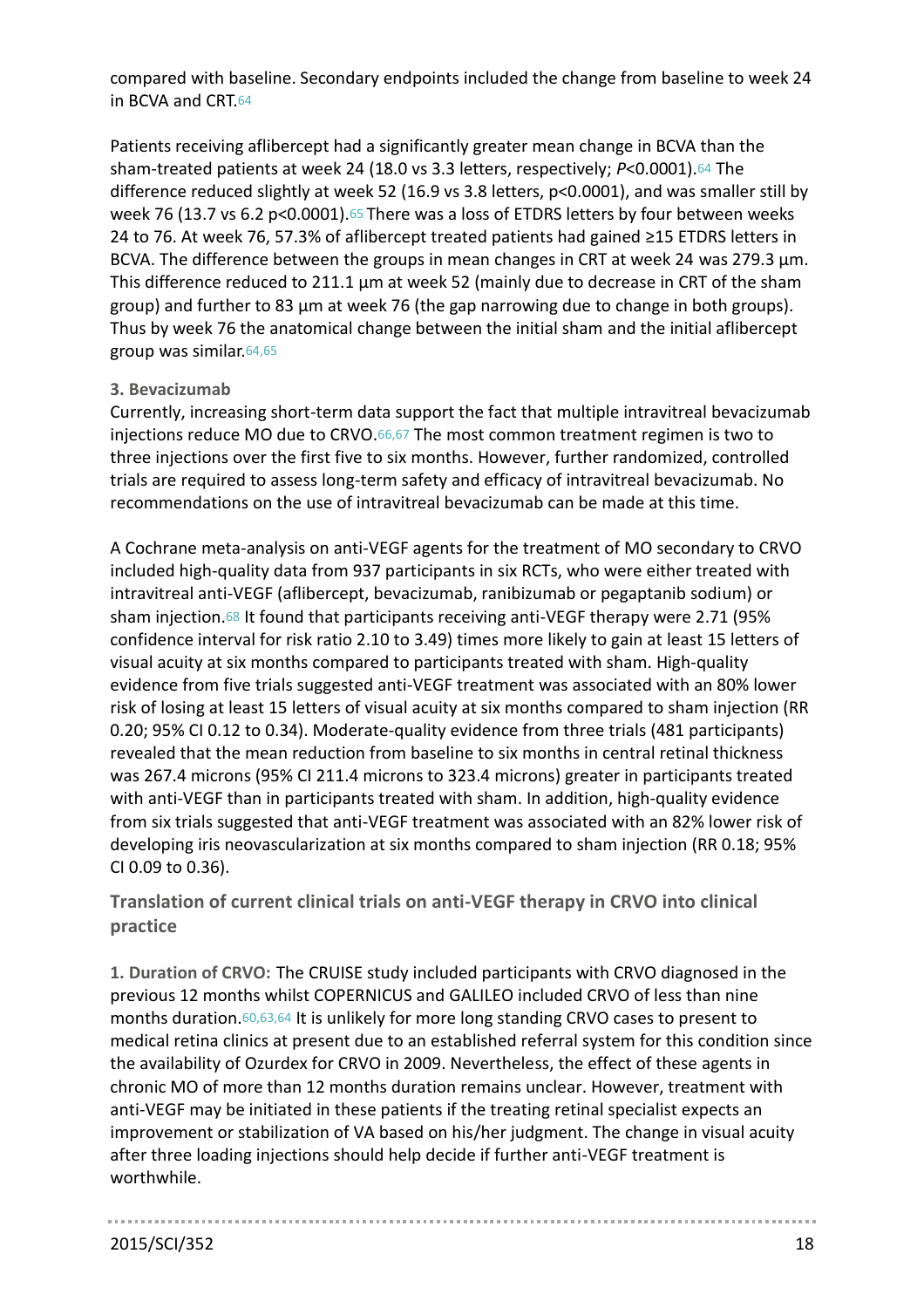compared with baseline. Secondary endpoints included the change from baseline to week 24 in BCVA and CRT.[64]

Patients receiving aflibercept had a significantly greater mean change in BCVA than the sham-treated patients at week 24 (18.0 vs 3.3 letters, respectively; *P*<0.0001).[64] The difference reduced slightly at week 52 (16.9 vs 3.8 letters, p<0.0001), and was smaller still by week 76 (13.7 vs 6.2 p<0.0001).[65] There was a loss of ETDRS letters by four between weeks 24 to 76. At week 76, 57.3% of aflibercept treated patients had gained ≥15 ETDRS letters in BCVA. The difference between the groups in mean changes in CRT at week 24 was 279.3 µm. This difference reduced to 211.1 µm at week 52 (mainly due to decrease in CRT of the sham group) and further to 83 µm at week 76 (the gap narrowing due to change in both groups). Thus by week 76 the anatomical change between the initial sham and the initial aflibercept group was similar.[64,65]

**3. Bevacizumab**

Currently, increasing short-term data support the fact that multiple intravitreal bevacizumab injections reduce MO due to CRVO.[66,67] The most common treatment regimen is two to three injections over the first five to six months. However, further randomized, controlled trials are required to assess long-term safety and efficacy of intravitreal bevacizumab. No recommendations on the use of intravitreal bevacizumab can be made at this time.

A Cochrane meta-analysis on anti-VEGF agents for the treatment of MO secondary to CRVO included high-quality data from 937 participants in six RCTs, who were either treated with intravitreal anti-VEGF (aflibercept, bevacizumab, ranibizumab or pegaptanib sodium) or sham injection.[68] It found that participants receiving anti-VEGF therapy were 2.71 (95% confidence interval for risk ratio 2.10 to 3.49) times more likely to gain at least 15 letters of visual acuity at six months compared to participants treated with sham. High-quality evidence from five trials suggested anti-VEGF treatment was associated with an 80% lower risk of losing at least 15 letters of visual acuity at six months compared to sham injection (RR 0.20; 95% CI 0.12 to 0.34). Moderate-quality evidence from three trials (481 participants) revealed that the mean reduction from baseline to six months in central retinal thickness was 267.4 microns (95% CI 211.4 microns to 323.4 microns) greater in participants treated with anti-VEGF than in participants treated with sham. In addition, high-quality evidence from six trials suggested that anti-VEGF treatment was associated with an 82% lower risk of developing iris neovascularization at six months compared to sham injection (RR 0.18; 95% CI 0.09 to 0.36).

## Translation of current clinical trials on anti-VEGF therapy in CRVO into clinical practice

**1. Duration of CRVO:** The CRUISE study included participants with CRVO diagnosed in the previous 12 months whilst COPERNICUS and GALILEO included CRVO of less than nine months duration.[60,63,64] It is unlikely for more long standing CRVO cases to present to medical retina clinics at present due to an established referral system for this condition since the availability of Ozurdex for CRVO in 2009. Nevertheless, the effect of these agents in chronic MO of more than 12 months duration remains unclear. However, treatment with anti-VEGF may be initiated in these patients if the treating retinal specialist expects an improvement or stabilization of VA based on his/her judgment. The change in visual acuity after three loading injections should help decide if further anti-VEGF treatment is worthwhile.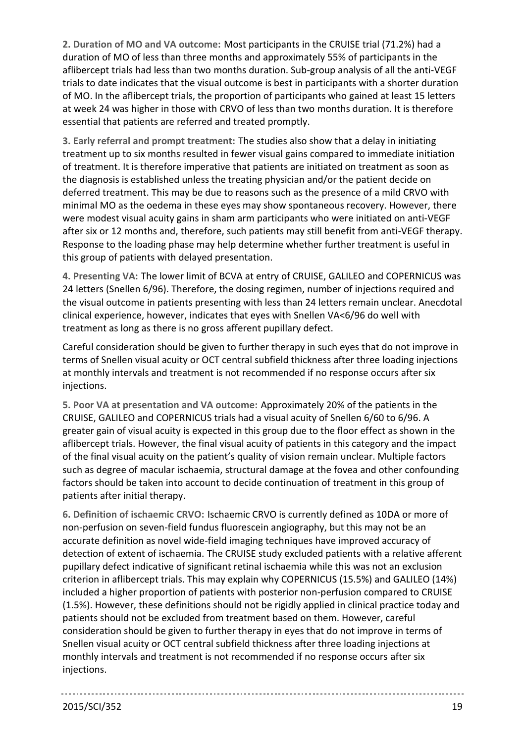**2. Duration of MO and VA outcome:** Most participants in the CRUISE trial (71.2%) had a duration of MO of less than three months and approximately 55% of participants in the aflibercept trials had less than two months duration. Sub-group analysis of all the anti-VEGF trials to date indicates that the visual outcome is best in participants with a shorter duration of MO. In the aflibercept trials, the proportion of participants who gained at least 15 letters at week 24 was higher in those with CRVO of less than two months duration. It is therefore essential that patients are referred and treated promptly.

**3. Early referral and prompt treatment:** The studies also show that a delay in initiating treatment up to six months resulted in fewer visual gains compared to immediate initiation of treatment. It is therefore imperative that patients are initiated on treatment as soon as the diagnosis is established unless the treating physician and/or the patient decide on deferred treatment. This may be due to reasons such as the presence of a mild CRVO with minimal MO as the oedema in these eyes may show spontaneous recovery. However, there were modest visual acuity gains in sham arm participants who were initiated on anti-VEGF after six or 12 months and, therefore, such patients may still benefit from anti-VEGF therapy. Response to the loading phase may help determine whether further treatment is useful in this group of patients with delayed presentation.

**4. Presenting VA:** The lower limit of BCVA at entry of CRUISE, GALILEO and COPERNICUS was 24 letters (Snellen 6/96). Therefore, the dosing regimen, number of injections required and the visual outcome in patients presenting with less than 24 letters remain unclear. Anecdotal clinical experience, however, indicates that eyes with Snellen VA<6/96 do well with treatment as long as there is no gross afferent pupillary defect.

Careful consideration should be given to further therapy in such eyes that do not improve in terms of Snellen visual acuity or OCT central subfield thickness after three loading injections at monthly intervals and treatment is not recommended if no response occurs after six injections.

**5. Poor VA at presentation and VA outcome:** Approximately 20% of the patients in the CRUISE, GALILEO and COPERNICUS trials had a visual acuity of Snellen 6/60 to 6/96. A greater gain of visual acuity is expected in this group due to the floor effect as shown in the aflibercept trials. However, the final visual acuity of patients in this category and the impact of the final visual acuity on the patient's quality of vision remain unclear. Multiple factors such as degree of macular ischaemia, structural damage at the fovea and other confounding factors should be taken into account to decide continuation of treatment in this group of patients after initial therapy.

**6. Definition of ischaemic CRVO:** Ischaemic CRVO is currently defined as 10DA or more of non-perfusion on seven-field fundus fluorescein angiography, but this may not be an accurate definition as novel wide-field imaging techniques have improved accuracy of detection of extent of ischaemia. The CRUISE study excluded patients with a relative afferent pupillary defect indicative of significant retinal ischaemia while this was not an exclusion criterion in aflibercept trials. This may explain why COPERNICUS (15.5%) and GALILEO (14%) included a higher proportion of patients with posterior non-perfusion compared to CRUISE (1.5%). However, these definitions should not be rigidly applied in clinical practice today and patients should not be excluded from treatment based on them. However, careful consideration should be given to further therapy in eyes that do not improve in terms of Snellen visual acuity or OCT central subfield thickness after three loading injections at monthly intervals and treatment is not recommended if no response occurs after six injections.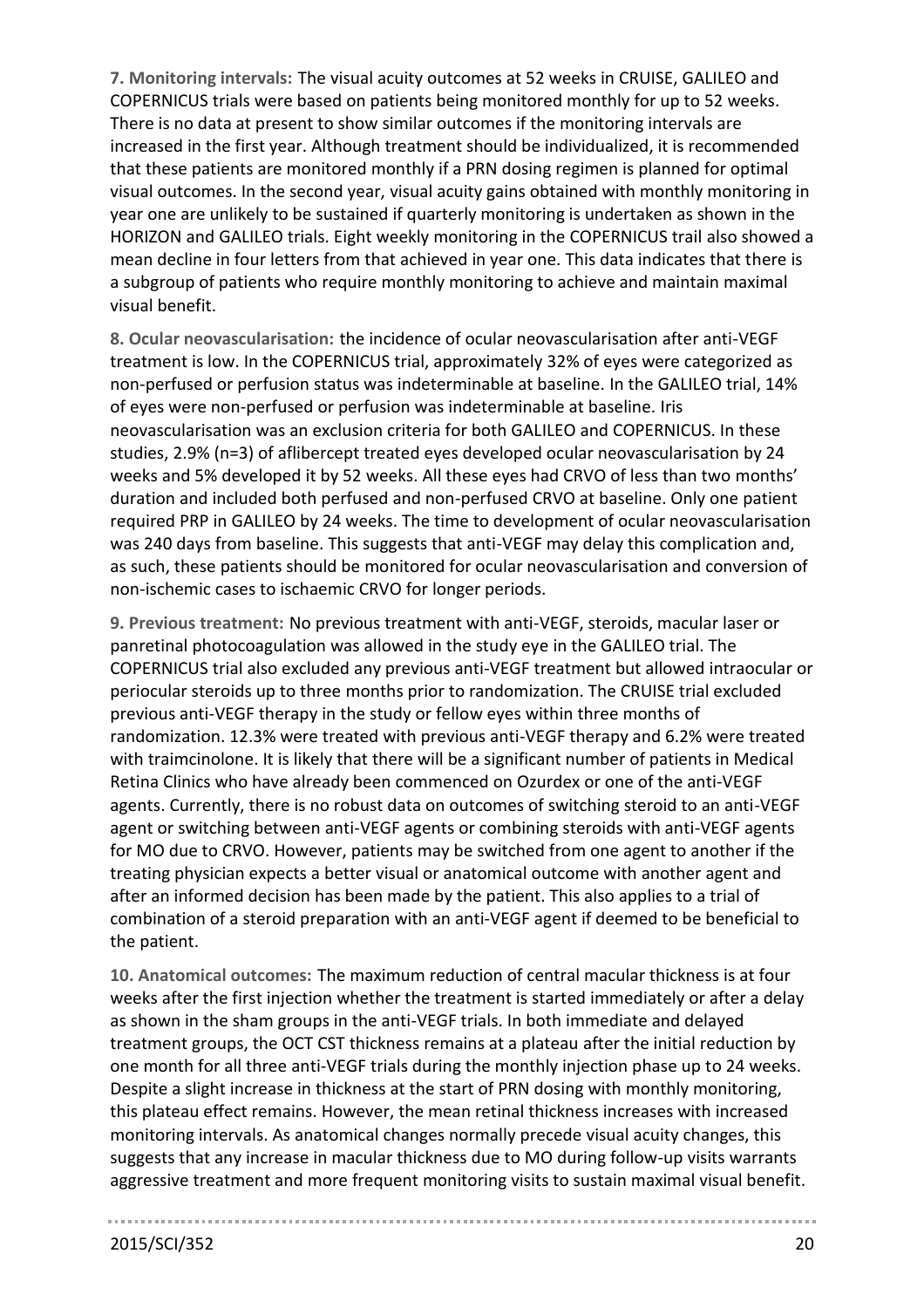**7. Monitoring intervals:** The visual acuity outcomes at 52 weeks in CRUISE, GALILEO and COPERNICUS trials were based on patients being monitored monthly for up to 52 weeks. There is no data at present to show similar outcomes if the monitoring intervals are increased in the first year. Although treatment should be individualized, it is recommended that these patients are monitored monthly if a PRN dosing regimen is planned for optimal visual outcomes. In the second year, visual acuity gains obtained with monthly monitoring in year one are unlikely to be sustained if quarterly monitoring is undertaken as shown in the HORIZON and GALILEO trials. Eight weekly monitoring in the COPERNICUS trail also showed a mean decline in four letters from that achieved in year one. This data indicates that there is a subgroup of patients who require monthly monitoring to achieve and maintain maximal visual benefit.

**8. Ocular neovascularisation:** the incidence of ocular neovascularisation after anti-VEGF treatment is low. In the COPERNICUS trial, approximately 32% of eyes were categorized as non-perfused or perfusion status was indeterminable at baseline. In the GALILEO trial, 14% of eyes were non-perfused or perfusion was indeterminable at baseline. Iris neovascularisation was an exclusion criteria for both GALILEO and COPERNICUS. In these studies, 2.9% (n=3) of aflibercept treated eyes developed ocular neovascularisation by 24 weeks and 5% developed it by 52 weeks. All these eyes had CRVO of less than two months' duration and included both perfused and non-perfused CRVO at baseline. Only one patient required PRP in GALILEO by 24 weeks. The time to development of ocular neovascularisation was 240 days from baseline. This suggests that anti-VEGF may delay this complication and, as such, these patients should be monitored for ocular neovascularisation and conversion of non-ischemic cases to ischaemic CRVO for longer periods.

**9. Previous treatment:** No previous treatment with anti-VEGF, steroids, macular laser or panretinal photocoagulation was allowed in the study eye in the GALILEO trial. The COPERNICUS trial also excluded any previous anti-VEGF treatment but allowed intraocular or periocular steroids up to three months prior to randomization. The CRUISE trial excluded previous anti-VEGF therapy in the study or fellow eyes within three months of randomization. 12.3% were treated with previous anti-VEGF therapy and 6.2% were treated with traimcinolone. It is likely that there will be a significant number of patients in Medical Retina Clinics who have already been commenced on Ozurdex or one of the anti-VEGF agents. Currently, there is no robust data on outcomes of switching steroid to an anti-VEGF agent or switching between anti-VEGF agents or combining steroids with anti-VEGF agents for MO due to CRVO. However, patients may be switched from one agent to another if the treating physician expects a better visual or anatomical outcome with another agent and after an informed decision has been made by the patient. This also applies to a trial of combination of a steroid preparation with an anti-VEGF agent if deemed to be beneficial to the patient.

**10. Anatomical outcomes:** The maximum reduction of central macular thickness is at four weeks after the first injection whether the treatment is started immediately or after a delay as shown in the sham groups in the anti-VEGF trials. In both immediate and delayed treatment groups, the OCT CST thickness remains at a plateau after the initial reduction by one month for all three anti-VEGF trials during the monthly injection phase up to 24 weeks. Despite a slight increase in thickness at the start of PRN dosing with monthly monitoring, this plateau effect remains. However, the mean retinal thickness increases with increased monitoring intervals. As anatomical changes normally precede visual acuity changes, this suggests that any increase in macular thickness due to MO during follow-up visits warrants aggressive treatment and more frequent monitoring visits to sustain maximal visual benefit.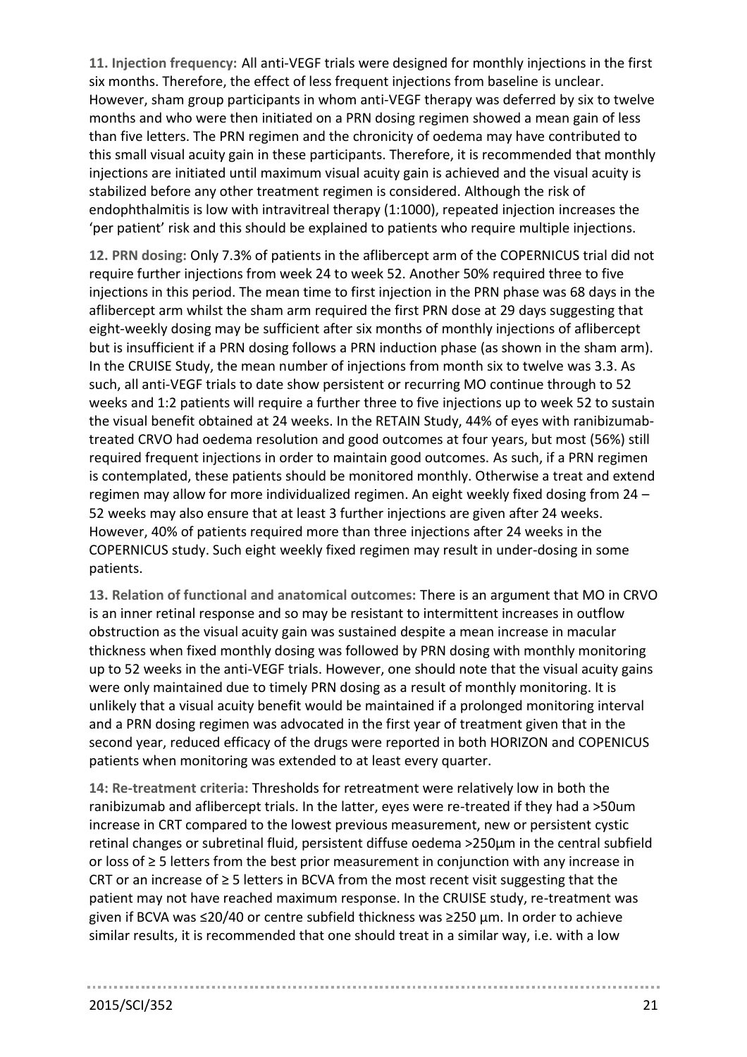**11. Injection frequency:** All anti-VEGF trials were designed for monthly injections in the first six months. Therefore, the effect of less frequent injections from baseline is unclear. However, sham group participants in whom anti-VEGF therapy was deferred by six to twelve months and who were then initiated on a PRN dosing regimen showed a mean gain of less than five letters. The PRN regimen and the chronicity of oedema may have contributed to this small visual acuity gain in these participants. Therefore, it is recommended that monthly injections are initiated until maximum visual acuity gain is achieved and the visual acuity is stabilized before any other treatment regimen is considered. Although the risk of endophthalmitis is low with intravitreal therapy (1:1000), repeated injection increases the 'per patient' risk and this should be explained to patients who require multiple injections.

**12. PRN dosing:** Only 7.3% of patients in the aflibercept arm of the COPERNICUS trial did not require further injections from week 24 to week 52. Another 50% required three to five injections in this period. The mean time to first injection in the PRN phase was 68 days in the aflibercept arm whilst the sham arm required the first PRN dose at 29 days suggesting that eight-weekly dosing may be sufficient after six months of monthly injections of aflibercept but is insufficient if a PRN dosing follows a PRN induction phase (as shown in the sham arm). In the CRUISE Study, the mean number of injections from month six to twelve was 3.3. As such, all anti-VEGF trials to date show persistent or recurring MO continue through to 52 weeks and 1:2 patients will require a further three to five injections up to week 52 to sustain the visual benefit obtained at 24 weeks. In the RETAIN Study, 44% of eyes with ranibizumab-treated CRVO had oedema resolution and good outcomes at four years, but most (56%) still required frequent injections in order to maintain good outcomes. As such, if a PRN regimen is contemplated, these patients should be monitored monthly. Otherwise a treat and extend regimen may allow for more individualized regimen. An eight weekly fixed dosing from 24 – 52 weeks may also ensure that at least 3 further injections are given after 24 weeks. However, 40% of patients required more than three injections after 24 weeks in the COPERNICUS study. Such eight weekly fixed regimen may result in under-dosing in some patients.

**13. Relation of functional and anatomical outcomes:** There is an argument that MO in CRVO is an inner retinal response and so may be resistant to intermittent increases in outflow obstruction as the visual acuity gain was sustained despite a mean increase in macular thickness when fixed monthly dosing was followed by PRN dosing with monthly monitoring up to 52 weeks in the anti-VEGF trials. However, one should note that the visual acuity gains were only maintained due to timely PRN dosing as a result of monthly monitoring. It is unlikely that a visual acuity benefit would be maintained if a prolonged monitoring interval and a PRN dosing regimen was advocated in the first year of treatment given that in the second year, reduced efficacy of the drugs were reported in both HORIZON and COPENICUS patients when monitoring was extended to at least every quarter.

**14: Re-treatment criteria:** Thresholds for retreatment were relatively low in both the ranibizumab and aflibercept trials. In the latter, eyes were re-treated if they had a >50um increase in CRT compared to the lowest previous measurement, new or persistent cystic retinal changes or subretinal fluid, persistent diffuse oedema >250µm in the central subfield or loss of ≥ 5 letters from the best prior measurement in conjunction with any increase in CRT or an increase of ≥ 5 letters in BCVA from the most recent visit suggesting that the patient may not have reached maximum response. In the CRUISE study, re-treatment was given if BCVA was ≤20/40 or centre subfield thickness was ≥250 µm. In order to achieve similar results, it is recommended that one should treat in a similar way, i.e. with a low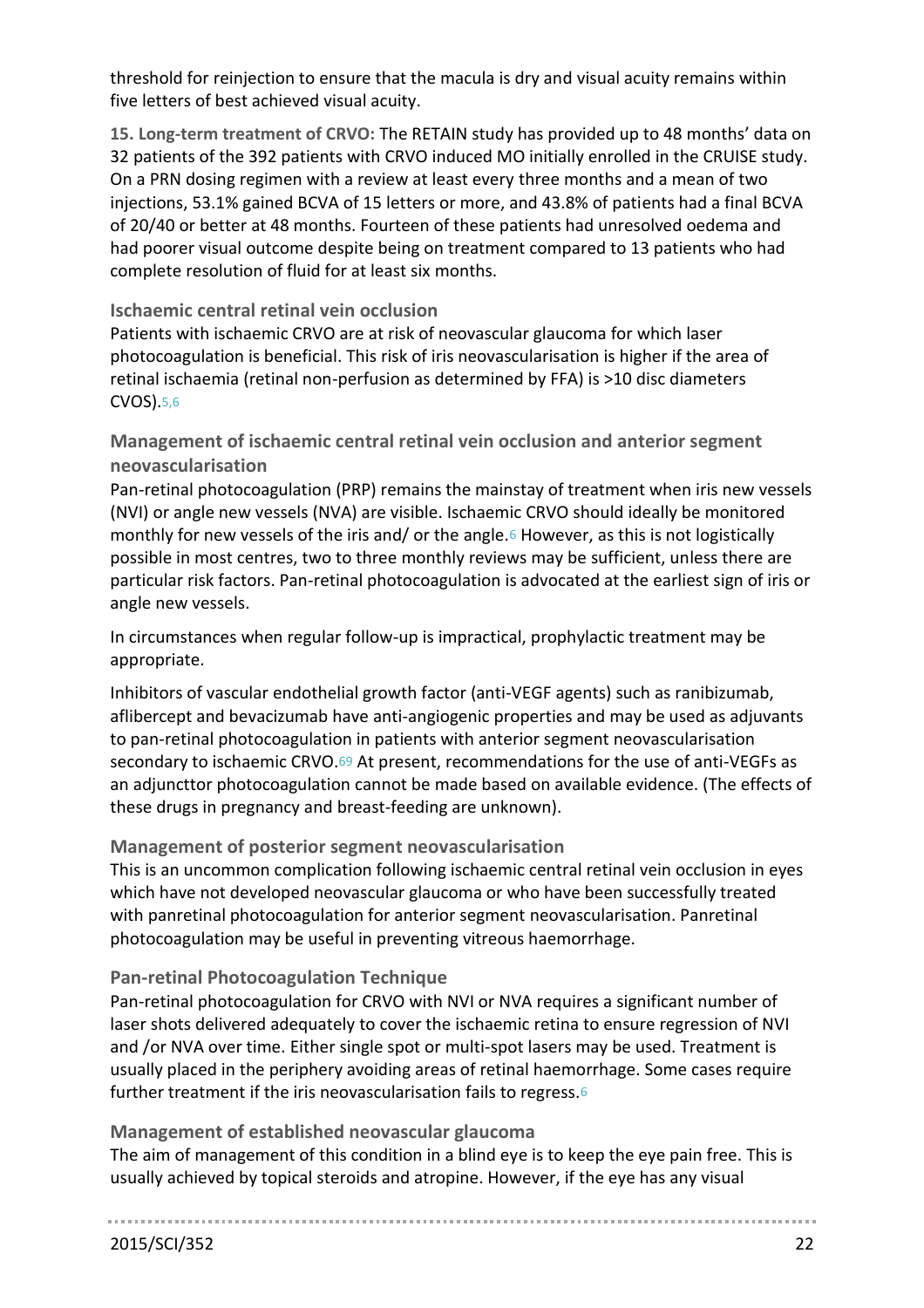threshold for reinjection to ensure that the macula is dry and visual acuity remains within five letters of best achieved visual acuity.

**15. Long-term treatment of CRVO:** The RETAIN study has provided up to 48 months' data on 32 patients of the 392 patients with CRVO induced MO initially enrolled in the CRUISE study. On a PRN dosing regimen with a review at least every three months and a mean of two injections, 53.1% gained BCVA of 15 letters or more, and 43.8% of patients had a final BCVA of 20/40 or better at 48 months. Fourteen of these patients had unresolved oedema and had poorer visual outcome despite being on treatment compared to 13 patients who had complete resolution of fluid for at least six months.

### Ischaemic central retinal vein occlusion

Patients with ischaemic CRVO are at risk of neovascular glaucoma for which laser photocoagulation is beneficial. This risk of iris neovascularisation is higher if the area of retinal ischaemia (retinal non-perfusion as determined by FFA) is >10 disc diameters CVOS).[5,6]

### Management of ischaemic central retinal vein occlusion and anterior segment neovascularisation

Pan-retinal photocoagulation (PRP) remains the mainstay of treatment when iris new vessels (NVI) or angle new vessels (NVA) are visible. Ischaemic CRVO should ideally be monitored monthly for new vessels of the iris and/ or the angle.[6] However, as this is not logistically possible in most centres, two to three monthly reviews may be sufficient, unless there are particular risk factors. Pan-retinal photocoagulation is advocated at the earliest sign of iris or angle new vessels.

In circumstances when regular follow-up is impractical, prophylactic treatment may be appropriate.

Inhibitors of vascular endothelial growth factor (anti-VEGF agents) such as ranibizumab, aflibercept and bevacizumab have anti-angiogenic properties and may be used as adjuvants to pan-retinal photocoagulation in patients with anterior segment neovascularisation secondary to ischaemic CRVO.[69] At present, recommendations for the use of anti-VEGFs as an adjuncttor photocoagulation cannot be made based on available evidence. (The effects of these drugs in pregnancy and breast-feeding are unknown).

### Management of posterior segment neovascularisation

This is an uncommon complication following ischaemic central retinal vein occlusion in eyes which have not developed neovascular glaucoma or who have been successfully treated with panretinal photocoagulation for anterior segment neovascularisation. Panretinal photocoagulation may be useful in preventing vitreous haemorrhage.

### Pan-retinal Photocoagulation Technique

Pan-retinal photocoagulation for CRVO with NVI or NVA requires a significant number of laser shots delivered adequately to cover the ischaemic retina to ensure regression of NVI and /or NVA over time. Either single spot or multi-spot lasers may be used. Treatment is usually placed in the periphery avoiding areas of retinal haemorrhage. Some cases require further treatment if the iris neovascularisation fails to regress.[6]

### Management of established neovascular glaucoma

The aim of management of this condition in a blind eye is to keep the eye pain free. This is usually achieved by topical steroids and atropine. However, if the eye has any visual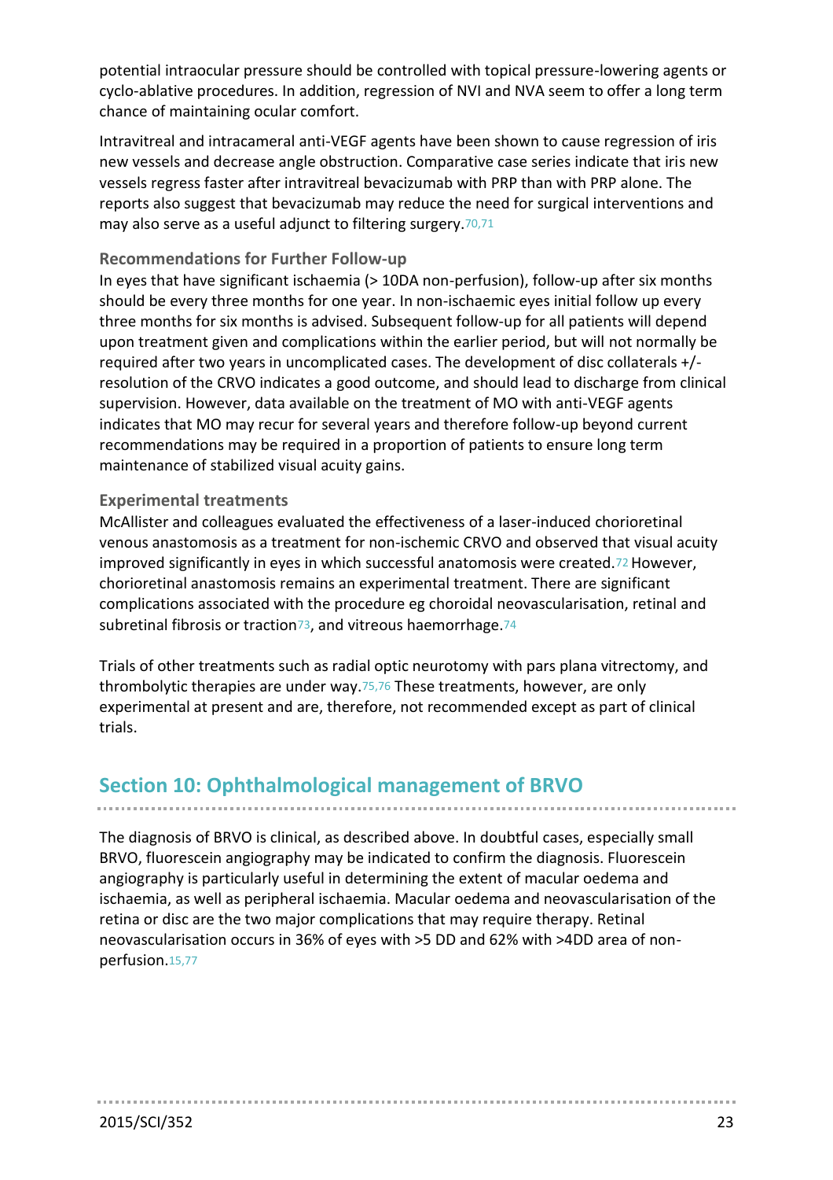potential intraocular pressure should be controlled with topical pressure-lowering agents or cyclo-ablative procedures. In addition, regression of NVI and NVA seem to offer a long term chance of maintaining ocular comfort.

Intravitreal and intracameral anti-VEGF agents have been shown to cause regression of iris new vessels and decrease angle obstruction. Comparative case series indicate that iris new vessels regress faster after intravitreal bevacizumab with PRP than with PRP alone. The reports also suggest that bevacizumab may reduce the need for surgical interventions and may also serve as a useful adjunct to filtering surgery.[70,71]

### Recommendations for Further Follow-up

In eyes that have significant ischaemia (> 10DA non-perfusion), follow-up after six months should be every three months for one year. In non-ischaemic eyes initial follow up every three months for six months is advised. Subsequent follow-up for all patients will depend upon treatment given and complications within the earlier period, but will not normally be required after two years in uncomplicated cases. The development of disc collaterals +/- resolution of the CRVO indicates a good outcome, and should lead to discharge from clinical supervision. However, data available on the treatment of MO with anti-VEGF agents indicates that MO may recur for several years and therefore follow-up beyond current recommendations may be required in a proportion of patients to ensure long term maintenance of stabilized visual acuity gains.

### Experimental treatments

McAllister and colleagues evaluated the effectiveness of a laser-induced chorioretinal venous anastomosis as a treatment for non-ischemic CRVO and observed that visual acuity improved significantly in eyes in which successful anatomosis were created.[72] However, chorioretinal anastomosis remains an experimental treatment. There are significant complications associated with the procedure eg choroidal neovascularisation, retinal and subretinal fibrosis or traction[73], and vitreous haemorrhage.[74]

Trials of other treatments such as radial optic neurotomy with pars plana vitrectomy, and thrombolytic therapies are under way.[75,76] These treatments, however, are only experimental at present and are, therefore, not recommended except as part of clinical trials.

## Section 10: Ophthalmological management of BRVO

The diagnosis of BRVO is clinical, as described above. In doubtful cases, especially small BRVO, fluorescein angiography may be indicated to confirm the diagnosis. Fluorescein angiography is particularly useful in determining the extent of macular oedema and ischaemia, as well as peripheral ischaemia. Macular oedema and neovascularisation of the retina or disc are the two major complications that may require therapy. Retinal neovascularisation occurs in 36% of eyes with >5 DD and 62% with >4DD area of non-perfusion.[15,77]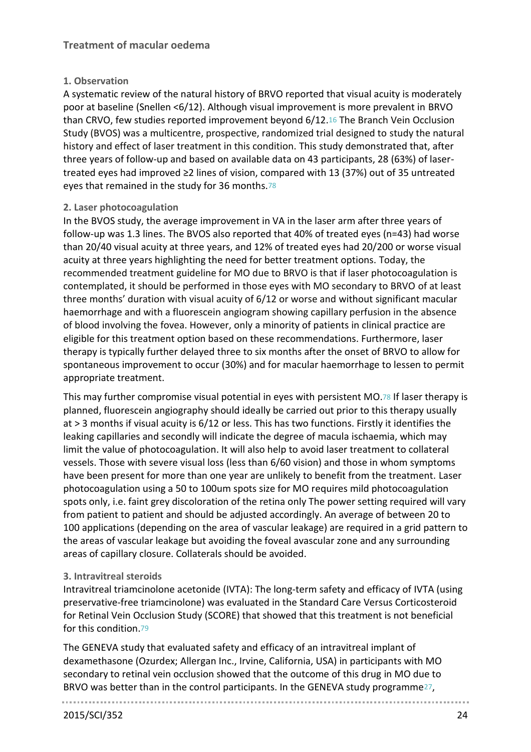## Treatment of macular oedema

### 1. Observation

A systematic review of the natural history of BRVO reported that visual acuity is moderately poor at baseline (Snellen <6/12). Although visual improvement is more prevalent in BRVO than CRVO, few studies reported improvement beyond 6/12.[16] The Branch Vein Occlusion Study (BVOS) was a multicentre, prospective, randomized trial designed to study the natural history and effect of laser treatment in this condition. This study demonstrated that, after three years of follow-up and based on available data on 43 participants, 28 (63%) of laser-treated eyes had improved ≥2 lines of vision, compared with 13 (37%) out of 35 untreated eyes that remained in the study for 36 months.[78]

### 2. Laser photocoagulation

In the BVOS study, the average improvement in VA in the laser arm after three years of follow-up was 1.3 lines. The BVOS also reported that 40% of treated eyes (n=43) had worse than 20/40 visual acuity at three years, and 12% of treated eyes had 20/200 or worse visual acuity at three years highlighting the need for better treatment options. Today, the recommended treatment guideline for MO due to BRVO is that if laser photocoagulation is contemplated, it should be performed in those eyes with MO secondary to BRVO of at least three months' duration with visual acuity of 6/12 or worse and without significant macular haemorrhage and with a fluorescein angiogram showing capillary perfusion in the absence of blood involving the fovea. However, only a minority of patients in clinical practice are eligible for this treatment option based on these recommendations. Furthermore, laser therapy is typically further delayed three to six months after the onset of BRVO to allow for spontaneous improvement to occur (30%) and for macular haemorrhage to lessen to permit appropriate treatment.

This may further compromise visual potential in eyes with persistent MO.[78] If laser therapy is planned, fluorescein angiography should ideally be carried out prior to this therapy usually at > 3 months if visual acuity is 6/12 or less. This has two functions. Firstly it identifies the leaking capillaries and secondly will indicate the degree of macula ischaemia, which may limit the value of photocoagulation. It will also help to avoid laser treatment to collateral vessels. Those with severe visual loss (less than 6/60 vision) and those in whom symptoms have been present for more than one year are unlikely to benefit from the treatment. Laser photocoagulation using a 50 to 100um spots size for MO requires mild photocoagulation spots only, i.e. faint grey discoloration of the retina only The power setting required will vary from patient to patient and should be adjusted accordingly. An average of between 20 to 100 applications (depending on the area of vascular leakage) are required in a grid pattern to the areas of vascular leakage but avoiding the foveal avascular zone and any surrounding areas of capillary closure. Collaterals should be avoided.

### 3. Intravitreal steroids

Intravitreal triamcinolone acetonide (IVTA): The long-term safety and efficacy of IVTA (using preservative-free triamcinolone) was evaluated in the Standard Care Versus Corticosteroid for Retinal Vein Occlusion Study (SCORE) that showed that this treatment is not beneficial for this condition.[79]

The GENEVA study that evaluated safety and efficacy of an intravitreal implant of dexamethasone (Ozurdex; Allergan Inc., Irvine, California, USA) in participants with MO secondary to retinal vein occlusion showed that the outcome of this drug in MO due to BRVO was better than in the control participants. In the GENEVA study programme[27],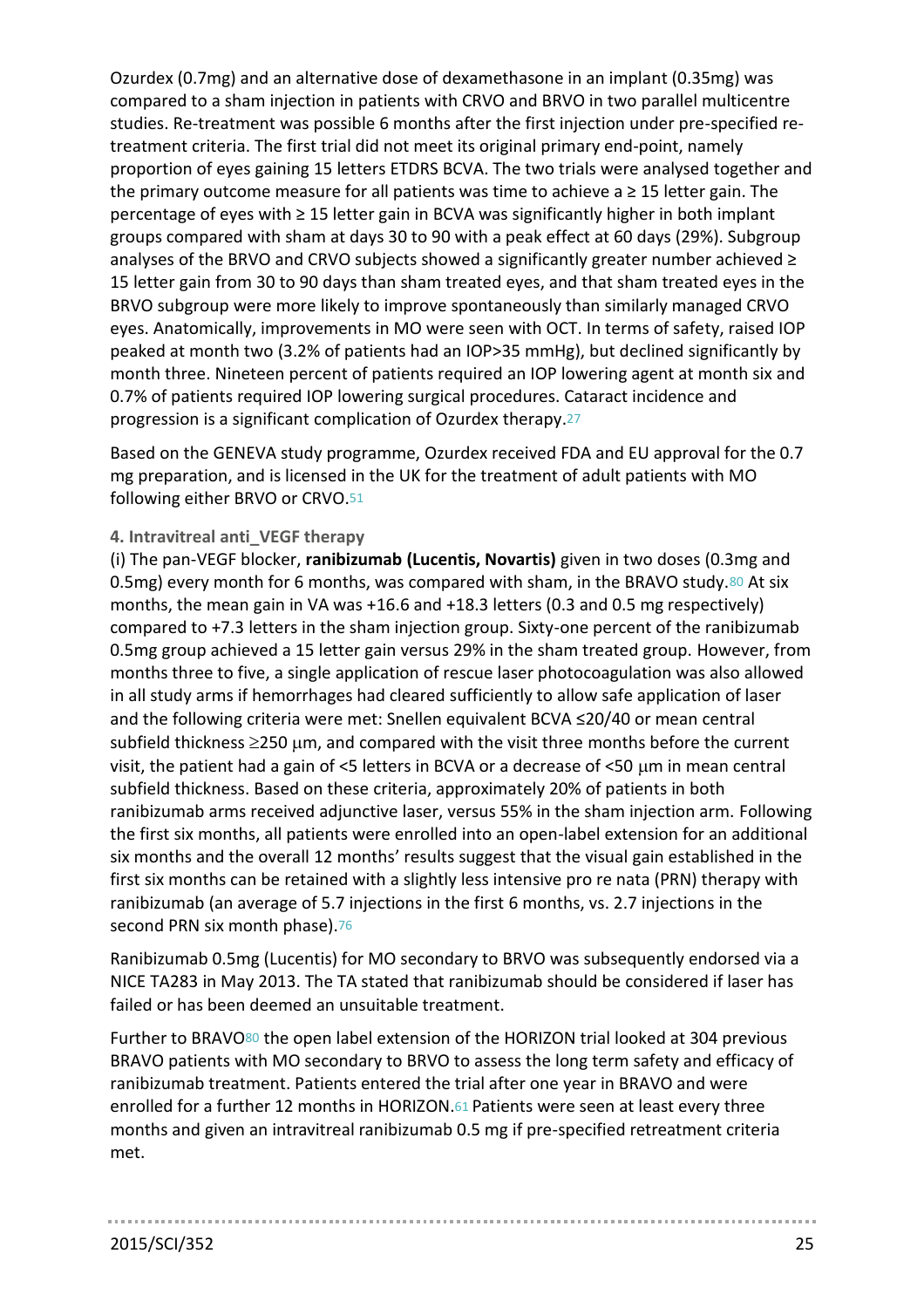Ozurdex (0.7mg) and an alternative dose of dexamethasone in an implant (0.35mg) was compared to a sham injection in patients with CRVO and BRVO in two parallel multicentre studies. Re-treatment was possible 6 months after the first injection under pre-specified re-treatment criteria. The first trial did not meet its original primary end-point, namely proportion of eyes gaining 15 letters ETDRS BCVA. The two trials were analysed together and the primary outcome measure for all patients was time to achieve a ≥ 15 letter gain. The percentage of eyes with ≥ 15 letter gain in BCVA was significantly higher in both implant groups compared with sham at days 30 to 90 with a peak effect at 60 days (29%). Subgroup analyses of the BRVO and CRVO subjects showed a significantly greater number achieved ≥ 15 letter gain from 30 to 90 days than sham treated eyes, and that sham treated eyes in the BRVO subgroup were more likely to improve spontaneously than similarly managed CRVO eyes. Anatomically, improvements in MO were seen with OCT. In terms of safety, raised IOP peaked at month two (3.2% of patients had an IOP>35 mmHg), but declined significantly by month three. Nineteen percent of patients required an IOP lowering agent at month six and 0.7% of patients required IOP lowering surgical procedures. Cataract incidence and progression is a significant complication of Ozurdex therapy.[27]

Based on the GENEVA study programme, Ozurdex received FDA and EU approval for the 0.7 mg preparation, and is licensed in the UK for the treatment of adult patients with MO following either BRVO or CRVO.[51]

#### 4. Intravitreal anti_VEGF therapy

(i) The pan-VEGF blocker, **ranibizumab (Lucentis, Novartis)** given in two doses (0.3mg and 0.5mg) every month for 6 months, was compared with sham, in the BRAVO study.[80] At six months, the mean gain in VA was +16.6 and +18.3 letters (0.3 and 0.5 mg respectively) compared to +7.3 letters in the sham injection group. Sixty-one percent of the ranibizumab 0.5mg group achieved a 15 letter gain versus 29% in the sham treated group. However, from months three to five, a single application of rescue laser photocoagulation was also allowed in all study arms if hemorrhages had cleared sufficiently to allow safe application of laser and the following criteria were met: Snellen equivalent BCVA ≤20/40 or mean central subfield thickness ≥250 μm, and compared with the visit three months before the current visit, the patient had a gain of <5 letters in BCVA or a decrease of <50 μm in mean central subfield thickness. Based on these criteria, approximately 20% of patients in both ranibizumab arms received adjunctive laser, versus 55% in the sham injection arm. Following the first six months, all patients were enrolled into an open-label extension for an additional six months and the overall 12 months' results suggest that the visual gain established in the first six months can be retained with a slightly less intensive pro re nata (PRN) therapy with ranibizumab (an average of 5.7 injections in the first 6 months, vs. 2.7 injections in the second PRN six month phase).[76]

Ranibizumab 0.5mg (Lucentis) for MO secondary to BRVO was subsequently endorsed via a NICE TA283 in May 2013. The TA stated that ranibizumab should be considered if laser has failed or has been deemed an unsuitable treatment.

Further to BRAVO[80] the open label extension of the HORIZON trial looked at 304 previous BRAVO patients with MO secondary to BRVO to assess the long term safety and efficacy of ranibizumab treatment. Patients entered the trial after one year in BRAVO and were enrolled for a further 12 months in HORIZON.[61] Patients were seen at least every three months and given an intravitreal ranibizumab 0.5 mg if pre-specified retreatment criteria met.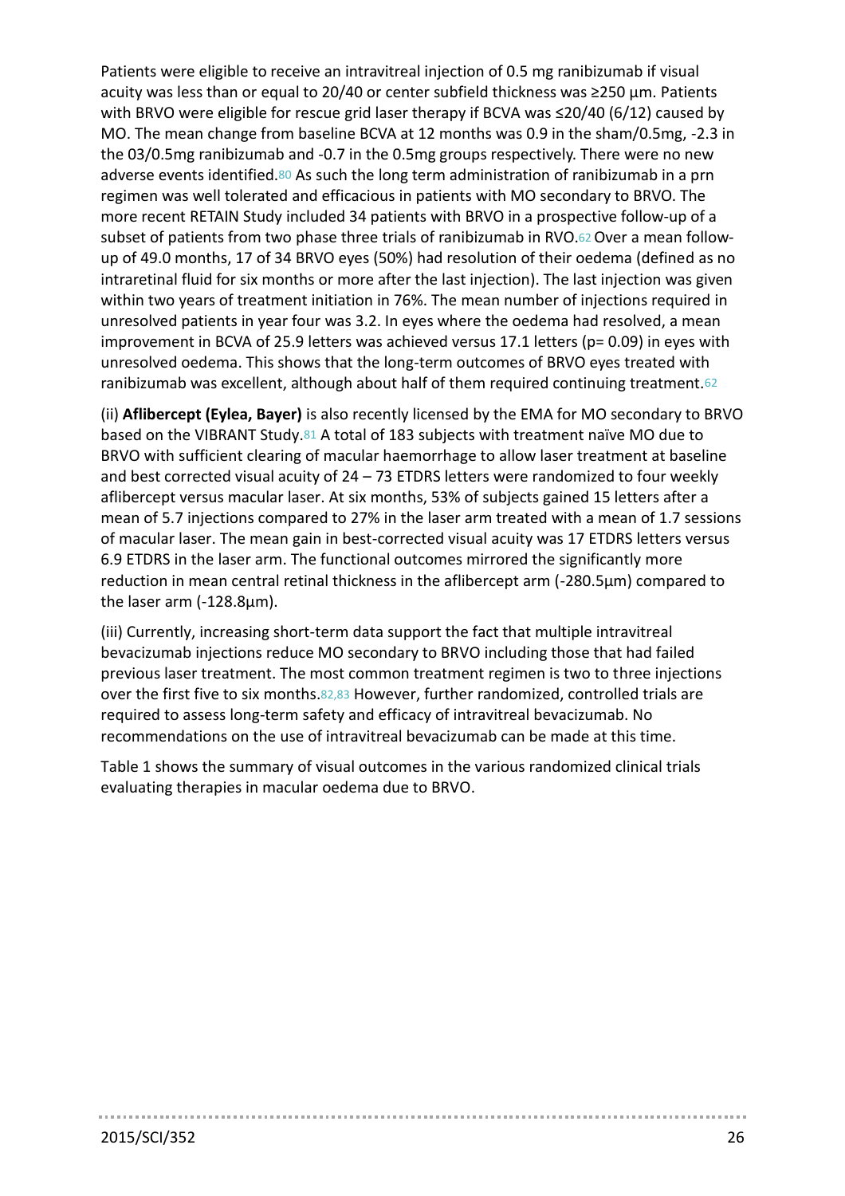Patients were eligible to receive an intravitreal injection of 0.5 mg ranibizumab if visual acuity was less than or equal to 20/40 or center subfield thickness was ≥250 µm. Patients with BRVO were eligible for rescue grid laser therapy if BCVA was ≤20/40 (6/12) caused by MO. The mean change from baseline BCVA at 12 months was 0.9 in the sham/0.5mg, -2.3 in the 03/0.5mg ranibizumab and -0.7 in the 0.5mg groups respectively. There were no new adverse events identified.[80] As such the long term administration of ranibizumab in a prn regimen was well tolerated and efficacious in patients with MO secondary to BRVO. The more recent RETAIN Study included 34 patients with BRVO in a prospective follow-up of a subset of patients from two phase three trials of ranibizumab in RVO.[62] Over a mean follow-up of 49.0 months, 17 of 34 BRVO eyes (50%) had resolution of their oedema (defined as no intraretinal fluid for six months or more after the last injection). The last injection was given within two years of treatment initiation in 76%. The mean number of injections required in unresolved patients in year four was 3.2. In eyes where the oedema had resolved, a mean improvement in BCVA of 25.9 letters was achieved versus 17.1 letters (p= 0.09) in eyes with unresolved oedema. This shows that the long-term outcomes of BRVO eyes treated with ranibizumab was excellent, although about half of them required continuing treatment.[62]

(ii) **Aflibercept (Eylea, Bayer)** is also recently licensed by the EMA for MO secondary to BRVO based on the VIBRANT Study.[81] A total of 183 subjects with treatment naïve MO due to BRVO with sufficient clearing of macular haemorrhage to allow laser treatment at baseline and best corrected visual acuity of 24 – 73 ETDRS letters were randomized to four weekly aflibercept versus macular laser. At six months, 53% of subjects gained 15 letters after a mean of 5.7 injections compared to 27% in the laser arm treated with a mean of 1.7 sessions of macular laser. The mean gain in best-corrected visual acuity was 17 ETDRS letters versus 6.9 ETDRS in the laser arm. The functional outcomes mirrored the significantly more reduction in mean central retinal thickness in the aflibercept arm (-280.5µm) compared to the laser arm (-128.8µm).

(iii) Currently, increasing short-term data support the fact that multiple intravitreal bevacizumab injections reduce MO secondary to BRVO including those that had failed previous laser treatment. The most common treatment regimen is two to three injections over the first five to six months.[82,83] However, further randomized, controlled trials are required to assess long-term safety and efficacy of intravitreal bevacizumab. No recommendations on the use of intravitreal bevacizumab can be made at this time.

Table 1 shows the summary of visual outcomes in the various randomized clinical trials evaluating therapies in macular oedema due to BRVO.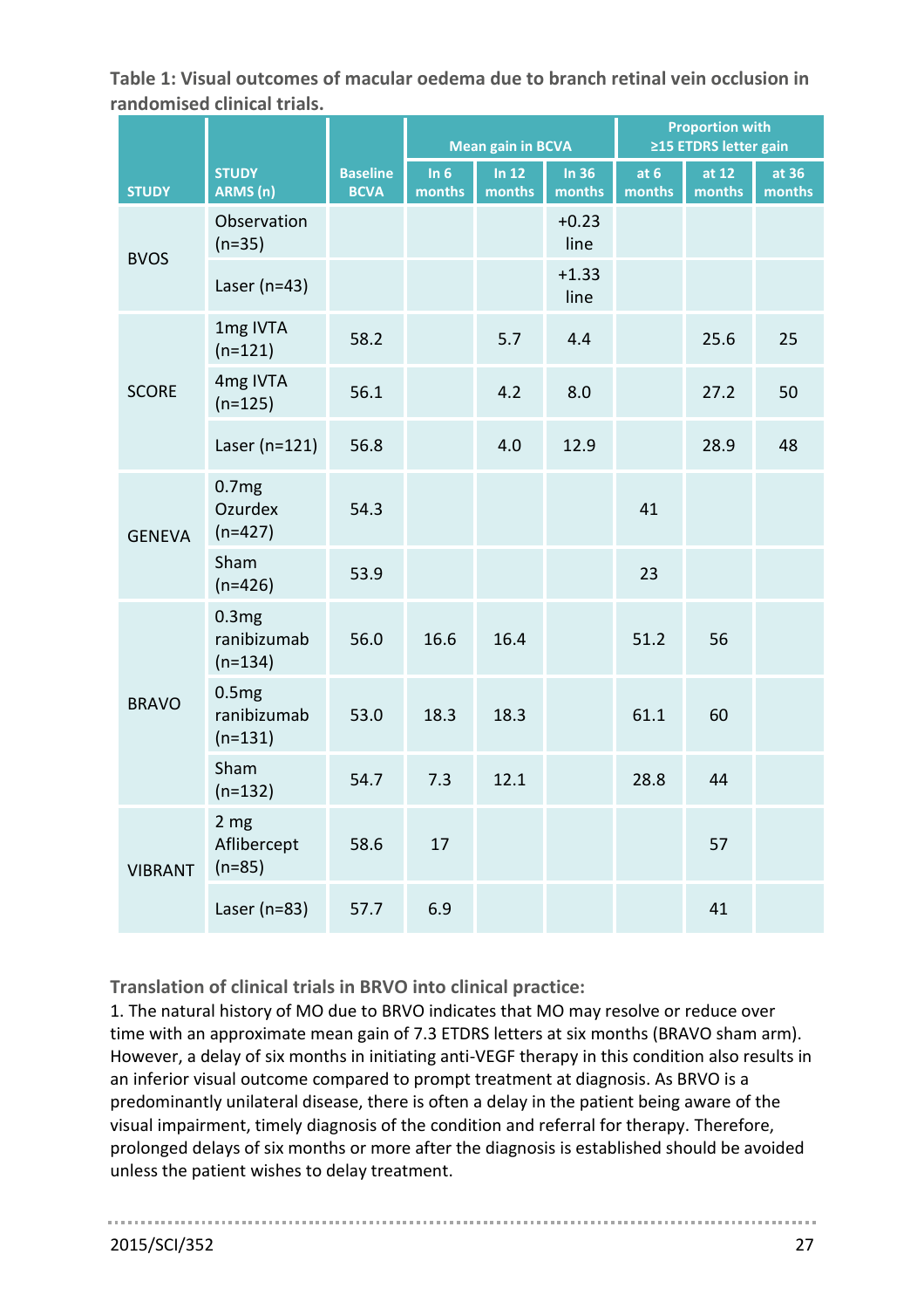**Table 1: Visual outcomes of macular oedema due to branch retinal vein occlusion in randomised clinical trials.**

| STUDY | STUDY ARMS (n) | Baseline BCVA | Mean gain in BCVA | | | Proportion with ≥15 ETDRS letter gain | | |
|---|---|---|---|---|---|---|---|---|
| | | | In 6 months | In 12 months | In 36 months | at 6 months | at 12 months | at 36 months |
| BVOS | Observation (n=35) | | | | +0.23 line | | | |
| | Laser (n=43) | | | | +1.33 line | | | |
| SCORE | 1mg IVTA (n=121) | 58.2 | | 5.7 | 4.4 | | 25.6 | 25 |
| | 4mg IVTA (n=125) | 56.1 | | 4.2 | 8.0 | | 27.2 | 50 |
| | Laser (n=121) | 56.8 | | 4.0 | 12.9 | | 28.9 | 48 |
| GENEVA | 0.7mg Ozurdex (n=427) | 54.3 | | | | 41 | | |
| | Sham (n=426) | 53.9 | | | | 23 | | |
| BRAVO | 0.3mg ranibizumab (n=134) | 56.0 | 16.6 | 16.4 | | 51.2 | 56 | |
| | 0.5mg ranibizumab (n=131) | 53.0 | 18.3 | 18.3 | | 61.1 | 60 | |
| | Sham (n=132) | 54.7 | 7.3 | 12.1 | | 28.8 | 44 | |
| VIBRANT | 2 mg Aflibercept (n=85) | 58.6 | 17 | | | | 57 | |
| | Laser (n=83) | 57.7 | 6.9 | | | | 41 | |

**Translation of clinical trials in BRVO into clinical practice:**

1. The natural history of MO due to BRVO indicates that MO may resolve or reduce over time with an approximate mean gain of 7.3 ETDRS letters at six months (BRAVO sham arm). However, a delay of six months in initiating anti-VEGF therapy in this condition also results in an inferior visual outcome compared to prompt treatment at diagnosis. As BRVO is a predominantly unilateral disease, there is often a delay in the patient being aware of the visual impairment, timely diagnosis of the condition and referral for therapy. Therefore, prolonged delays of six months or more after the diagnosis is established should be avoided unless the patient wishes to delay treatment.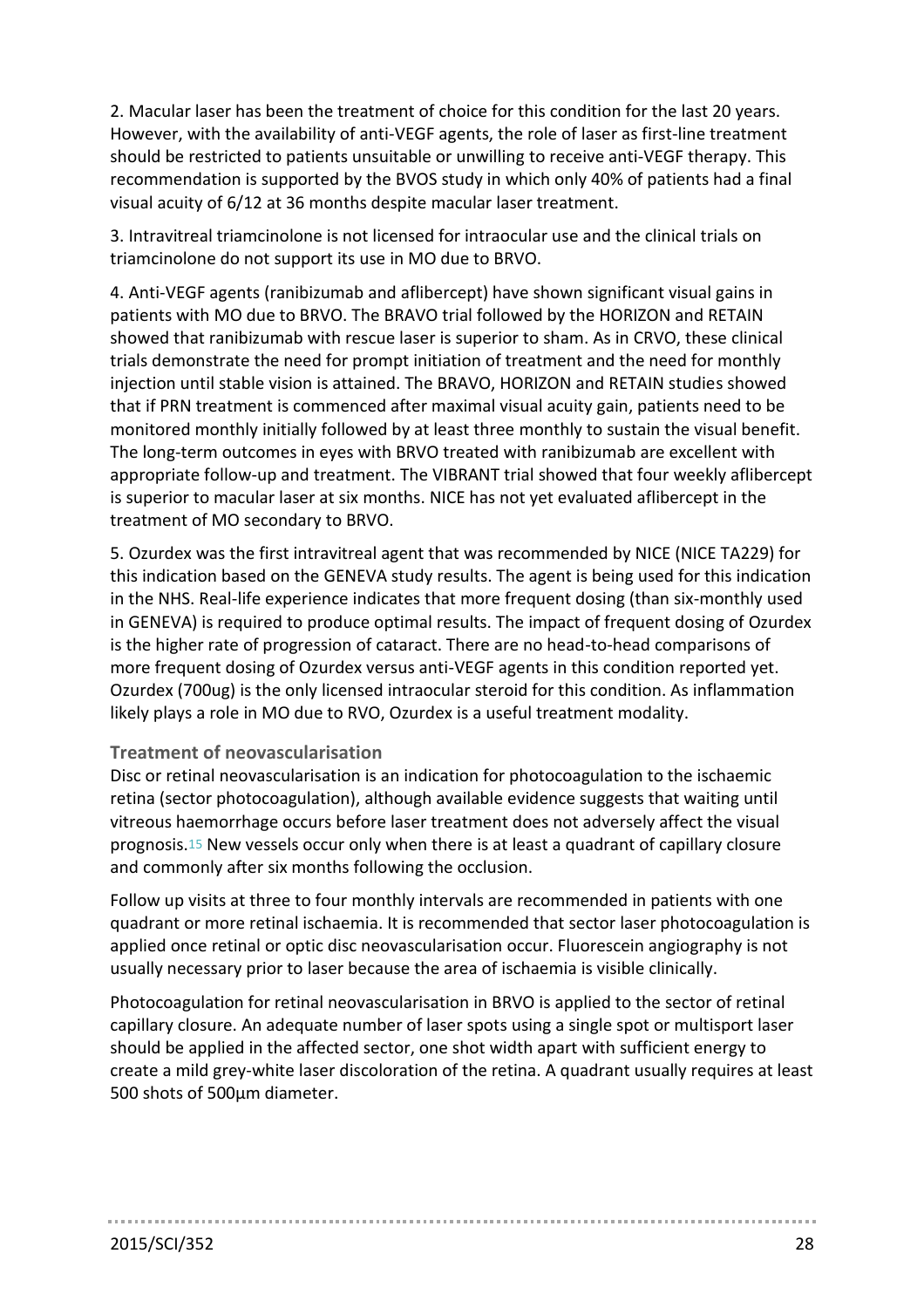2. Macular laser has been the treatment of choice for this condition for the last 20 years. However, with the availability of anti-VEGF agents, the role of laser as first-line treatment should be restricted to patients unsuitable or unwilling to receive anti-VEGF therapy. This recommendation is supported by the BVOS study in which only 40% of patients had a final visual acuity of 6/12 at 36 months despite macular laser treatment.

3. Intravitreal triamcinolone is not licensed for intraocular use and the clinical trials on triamcinolone do not support its use in MO due to BRVO.

4. Anti-VEGF agents (ranibizumab and aflibercept) have shown significant visual gains in patients with MO due to BRVO. The BRAVO trial followed by the HORIZON and RETAIN showed that ranibizumab with rescue laser is superior to sham. As in CRVO, these clinical trials demonstrate the need for prompt initiation of treatment and the need for monthly injection until stable vision is attained. The BRAVO, HORIZON and RETAIN studies showed that if PRN treatment is commenced after maximal visual acuity gain, patients need to be monitored monthly initially followed by at least three monthly to sustain the visual benefit. The long-term outcomes in eyes with BRVO treated with ranibizumab are excellent with appropriate follow-up and treatment. The VIBRANT trial showed that four weekly aflibercept is superior to macular laser at six months. NICE has not yet evaluated aflibercept in the treatment of MO secondary to BRVO.

5. Ozurdex was the first intravitreal agent that was recommended by NICE (NICE TA229) for this indication based on the GENEVA study results. The agent is being used for this indication in the NHS. Real-life experience indicates that more frequent dosing (than six-monthly used in GENEVA) is required to produce optimal results. The impact of frequent dosing of Ozurdex is the higher rate of progression of cataract. There are no head-to-head comparisons of more frequent dosing of Ozurdex versus anti-VEGF agents in this condition reported yet. Ozurdex (700ug) is the only licensed intraocular steroid for this condition. As inflammation likely plays a role in MO due to RVO, Ozurdex is a useful treatment modality.

### Treatment of neovascularisation

Disc or retinal neovascularisation is an indication for photocoagulation to the ischaemic retina (sector photocoagulation), although available evidence suggests that waiting until vitreous haemorrhage occurs before laser treatment does not adversely affect the visual prognosis.[15] New vessels occur only when there is at least a quadrant of capillary closure and commonly after six months following the occlusion.

Follow up visits at three to four monthly intervals are recommended in patients with one quadrant or more retinal ischaemia. It is recommended that sector laser photocoagulation is applied once retinal or optic disc neovascularisation occur. Fluorescein angiography is not usually necessary prior to laser because the area of ischaemia is visible clinically.

Photocoagulation for retinal neovascularisation in BRVO is applied to the sector of retinal capillary closure. An adequate number of laser spots using a single spot or multisport laser should be applied in the affected sector, one shot width apart with sufficient energy to create a mild grey-white laser discoloration of the retina. A quadrant usually requires at least 500 shots of 500µm diameter.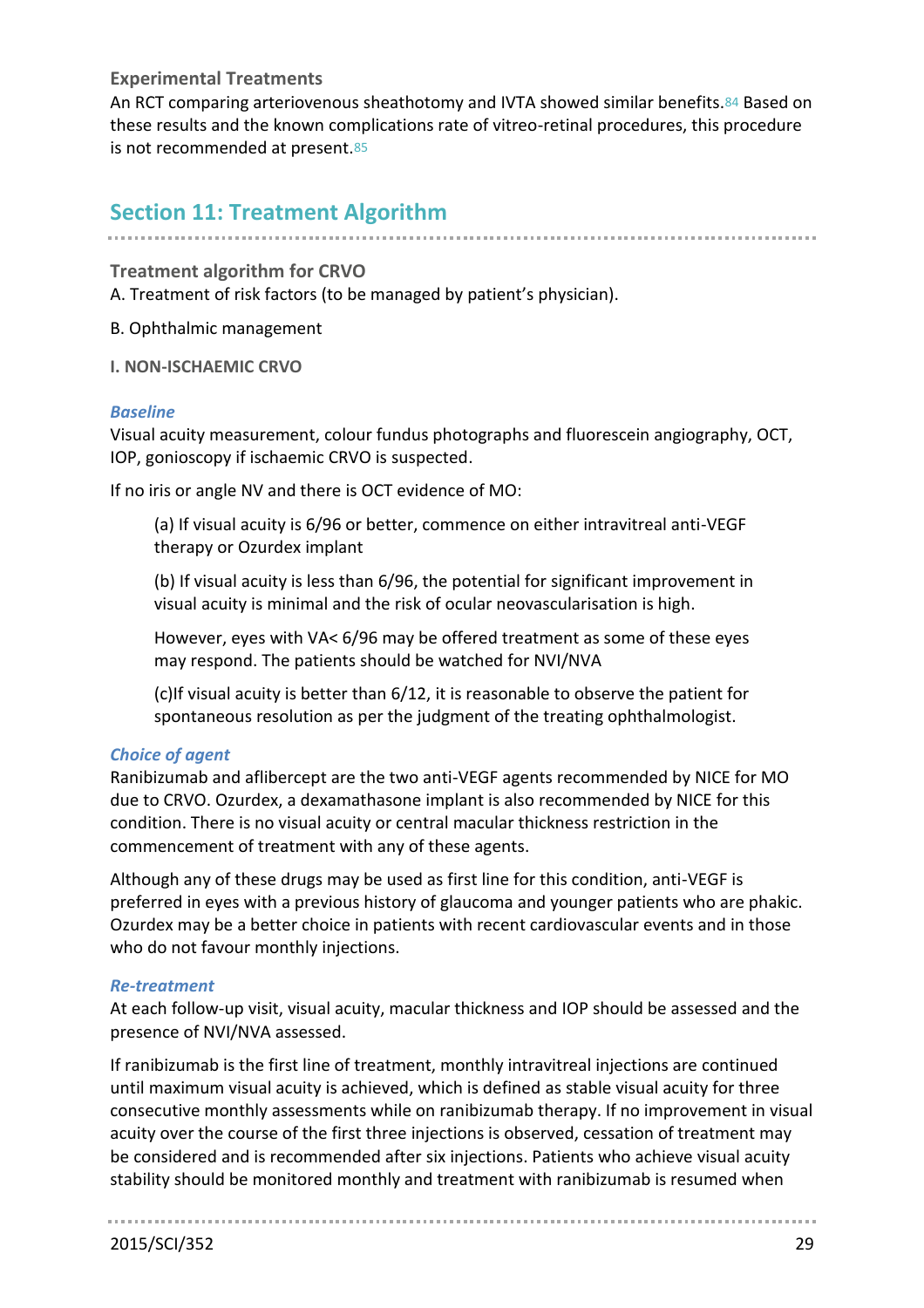### Experimental Treatments

An RCT comparing arteriovenous sheathotomy and IVTA showed similar benefits.[84] Based on these results and the known complications rate of vitreo-retinal procedures, this procedure is not recommended at present.[85]

## Section 11: Treatment Algorithm

### Treatment algorithm for CRVO

A. Treatment of risk factors (to be managed by patient's physician).

B. Ophthalmic management

**I. NON-ISCHAEMIC CRVO**

***Baseline***

Visual acuity measurement, colour fundus photographs and fluorescein angiography, OCT, IOP, gonioscopy if ischaemic CRVO is suspected.

If no iris or angle NV and there is OCT evidence of MO:

> (a) If visual acuity is 6/96 or better, commence on either intravitreal anti-VEGF therapy or Ozurdex implant
>
> (b) If visual acuity is less than 6/96, the potential for significant improvement in visual acuity is minimal and the risk of ocular neovascularisation is high.
>
> However, eyes with VA< 6/96 may be offered treatment as some of these eyes may respond. The patients should be watched for NVI/NVA
>
> (c)If visual acuity is better than 6/12, it is reasonable to observe the patient for spontaneous resolution as per the judgment of the treating ophthalmologist.

***Choice of agent***

Ranibizumab and aflibercept are the two anti-VEGF agents recommended by NICE for MO due to CRVO. Ozurdex, a dexamathasone implant is also recommended by NICE for this condition. There is no visual acuity or central macular thickness restriction in the commencement of treatment with any of these agents.

Although any of these drugs may be used as first line for this condition, anti-VEGF is preferred in eyes with a previous history of glaucoma and younger patients who are phakic. Ozurdex may be a better choice in patients with recent cardiovascular events and in those who do not favour monthly injections.

***Re-treatment***

At each follow-up visit, visual acuity, macular thickness and IOP should be assessed and the presence of NVI/NVA assessed.

If ranibizumab is the first line of treatment, monthly intravitreal injections are continued until maximum visual acuity is achieved, which is defined as stable visual acuity for three consecutive monthly assessments while on ranibizumab therapy. If no improvement in visual acuity over the course of the first three injections is observed, cessation of treatment may be considered and is recommended after six injections. Patients who achieve visual acuity stability should be monitored monthly and treatment with ranibizumab is resumed when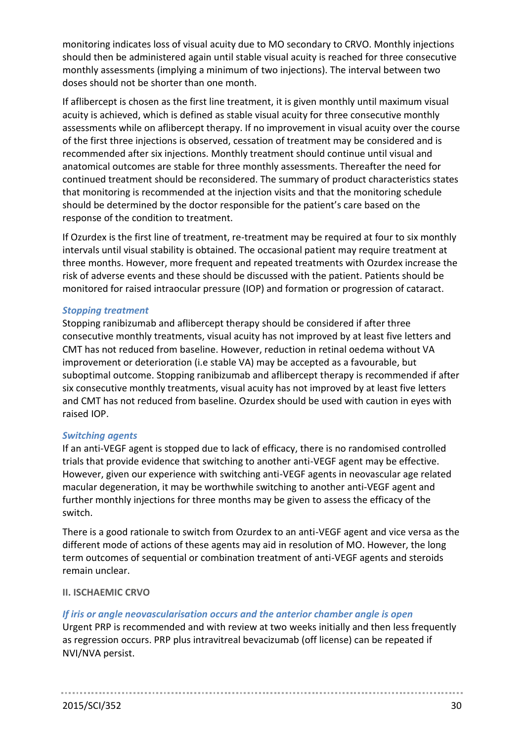monitoring indicates loss of visual acuity due to MO secondary to CRVO. Monthly injections should then be administered again until stable visual acuity is reached for three consecutive monthly assessments (implying a minimum of two injections). The interval between two doses should not be shorter than one month.

If aflibercept is chosen as the first line treatment, it is given monthly until maximum visual acuity is achieved, which is defined as stable visual acuity for three consecutive monthly assessments while on aflibercept therapy. If no improvement in visual acuity over the course of the first three injections is observed, cessation of treatment may be considered and is recommended after six injections. Monthly treatment should continue until visual and anatomical outcomes are stable for three monthly assessments. Thereafter the need for continued treatment should be reconsidered. The summary of product characteristics states that monitoring is recommended at the injection visits and that the monitoring schedule should be determined by the doctor responsible for the patient's care based on the response of the condition to treatment.

If Ozurdex is the first line of treatment, re-treatment may be required at four to six monthly intervals until visual stability is obtained. The occasional patient may require treatment at three months. However, more frequent and repeated treatments with Ozurdex increase the risk of adverse events and these should be discussed with the patient. Patients should be monitored for raised intraocular pressure (IOP) and formation or progression of cataract.

#### *Stopping treatment*

Stopping ranibizumab and aflibercept therapy should be considered if after three consecutive monthly treatments, visual acuity has not improved by at least five letters and CMT has not reduced from baseline. However, reduction in retinal oedema without VA improvement or deterioration (i.e stable VA) may be accepted as a favourable, but suboptimal outcome. Stopping ranibizumab and aflibercept therapy is recommended if after six consecutive monthly treatments, visual acuity has not improved by at least five letters and CMT has not reduced from baseline. Ozurdex should be used with caution in eyes with raised IOP.

#### *Switching agents*

If an anti-VEGF agent is stopped due to lack of efficacy, there is no randomised controlled trials that provide evidence that switching to another anti-VEGF agent may be effective. However, given our experience with switching anti-VEGF agents in neovascular age related macular degeneration, it may be worthwhile switching to another anti-VEGF agent and further monthly injections for three months may be given to assess the efficacy of the switch.

There is a good rationale to switch from Ozurdex to an anti-VEGF agent and vice versa as the different mode of actions of these agents may aid in resolution of MO. However, the long term outcomes of sequential or combination treatment of anti-VEGF agents and steroids remain unclear.

### II. ISCHAEMIC CRVO

#### *If iris or angle neovascularisation occurs and the anterior chamber angle is open*

Urgent PRP is recommended and with review at two weeks initially and then less frequently as regression occurs. PRP plus intravitreal bevacizumab (off license) can be repeated if NVI/NVA persist.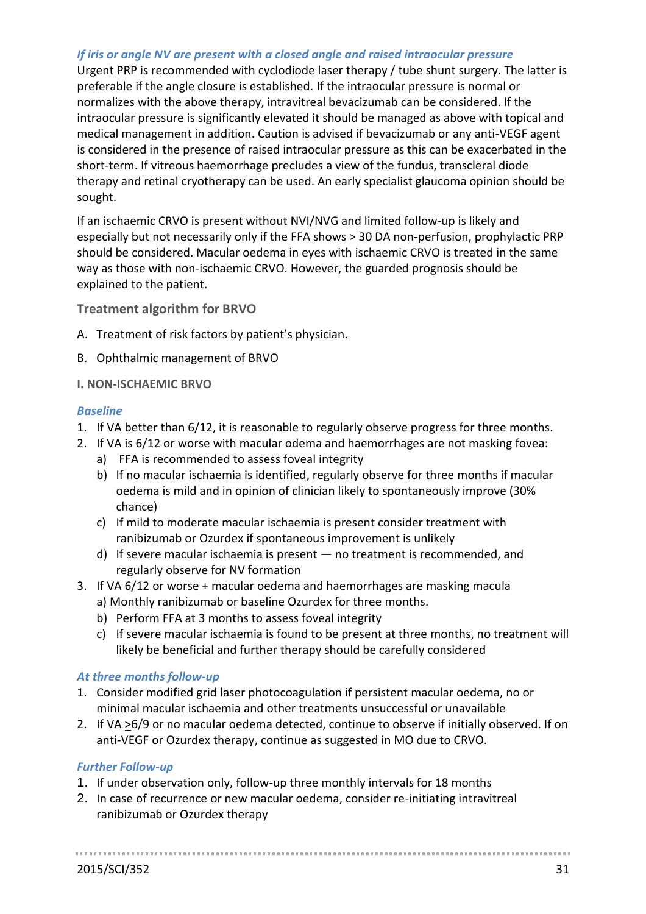*If iris or angle NV are present with a closed angle and raised intraocular pressure*

Urgent PRP is recommended with cyclodiode laser therapy / tube shunt surgery. The latter is preferable if the angle closure is established. If the intraocular pressure is normal or normalizes with the above therapy, intravitreal bevacizumab can be considered. If the intraocular pressure is significantly elevated it should be managed as above with topical and medical management in addition. Caution is advised if bevacizumab or any anti-VEGF agent is considered in the presence of raised intraocular pressure as this can be exacerbated in the short-term. If vitreous haemorrhage precludes a view of the fundus, transcleral diode therapy and retinal cryotherapy can be used. An early specialist glaucoma opinion should be sought.

If an ischaemic CRVO is present without NVI/NVG and limited follow-up is likely and especially but not necessarily only if the FFA shows > 30 DA non-perfusion, prophylactic PRP should be considered. Macular oedema in eyes with ischaemic CRVO is treated in the same way as those with non-ischaemic CRVO. However, the guarded prognosis should be explained to the patient.

### Treatment algorithm for BRVO

A. Treatment of risk factors by patient's physician.

B. Ophthalmic management of BRVO

#### I. NON-ISCHAEMIC BRVO

*Baseline*

1. If VA better than 6/12, it is reasonable to regularly observe progress for three months.
2. If VA is 6/12 or worse with macular odema and haemorrhages are not masking fovea:
   a) FFA is recommended to assess foveal integrity
   b) If no macular ischaemia is identified, regularly observe for three months if macular oedema is mild and in opinion of clinician likely to spontaneously improve (30% chance)
   c) If mild to moderate macular ischaemia is present consider treatment with ranibizumab or Ozurdex if spontaneous improvement is unlikely
   d) If severe macular ischaemia is present — no treatment is recommended, and regularly observe for NV formation
3. If VA 6/12 or worse + macular oedema and haemorrhages are masking macula
   a) Monthly ranibizumab or baseline Ozurdex for three months.
   b) Perform FFA at 3 months to assess foveal integrity
   c) If severe macular ischaemia is found to be present at three months, no treatment will likely be beneficial and further therapy should be carefully considered

*At three months follow-up*

1. Consider modified grid laser photocoagulation if persistent macular oedema, no or minimal macular ischaemia and other treatments unsuccessful or unavailable
2. If VA ≥6/9 or no macular oedema detected, continue to observe if initially observed. If on anti-VEGF or Ozurdex therapy, continue as suggested in MO due to CRVO.

*Further Follow-up*

1. If under observation only, follow-up three monthly intervals for 18 months
2. In case of recurrence or new macular oedema, consider re-initiating intravitreal ranibizumab or Ozurdex therapy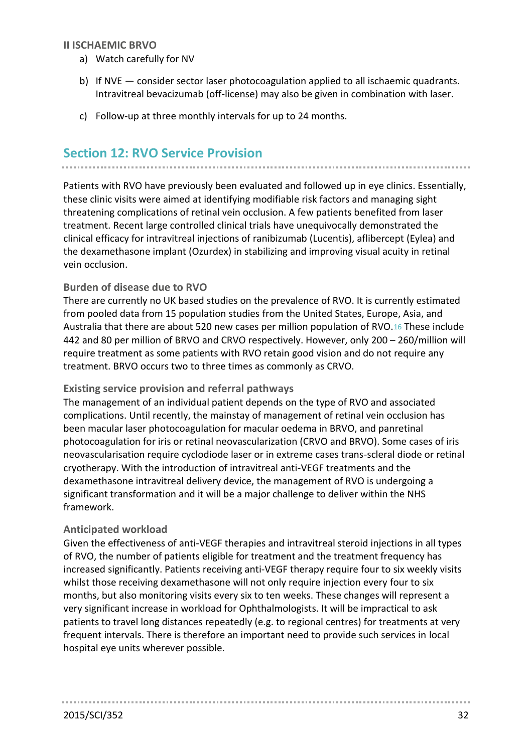**II ISCHAEMIC BRVO**

a) Watch carefully for NV

b) If NVE — consider sector laser photocoagulation applied to all ischaemic quadrants. Intravitreal bevacizumab (off-license) may also be given in combination with laser.

c) Follow-up at three monthly intervals for up to 24 months.

## Section 12: RVO Service Provision

Patients with RVO have previously been evaluated and followed up in eye clinics. Essentially, these clinic visits were aimed at identifying modifiable risk factors and managing sight threatening complications of retinal vein occlusion. A few patients benefited from laser treatment. Recent large controlled clinical trials have unequivocally demonstrated the clinical efficacy for intravitreal injections of ranibizumab (Lucentis), aflibercept (Eylea) and the dexamethasone implant (Ozurdex) in stabilizing and improving visual acuity in retinal vein occlusion.

### Burden of disease due to RVO

There are currently no UK based studies on the prevalence of RVO. It is currently estimated from pooled data from 15 population studies from the United States, Europe, Asia, and Australia that there are about 520 new cases per million population of RVO.[16] These include 442 and 80 per million of BRVO and CRVO respectively. However, only 200 – 260/million will require treatment as some patients with RVO retain good vision and do not require any treatment. BRVO occurs two to three times as commonly as CRVO.

### Existing service provision and referral pathways

The management of an individual patient depends on the type of RVO and associated complications. Until recently, the mainstay of management of retinal vein occlusion has been macular laser photocoagulation for macular oedema in BRVO, and panretinal photocoagulation for iris or retinal neovascularization (CRVO and BRVO). Some cases of iris neovascularisation require cyclodiode laser or in extreme cases trans-scleral diode or retinal cryotherapy. With the introduction of intravitreal anti-VEGF treatments and the dexamethasone intravitreal delivery device, the management of RVO is undergoing a significant transformation and it will be a major challenge to deliver within the NHS framework.

### Anticipated workload

Given the effectiveness of anti-VEGF therapies and intravitreal steroid injections in all types of RVO, the number of patients eligible for treatment and the treatment frequency has increased significantly. Patients receiving anti-VEGF therapy require four to six weekly visits whilst those receiving dexamethasone will not only require injection every four to six months, but also monitoring visits every six to ten weeks. These changes will represent a very significant increase in workload for Ophthalmologists. It will be impractical to ask patients to travel long distances repeatedly (e.g. to regional centres) for treatments at very frequent intervals. There is therefore an important need to provide such services in local hospital eye units wherever possible.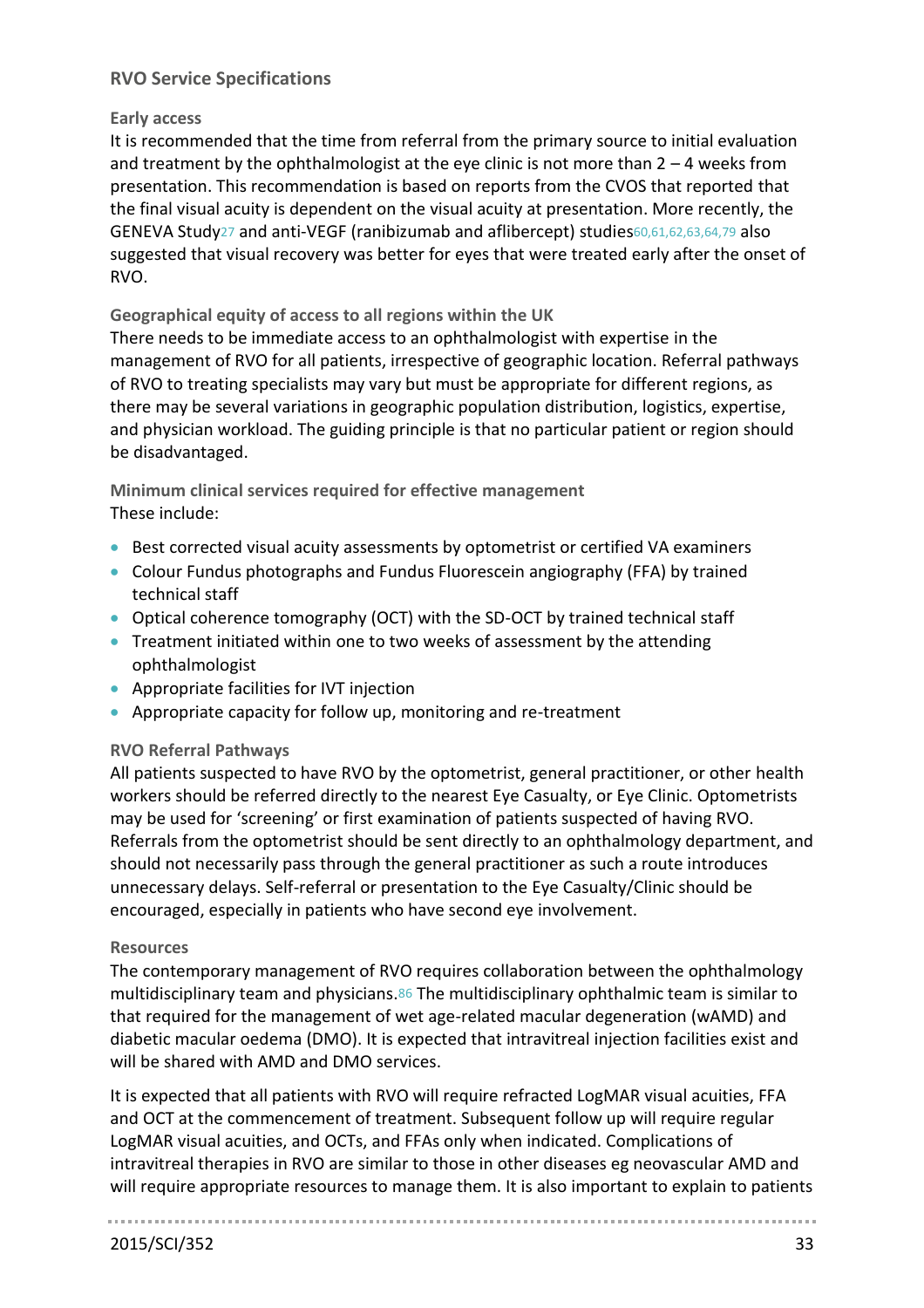## RVO Service Specifications

### Early access

It is recommended that the time from referral from the primary source to initial evaluation and treatment by the ophthalmologist at the eye clinic is not more than 2 – 4 weeks from presentation. This recommendation is based on reports from the CVOS that reported that the final visual acuity is dependent on the visual acuity at presentation. More recently, the GENEVA Study[27] and anti-VEGF (ranibizumab and aflibercept) studies[60,61,62,63,64,79] also suggested that visual recovery was better for eyes that were treated early after the onset of RVO.

### Geographical equity of access to all regions within the UK

There needs to be immediate access to an ophthalmologist with expertise in the management of RVO for all patients, irrespective of geographic location. Referral pathways of RVO to treating specialists may vary but must be appropriate for different regions, as there may be several variations in geographic population distribution, logistics, expertise, and physician workload. The guiding principle is that no particular patient or region should be disadvantaged.

### Minimum clinical services required for effective management

These include:

- Best corrected visual acuity assessments by optometrist or certified VA examiners
- Colour Fundus photographs and Fundus Fluorescein angiography (FFA) by trained technical staff
- Optical coherence tomography (OCT) with the SD-OCT by trained technical staff
- Treatment initiated within one to two weeks of assessment by the attending ophthalmologist
- Appropriate facilities for IVT injection
- Appropriate capacity for follow up, monitoring and re-treatment

### RVO Referral Pathways

All patients suspected to have RVO by the optometrist, general practitioner, or other health workers should be referred directly to the nearest Eye Casualty, or Eye Clinic. Optometrists may be used for 'screening' or first examination of patients suspected of having RVO. Referrals from the optometrist should be sent directly to an ophthalmology department, and should not necessarily pass through the general practitioner as such a route introduces unnecessary delays. Self-referral or presentation to the Eye Casualty/Clinic should be encouraged, especially in patients who have second eye involvement.

### Resources

The contemporary management of RVO requires collaboration between the ophthalmology multidisciplinary team and physicians.[86] The multidisciplinary ophthalmic team is similar to that required for the management of wet age-related macular degeneration (wAMD) and diabetic macular oedema (DMO). It is expected that intravitreal injection facilities exist and will be shared with AMD and DMO services.

It is expected that all patients with RVO will require refracted LogMAR visual acuities, FFA and OCT at the commencement of treatment. Subsequent follow up will require regular LogMAR visual acuities, and OCTs, and FFAs only when indicated. Complications of intravitreal therapies in RVO are similar to those in other diseases eg neovascular AMD and will require appropriate resources to manage them. It is also important to explain to patients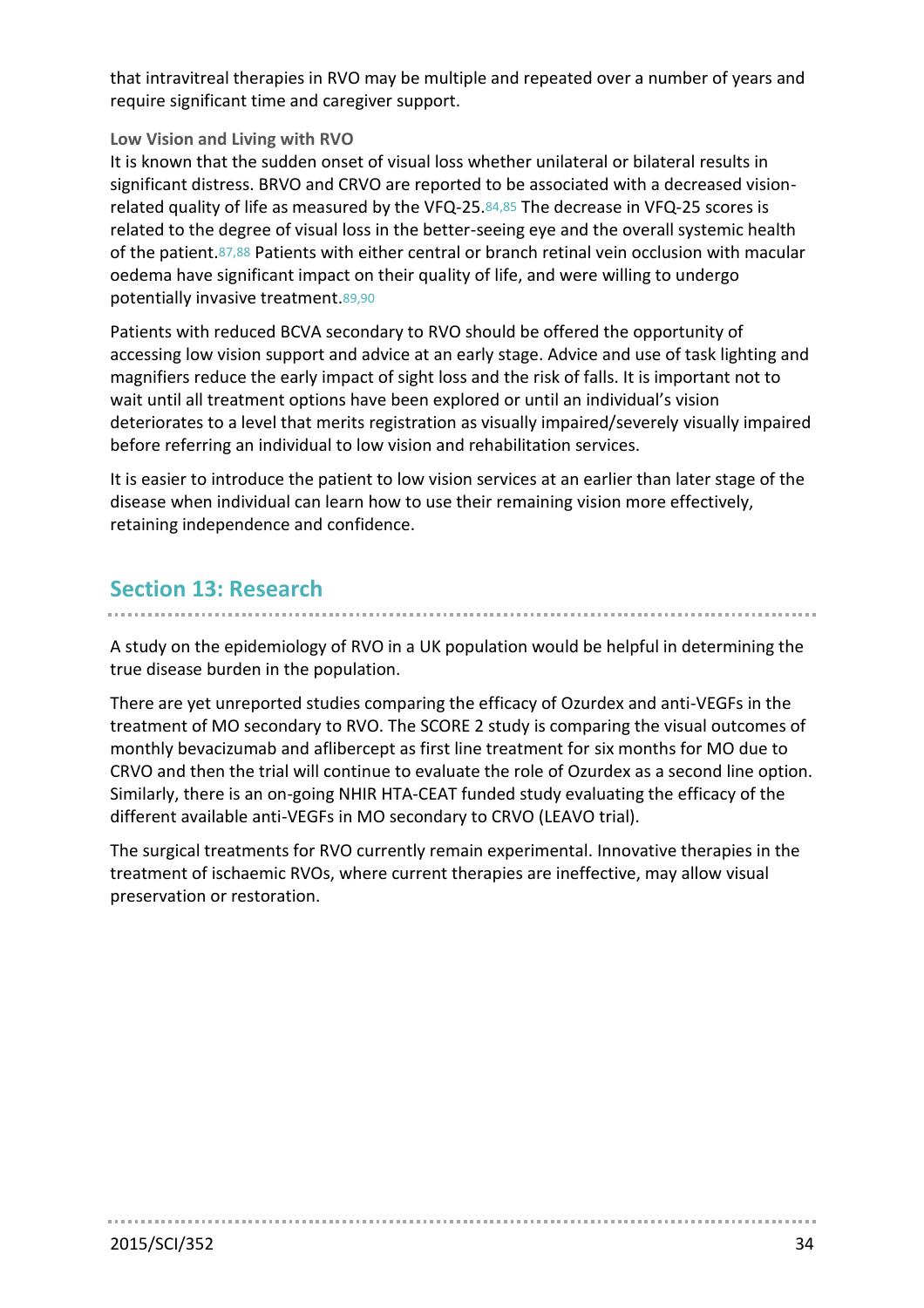that intravitreal therapies in RVO may be multiple and repeated over a number of years and require significant time and caregiver support.

### Low Vision and Living with RVO

It is known that the sudden onset of visual loss whether unilateral or bilateral results in significant distress. BRVO and CRVO are reported to be associated with a decreased vision-related quality of life as measured by the VFQ-25.[84,85] The decrease in VFQ-25 scores is related to the degree of visual loss in the better-seeing eye and the overall systemic health of the patient.[87,88] Patients with either central or branch retinal vein occlusion with macular oedema have significant impact on their quality of life, and were willing to undergo potentially invasive treatment.[89,90]

Patients with reduced BCVA secondary to RVO should be offered the opportunity of accessing low vision support and advice at an early stage. Advice and use of task lighting and magnifiers reduce the early impact of sight loss and the risk of falls. It is important not to wait until all treatment options have been explored or until an individual's vision deteriorates to a level that merits registration as visually impaired/severely visually impaired before referring an individual to low vision and rehabilitation services.

It is easier to introduce the patient to low vision services at an earlier than later stage of the disease when individual can learn how to use their remaining vision more effectively, retaining independence and confidence.

## Section 13: Research

A study on the epidemiology of RVO in a UK population would be helpful in determining the true disease burden in the population.

There are yet unreported studies comparing the efficacy of Ozurdex and anti-VEGFs in the treatment of MO secondary to RVO. The SCORE 2 study is comparing the visual outcomes of monthly bevacizumab and aflibercept as first line treatment for six months for MO due to CRVO and then the trial will continue to evaluate the role of Ozurdex as a second line option. Similarly, there is an on-going NHIR HTA-CEAT funded study evaluating the efficacy of the different available anti-VEGFs in MO secondary to CRVO (LEAVO trial).

The surgical treatments for RVO currently remain experimental. Innovative therapies in the treatment of ischaemic RVOs, where current therapies are ineffective, may allow visual preservation or restoration.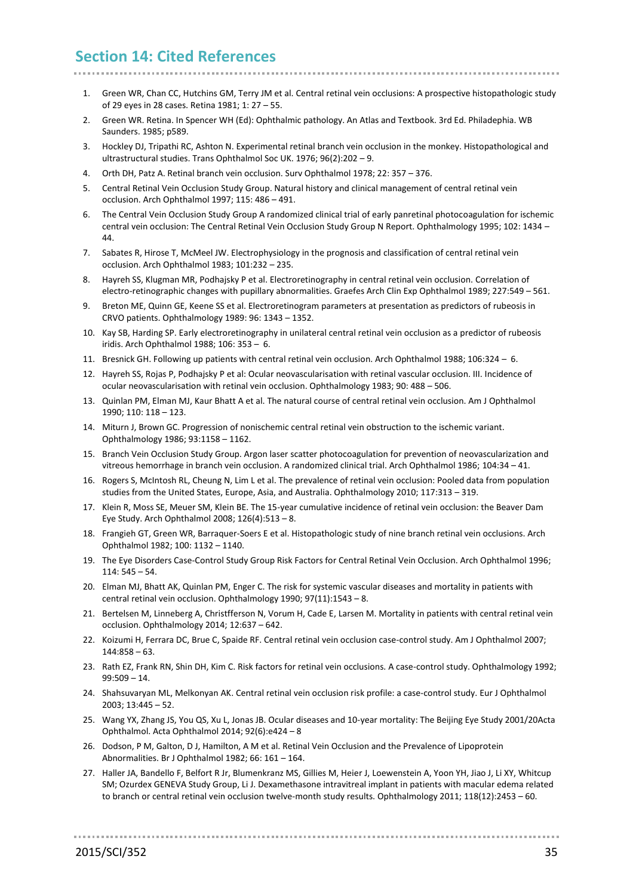## Section 14: Cited References

1. Green WR, Chan CC, Hutchins GM, Terry JM et al. Central retinal vein occlusions: A prospective histopathologic study of 29 eyes in 28 cases. Retina 1981; 1: 27 – 55.
2. Green WR. Retina. In Spencer WH (Ed): Ophthalmic pathology. An Atlas and Textbook. 3rd Ed. Philadephia. WB Saunders. 1985; p589.
3. Hockley DJ, Tripathi RC, Ashton N. Experimental retinal branch vein occlusion in the monkey. Histopathological and ultrastructural studies. Trans Ophthalmol Soc UK. 1976; 96(2):202 – 9.
4. Orth DH, Patz A. Retinal branch vein occlusion. Surv Ophthalmol 1978; 22: 357 – 376.
5. Central Retinal Vein Occlusion Study Group. Natural history and clinical management of central retinal vein occlusion. Arch Ophthalmol 1997; 115: 486 – 491.
6. The Central Vein Occlusion Study Group A randomized clinical trial of early panretinal photocoagulation for ischemic central vein occlusion: The Central Retinal Vein Occlusion Study Group N Report. Ophthalmology 1995; 102: 1434 – 44.
7. Sabates R, Hirose T, McMeel JW. Electrophysiology in the prognosis and classification of central retinal vein occlusion. Arch Ophthalmol 1983; 101:232 – 235.
8. Hayreh SS, Klugman MR, Podhajsky P et al. Electroretinography in central retinal vein occlusion. Correlation of electro-retinographic changes with pupillary abnormalities. Graefes Arch Clin Exp Ophthalmol 1989; 227:549 – 561.
9. Breton ME, Quinn GE, Keene SS et al. Electroretinogram parameters at presentation as predictors of rubeosis in CRVO patients. Ophthalmology 1989: 96: 1343 – 1352.
10. Kay SB, Harding SP. Early electroretinography in unilateral central retinal vein occlusion as a predictor of rubeosis iridis. Arch Ophthalmol 1988; 106: 353 – 6.
11. Bresnick GH. Following up patients with central retinal vein occlusion. Arch Ophthalmol 1988; 106:324 – 6.
12. Hayreh SS, Rojas P, Podhajsky P et al: Ocular neovascularisation with retinal vascular occlusion. III. Incidence of ocular neovascularisation with retinal vein occlusion. Ophthalmology 1983; 90: 488 – 506.
13. Quinlan PM, Elman MJ, Kaur Bhatt A et al. The natural course of central retinal vein occlusion. Am J Ophthalmol 1990; 110: 118 – 123.
14. Miturn J, Brown GC. Progression of nonischemic central retinal vein obstruction to the ischemic variant. Ophthalmology 1986; 93:1158 – 1162.
15. Branch Vein Occlusion Study Group. Argon laser scatter photocoagulation for prevention of neovascularization and vitreous hemorrhage in branch vein occlusion. A randomized clinical trial. Arch Ophthalmol 1986; 104:34 – 41.
16. Rogers S, McIntosh RL, Cheung N, Lim L et al. The prevalence of retinal vein occlusion: Pooled data from population studies from the United States, Europe, Asia, and Australia. Ophthalmology 2010; 117:313 – 319.
17. Klein R, Moss SE, Meuer SM, Klein BE. The 15-year cumulative incidence of retinal vein occlusion: the Beaver Dam Eye Study. Arch Ophthalmol 2008; 126(4):513 – 8.
18. Frangieh GT, Green WR, Barraquer-Soers E et al. Histopathologic study of nine branch retinal vein occlusions. Arch Ophthalmol 1982; 100: 1132 – 1140.
19. The Eye Disorders Case-Control Study Group Risk Factors for Central Retinal Vein Occlusion. Arch Ophthalmol 1996; 114: 545 – 54.
20. Elman MJ, Bhatt AK, Quinlan PM, Enger C. The risk for systemic vascular diseases and mortality in patients with central retinal vein occlusion. Ophthalmology 1990; 97(11):1543 – 8.
21. Bertelsen M, Linneberg A, Christfferson N, Vorum H, Cade E, Larsen M. Mortality in patients with central retinal vein occlusion. Ophthalmology 2014; 12:637 – 642.
22. Koizumi H, Ferrara DC, Brue C, Spaide RF. Central retinal vein occlusion case-control study. Am J Ophthalmol 2007; 144:858 – 63.
23. Rath EZ, Frank RN, Shin DH, Kim C. Risk factors for retinal vein occlusions. A case-control study. Ophthalmology 1992; 99:509 – 14.
24. Shahsuvaryan ML, Melkonyan AK. Central retinal vein occlusion risk profile: a case-control study. Eur J Ophthalmol 2003; 13:445 – 52.
25. Wang YX, Zhang JS, You QS, Xu L, Jonas JB. Ocular diseases and 10-year mortality: The Beijing Eye Study 2001/20Acta Ophthalmol. Acta Ophthalmol 2014; 92(6):e424 – 8
26. Dodson, P M, Galton, D J, Hamilton, A M et al. Retinal Vein Occlusion and the Prevalence of Lipoprotein Abnormalities. Br J Ophthalmol 1982; 66: 161 – 164.
27. Haller JA, Bandello F, Belfort R Jr, Blumenkranz MS, Gillies M, Heier J, Loewenstein A, Yoon YH, Jiao J, Li XY, Whitcup SM; Ozurdex GENEVA Study Group, Li J. Dexamethasone intravitreal implant in patients with macular edema related to branch or central retinal vein occlusion twelve-month study results. Ophthalmology 2011; 118(12):2453 – 60.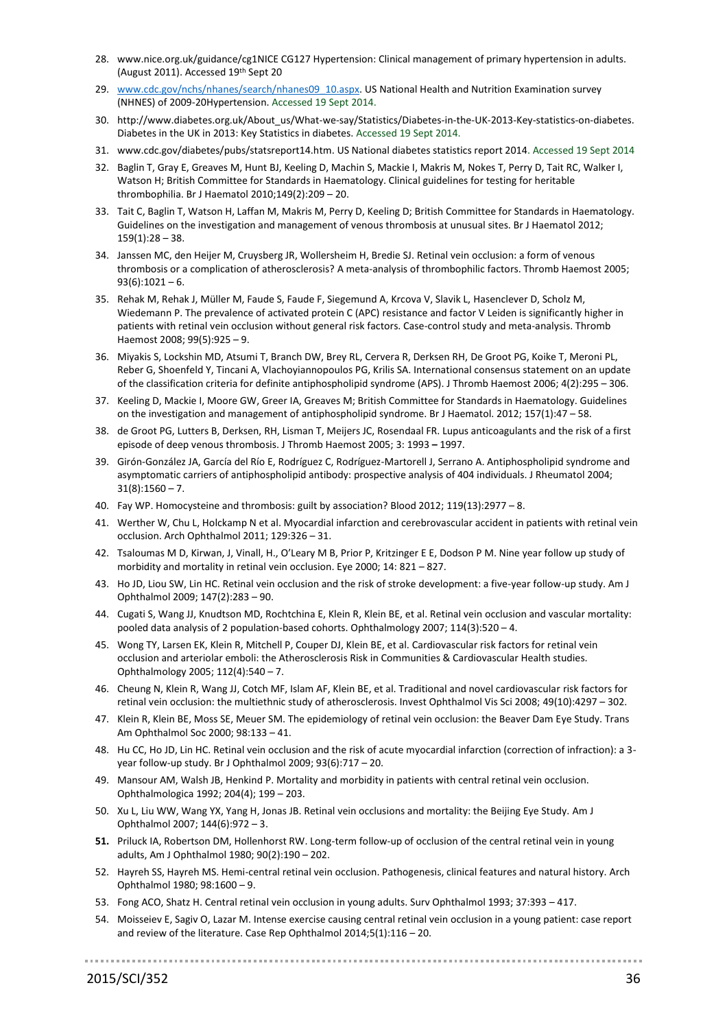28. www.nice.org.uk/guidance/cg1NICE CG127 Hypertension: Clinical management of primary hypertension in adults. (August 2011). Accessed 19th Sept 20
29. www.cdc.gov/nchs/nhanes/search/nhanes09_10.aspx. US National Health and Nutrition Examination survey (NHNES) of 2009-20Hypertension. Accessed 19 Sept 2014.
30. http://www.diabetes.org.uk/About_us/What-we-say/Statistics/Diabetes-in-the-UK-2013-Key-statistics-on-diabetes. Diabetes in the UK in 2013: Key Statistics in diabetes. Accessed 19 Sept 2014.
31. www.cdc.gov/diabetes/pubs/statsreport14.htm. US National diabetes statistics report 2014. Accessed 19 Sept 2014
32. Baglin T, Gray E, Greaves M, Hunt BJ, Keeling D, Machin S, Mackie I, Makris M, Nokes T, Perry D, Tait RC, Walker I, Watson H; British Committee for Standards in Haematology. Clinical guidelines for testing for heritable thrombophilia. Br J Haematol 2010;149(2):209 – 20.
33. Tait C, Baglin T, Watson H, Laffan M, Makris M, Perry D, Keeling D; British Committee for Standards in Haematology. Guidelines on the investigation and management of venous thrombosis at unusual sites. Br J Haematol 2012; 159(1):28 – 38.
34. Janssen MC, den Heijer M, Cruysberg JR, Wollersheim H, Bredie SJ. Retinal vein occlusion: a form of venous thrombosis or a complication of atherosclerosis? A meta-analysis of thrombophilic factors. Thromb Haemost 2005; 93(6):1021 – 6.
35. Rehak M, Rehak J, Müller M, Faude S, Faude F, Siegemund A, Krcova V, Slavik L, Hasenclever D, Scholz M, Wiedemann P. The prevalence of activated protein C (APC) resistance and factor V Leiden is significantly higher in patients with retinal vein occlusion without general risk factors. Case-control study and meta-analysis. Thromb Haemost 2008; 99(5):925 – 9.
36. Miyakis S, Lockshin MD, Atsumi T, Branch DW, Brey RL, Cervera R, Derksen RH, De Groot PG, Koike T, Meroni PL, Reber G, Shoenfeld Y, Tincani A, Vlachoyiannopoulos PG, Krilis SA. International consensus statement on an update of the classification criteria for definite antiphospholipid syndrome (APS). J Thromb Haemost 2006; 4(2):295 – 306.
37. Keeling D, Mackie I, Moore GW, Greer IA, Greaves M; British Committee for Standards in Haematology. Guidelines on the investigation and management of antiphospholipid syndrome. Br J Haematol. 2012; 157(1):47 – 58.
38. de Groot PG, Lutters B, Derksen, RH, Lisman T, Meijers JC, Rosendaal FR. Lupus anticoagulants and the risk of a first episode of deep venous thrombosis. J Thromb Haemost 2005; 3: 1993 – 1997.
39. Girón-González JA, García del Río E, Rodríguez C, Rodríguez-Martorell J, Serrano A. Antiphospholipid syndrome and asymptomatic carriers of antiphospholipid antibody: prospective analysis of 404 individuals. J Rheumatol 2004; 31(8):1560 – 7.
40. Fay WP. Homocysteine and thrombosis: guilt by association? Blood 2012; 119(13):2977 – 8.
41. Werther W, Chu L, Holckamp N et al. Myocardial infarction and cerebrovascular accident in patients with retinal vein occlusion. Arch Ophthalmol 2011; 129:326 – 31.
42. Tsaloumas M D, Kirwan, J, Vinall, H., O'Leary M B, Prior P, Kritzinger E E, Dodson P M. Nine year follow up study of morbidity and mortality in retinal vein occlusion. Eye 2000; 14: 821 – 827.
43. Ho JD, Liou SW, Lin HC. Retinal vein occlusion and the risk of stroke development: a five-year follow-up study. Am J Ophthalmol 2009; 147(2):283 – 90.
44. Cugati S, Wang JJ, Knudtson MD, Rochtchina E, Klein R, Klein BE, et al. Retinal vein occlusion and vascular mortality: pooled data analysis of 2 population-based cohorts. Ophthalmology 2007; 114(3):520 – 4.
45. Wong TY, Larsen EK, Klein R, Mitchell P, Couper DJ, Klein BE, et al. Cardiovascular risk factors for retinal vein occlusion and arteriolar emboli: the Atherosclerosis Risk in Communities & Cardiovascular Health studies. Ophthalmology 2005; 112(4):540 – 7.
46. Cheung N, Klein R, Wang JJ, Cotch MF, Islam AF, Klein BE, et al. Traditional and novel cardiovascular risk factors for retinal vein occlusion: the multiethnic study of atherosclerosis. Invest Ophthalmol Vis Sci 2008; 49(10):4297 – 302.
47. Klein R, Klein BE, Moss SE, Meuer SM. The epidemiology of retinal vein occlusion: the Beaver Dam Eye Study. Trans Am Ophthalmol Soc 2000; 98:133 – 41.
48. Hu CC, Ho JD, Lin HC. Retinal vein occlusion and the risk of acute myocardial infarction (correction of infraction): a 3-year follow-up study. Br J Ophthalmol 2009; 93(6):717 – 20.
49. Mansour AM, Walsh JB, Henkind P. Mortality and morbidity in patients with central retinal vein occlusion. Ophthalmologica 1992; 204(4); 199 – 203.
50. Xu L, Liu WW, Wang YX, Yang H, Jonas JB. Retinal vein occlusions and mortality: the Beijing Eye Study. Am J Ophthalmol 2007; 144(6):972 – 3.
51. Priluck IA, Robertson DM, Hollenhorst RW. Long-term follow-up of occlusion of the central retinal vein in young adults, Am J Ophthalmol 1980; 90(2):190 – 202.
52. Hayreh SS, Hayreh MS. Hemi-central retinal vein occlusion. Pathogenesis, clinical features and natural history. Arch Ophthalmol 1980; 98:1600 – 9.
53. Fong ACO, Shatz H. Central retinal vein occlusion in young adults. Surv Ophthalmol 1993; 37:393 – 417.
54. Moisseiev E, Sagiv O, Lazar M. Intense exercise causing central retinal vein occlusion in a young patient: case report and review of the literature. Case Rep Ophthalmol 2014;5(1):116 – 20.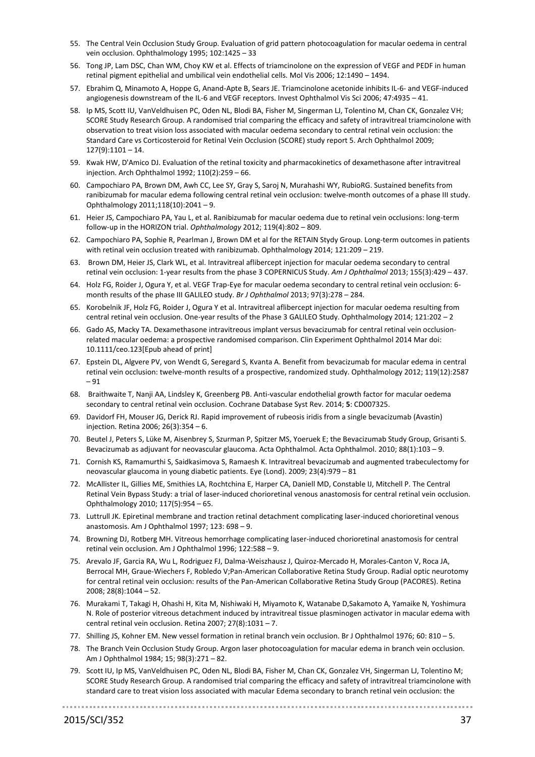55. The Central Vein Occlusion Study Group. Evaluation of grid pattern photocoagulation for macular oedema in central vein occlusion. Ophthalmology 1995; 102:1425 – 33
56. Tong JP, Lam DSC, Chan WM, Choy KW et al. Effects of triamcinolone on the expression of VEGF and PEDF in human retinal pigment epithelial and umbilical vein endothelial cells. Mol Vis 2006; 12:1490 – 1494.
57. Ebrahim Q, Minamoto A, Hoppe G, Anand-Apte B, Sears JE. Triamcinolone acetonide inhibits IL-6- and VEGF-induced angiogenesis downstream of the IL-6 and VEGF receptors. Invest Ophthalmol Vis Sci 2006; 47:4935 – 41.
58. Ip MS, Scott IU, VanVeldhuisen PC, Oden NL, Blodi BA, Fisher M, Singerman LJ, Tolentino M, Chan CK, Gonzalez VH; SCORE Study Research Group. A randomised trial comparing the efficacy and safety of intravitreal triamcinolone with observation to treat vision loss associated with macular oedema secondary to central retinal vein occlusion: the Standard Care vs Corticosteroid for Retinal Vein Occlusion (SCORE) study report 5. Arch Ophthalmol 2009; 127(9):1101 – 14.
59. Kwak HW, D'Amico DJ. Evaluation of the retinal toxicity and pharmacokinetics of dexamethasone after intravitreal injection. Arch Ophthalmol 1992; 110(2):259 – 66.
60. Campochiaro PA, Brown DM, Awh CC, Lee SY, Gray S, Saroj N, Murahashi WY, RubioRG. Sustained benefits from ranibizumab for macular edema following central retinal vein occlusion: twelve-month outcomes of a phase III study. Ophthalmology 2011;118(10):2041 – 9.
61. Heier JS, Campochiaro PA, Yau L, et al. Ranibizumab for macular oedema due to retinal vein occlusions: long-term follow-up in the HORIZON trial. *Ophthalmology* 2012; 119(4):802 – 809.
62. Campochiaro PA, Sophie R, Pearlman J, Brown DM et al for the RETAIN Stydy Group. Long-term outcomes in patients with retinal vein occlusion treated with ranibizumab. Ophthalmology 2014; 121:209 – 219.
63. Brown DM, Heier JS, Clark WL, et al. Intravitreal aflibercept injection for macular oedema secondary to central retinal vein occlusion: 1-year results from the phase 3 COPERNICUS Study. *Am J Ophthalmol* 2013; 155(3):429 – 437.
64. Holz FG, Roider J, Ogura Y, et al. VEGF Trap-Eye for macular oedema secondary to central retinal vein occlusion: 6-month results of the phase III GALILEO study. *Br J Ophthalmol* 2013; 97(3):278 – 284.
65. Korobelnik JF, Holz FG, Roider J, Ogura Y et al. Intravitreal aflibercept injection for macular oedema resulting from central retinal vein occlusion. One-year results of the Phase 3 GALILEO Study. Ophthalmology 2014; 121:202 – 2
66. Gado AS, Macky TA. Dexamethasone intravitreous implant versus bevacizumab for central retinal vein occlusion-related macular oedema: a prospective randomised comparison. Clin Experiment Ophthalmol 2014 Mar doi: 10.1111/ceo.123[Epub ahead of print]
67. Epstein DL, Algvere PV, von Wendt G, Seregard S, Kvanta A. Benefit from bevacizumab for macular edema in central retinal vein occlusion: twelve-month results of a prospective, randomized study. Ophthalmology 2012; 119(12):2587 – 91
68. Braithwaite T, Nanji AA, Lindsley K, Greenberg PB. Anti-vascular endothelial growth factor for macular oedema secondary to central retinal vein occlusion. Cochrane Database Syst Rev. 2014; **5**: CD007325.
69. Davidorf FH, Mouser JG, Derick RJ. Rapid improvement of rubeosis iridis from a single bevacizumab (Avastin) injection. Retina 2006; 26(3):354 – 6.
70. Beutel J, Peters S, Lüke M, Aisenbrey S, Szurman P, Spitzer MS, Yoeruek E; the Bevacizumab Study Group, Grisanti S. Bevacizumab as adjuvant for neovascular glaucoma. Acta Ophthalmol. Acta Ophthalmol. 2010; 88(1):103 – 9.
71. Cornish KS, Ramamurthi S, Saidkasimova S, Ramaesh K. Intravitreal bevacizumab and augmented trabeculectomy for neovascular glaucoma in young diabetic patients. Eye (Lond). 2009; 23(4):979 – 81
72. McAllister IL, Gillies ME, Smithies LA, Rochtchina E, Harper CA, Daniell MD, Constable IJ, Mitchell P. The Central Retinal Vein Bypass Study: a trial of laser-induced chorioretinal venous anastomosis for central retinal vein occlusion. Ophthalmology 2010; 117(5):954 – 65.
73. Luttrull JK. Epiretinal membrane and traction retinal detachment complicating laser-induced chorioretinal venous anastomosis. Am J Ophthalmol 1997; 123: 698 – 9.
74. Browning DJ, Rotberg MH. Vitreous hemorrhage complicating laser-induced chorioretinal anastomosis for central retinal vein occlusion. Am J Ophthalmol 1996; 122:588 – 9.
75. Arevalo JF, Garcia RA, Wu L, Rodriguez FJ, Dalma-Weiszhausz J, Quiroz-Mercado H, Morales-Canton V, Roca JA, Berrocal MH, Graue-Wiechers F, Robledo V;Pan-American Collaborative Retina Study Group. Radial optic neurotomy for central retinal vein occlusion: results of the Pan-American Collaborative Retina Study Group (PACORES). Retina 2008; 28(8):1044 – 52.
76. Murakami T, Takagi H, Ohashi H, Kita M, Nishiwaki H, Miyamoto K, Watanabe D,Sakamoto A, Yamaike N, Yoshimura N. Role of posterior vitreous detachment induced by intravitreal tissue plasminogen activator in macular edema with central retinal vein occlusion. Retina 2007; 27(8):1031 – 7.
77. Shilling JS, Kohner EM. New vessel formation in retinal branch vein occlusion. Br J Ophthalmol 1976; 60: 810 – 5.
78. The Branch Vein Occlusion Study Group. Argon laser photocoagulation for macular edema in branch vein occlusion. Am J Ophthalmol 1984; 15; 98(3):271 – 82.
79. Scott IU, Ip MS, VanVeldhuisen PC, Oden NL, Blodi BA, Fisher M, Chan CK, Gonzalez VH, Singerman LJ, Tolentino M; SCORE Study Research Group. A randomised trial comparing the efficacy and safety of intravitreal triamcinolone with standard care to treat vision loss associated with macular Edema secondary to branch retinal vein occlusion: the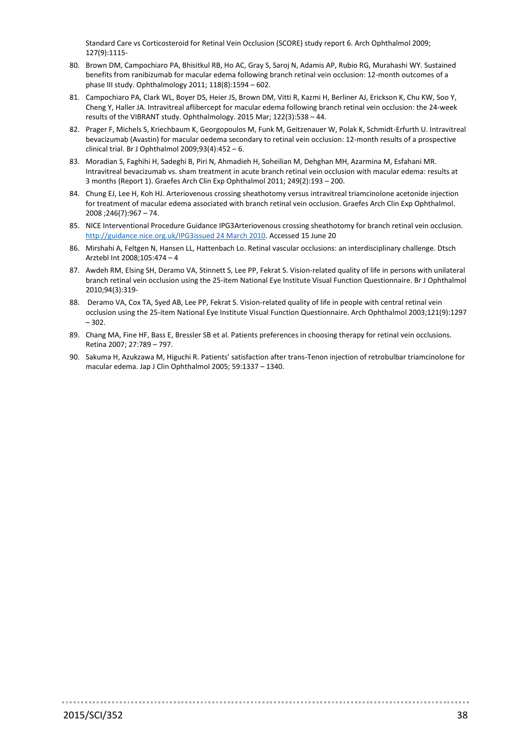Standard Care vs Corticosteroid for Retinal Vein Occlusion (SCORE) study report 6. Arch Ophthalmol 2009; 127(9):1115-

80. Brown DM, Campochiaro PA, Bhisitkul RB, Ho AC, Gray S, Saroj N, Adamis AP, Rubio RG, Murahashi WY. Sustained benefits from ranibizumab for macular edema following branch retinal vein occlusion: 12-month outcomes of a phase III study. Ophthalmology 2011; 118(8):1594 – 602.
81. Campochiaro PA, Clark WL, Boyer DS, Heier JS, Brown DM, Vitti R, Kazmi H, Berliner AJ, Erickson K, Chu KW, Soo Y, Cheng Y, Haller JA. Intravitreal aflibercept for macular edema following branch retinal vein occlusion: the 24-week results of the VIBRANT study. Ophthalmology. 2015 Mar; 122(3):538 – 44.
82. Prager F, Michels S, Kriechbaum K, Georgopoulos M, Funk M, Geitzenauer W, Polak K, Schmidt-Erfurth U. Intravitreal bevacizumab (Avastin) for macular oedema secondary to retinal vein occlusion: 12-month results of a prospective clinical trial. Br J Ophthalmol 2009;93(4):452 – 6.
83. Moradian S, Faghihi H, Sadeghi B, Piri N, Ahmadieh H, Soheilian M, Dehghan MH, Azarmina M, Esfahani MR. Intravitreal bevacizumab vs. sham treatment in acute branch retinal vein occlusion with macular edema: results at 3 months (Report 1). Graefes Arch Clin Exp Ophthalmol 2011; 249(2):193 – 200.
84. Chung EJ, Lee H, Koh HJ. Arteriovenous crossing sheathotomy versus intravitreal triamcinolone acetonide injection for treatment of macular edema associated with branch retinal vein occlusion. Graefes Arch Clin Exp Ophthalmol. 2008 ;246(7):967 – 74.
85. NICE Interventional Procedure Guidance IPG3Arteriovenous crossing sheathotomy for branch retinal vein occlusion. http://guidance.nice.org.uk/IPG3issued 24 March 2010. Accessed 15 June 20
86. Mirshahi A, Feltgen N, Hansen LL, Hattenbach Lo. Retinal vascular occlusions: an interdisciplinary challenge. Dtsch Arztebl Int 2008;105:474 – 4
87. Awdeh RM, Elsing SH, Deramo VA, Stinnett S, Lee PP, Fekrat S. Vision-related quality of life in persons with unilateral branch retinal vein occlusion using the 25-item National Eye Institute Visual Function Questionnaire. Br J Ophthalmol 2010;94(3):319-
88. Deramo VA, Cox TA, Syed AB, Lee PP, Fekrat S. Vision-related quality of life in people with central retinal vein occlusion using the 25-item National Eye Institute Visual Function Questionnaire. Arch Ophthalmol 2003;121(9):1297 – 302.
89. Chang MA, Fine HF, Bass E, Bressler SB et al. Patients preferences in choosing therapy for retinal vein occlusions. Retina 2007; 27:789 – 797.
90. Sakuma H, Azukzawa M, Higuchi R. Patients' satisfaction after trans-Tenon injection of retrobulbar triamcinolone for macular edema. Jap J Clin Ophthalmol 2005; 59:1337 – 1340.